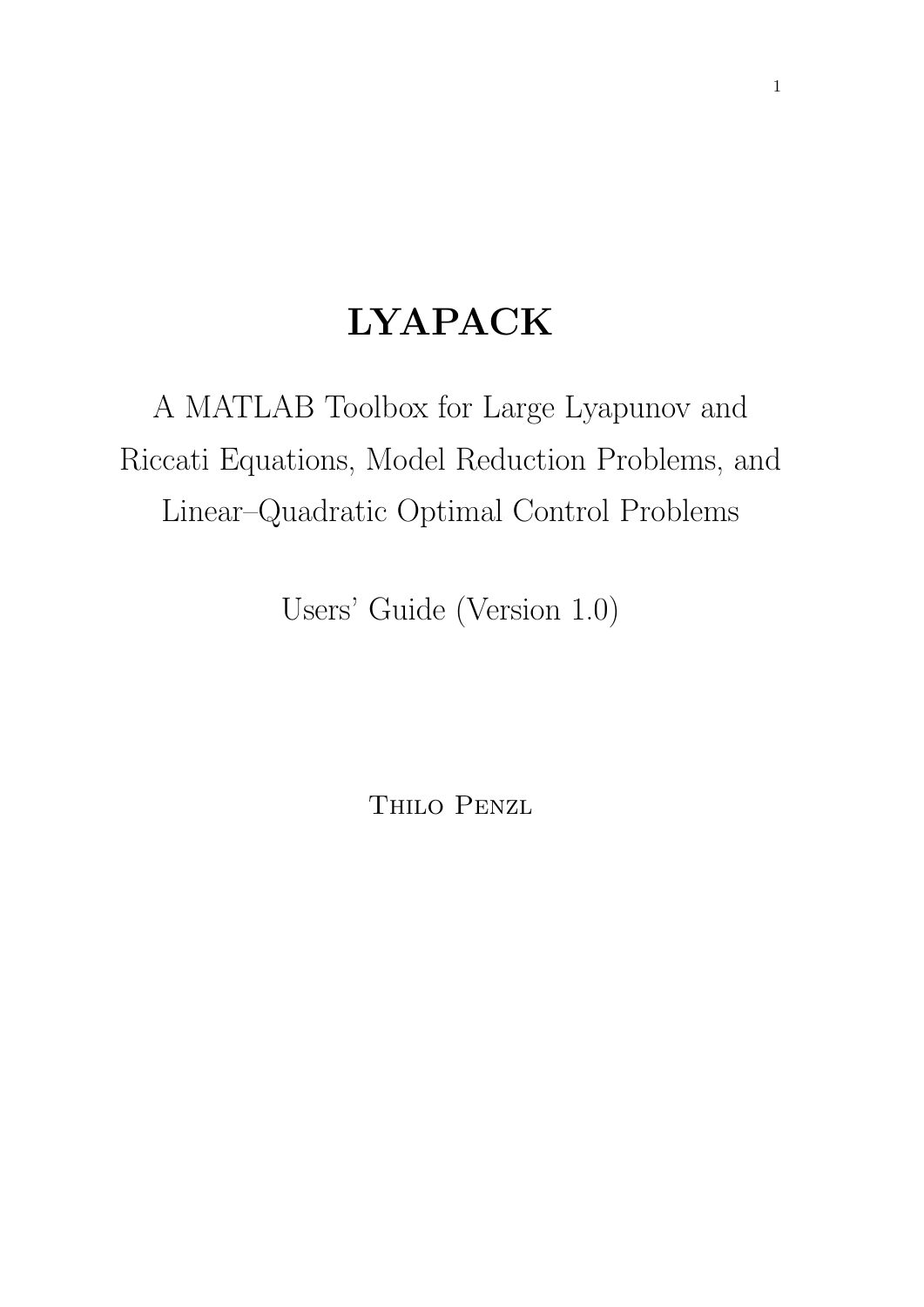# LYAPACK

A MATLAB Toolbox for Large Lyapunov and Riccati Equations, Model Reduction Problems, and Linear–Quadratic Optimal Control Problems

Users' Guide (Version 1.0)

Thilo Penzl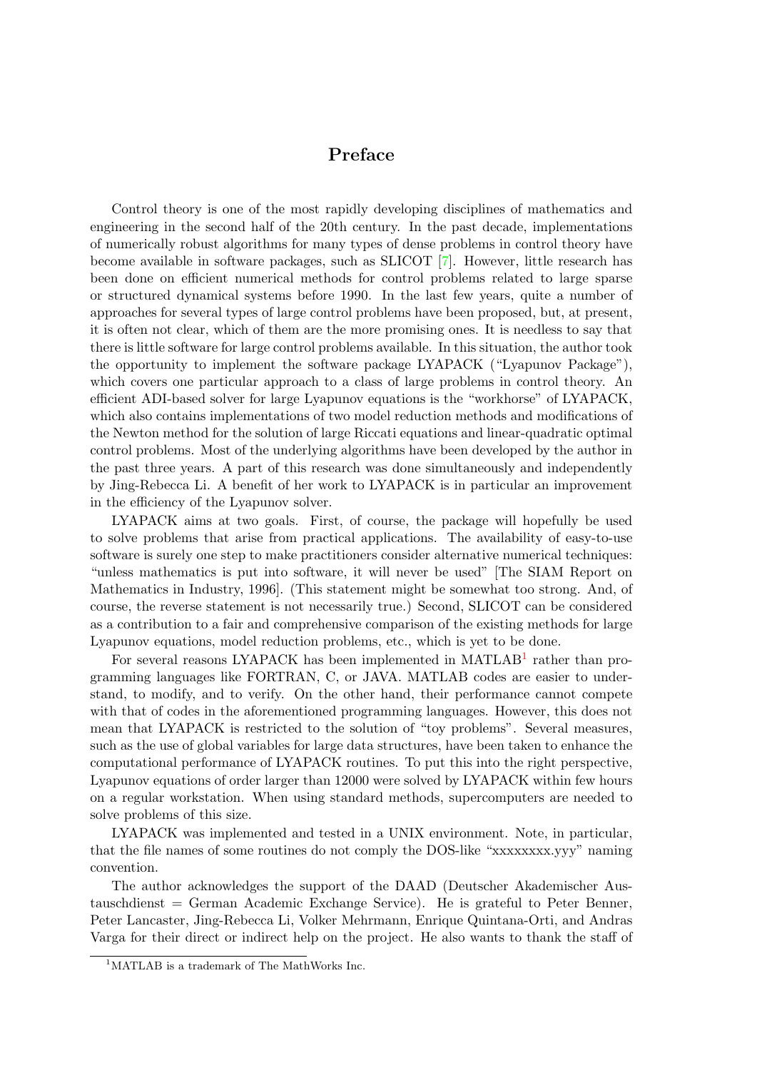# Preface

Control theory is one of the most rapidly developing disciplines of mathematics and engineering in the second half of the 20th century. In the past decade, implementations of numerically robust algorithms for many types of dense problems in control theory have become available in software packages, such as SLICOT [7]. However, little research has been done on efficient numerical methods for control problems related to large sparse or structured dynamical systems before 1990. In the last few years, quite a number of approaches for several types of large control problems have been proposed, but, at present, it is often not clear, which of them are the more promising ones. It is needless to say that there is little software for large control problems available. In this situation, the author took the opportunity to implement the software package LYAPACK ("Lyapunov Package"), which covers one particular approach to a class of large problems in control theory. An efficient ADI-based solver for large Lyapunov equations is the "workhorse" of LYAPACK, which also contains implementations of two model reduction methods and modifications of the Newton method for the solution of large Riccati equations and linear-quadratic optimal control problems. Most of the underlying algorithms have been developed by the author in the past three years. A part of this research was done simultaneously and independently by Jing-Rebecca Li. A benefit of her work to LYAPACK is in particular an improvement in the efficiency of the Lyapunov solver.

LYAPACK aims at two goals. First, of course, the package will hopefully be used to solve problems that arise from practical applications. The availability of easy-to-use software is surely one step to make practitioners consider alternative numerical techniques: "unless mathematics is put into software, it will never be used" [The SIAM Report on Mathematics in Industry, 1996]. (This statement might be somewhat too strong. And, of course, the reverse statement is not necessarily true.) Second, SLICOT can be considered as a contribution to a fair and comprehensive comparison of the existing methods for large Lyapunov equations, model reduction problems, etc., which is yet to be done.

For several reasons LYAPACK has been implemented in MATLAB[1] rather than programming languages like FORTRAN, C, or JAVA. MATLAB codes are easier to understand, to modify, and to verify. On the other hand, their performance cannot compete with that of codes in the aforementioned programming languages. However, this does not mean that LYAPACK is restricted to the solution of "toy problems". Several measures, such as the use of global variables for large data structures, have been taken to enhance the computational performance of LYAPACK routines. To put this into the right perspective, Lyapunov equations of order larger than 12000 were solved by LYAPACK within few hours on a regular workstation. When using standard methods, supercomputers are needed to solve problems of this size.

LYAPACK was implemented and tested in a UNIX environment. Note, in particular, that the file names of some routines do not comply the DOS-like "xxxxxxxx.yyy" naming convention.

The author acknowledges the support of the DAAD (Deutscher Akademischer Austauschdienst = German Academic Exchange Service). He is grateful to Peter Benner, Peter Lancaster, Jing-Rebecca Li, Volker Mehrmann, Enrique Quintana-Orti, and Andras Varga for their direct or indirect help on the project. He also wants to thank the staff of

[1] MATLAB is a trademark of The MathWorks Inc.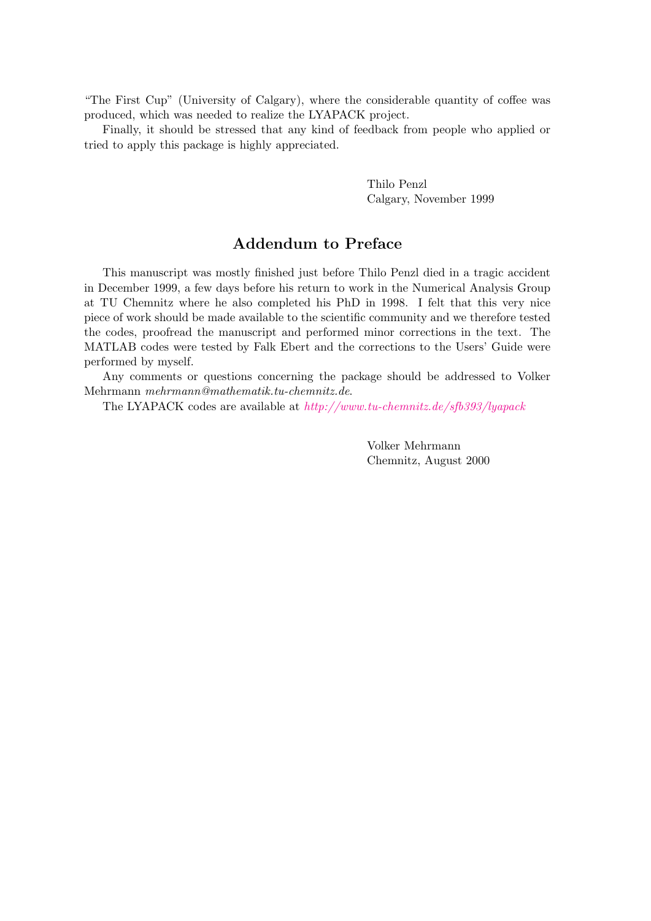"The First Cup" (University of Calgary), where the considerable quantity of coffee was produced, which was needed to realize the LYAPACK project.

Finally, it should be stressed that any kind of feedback from people who applied or tried to apply this package is highly appreciated.

Thilo Penzl
Calgary, November 1999

## Addendum to Preface

This manuscript was mostly finished just before Thilo Penzl died in a tragic accident in December 1999, a few days before his return to work in the Numerical Analysis Group at TU Chemnitz where he also completed his PhD in 1998. I felt that this very nice piece of work should be made available to the scientific community and we therefore tested the codes, proofread the manuscript and performed minor corrections in the text. The MATLAB codes were tested by Falk Ebert and the corrections to the Users' Guide were performed by myself.

Any comments or questions concerning the package should be addressed to Volker Mehrmann *mehrmann@mathematik.tu-chemnitz.de*.

The LYAPACK codes are available at *http://www.tu-chemnitz.de/sfb393/lyapack*

Volker Mehrmann
Chemnitz, August 2000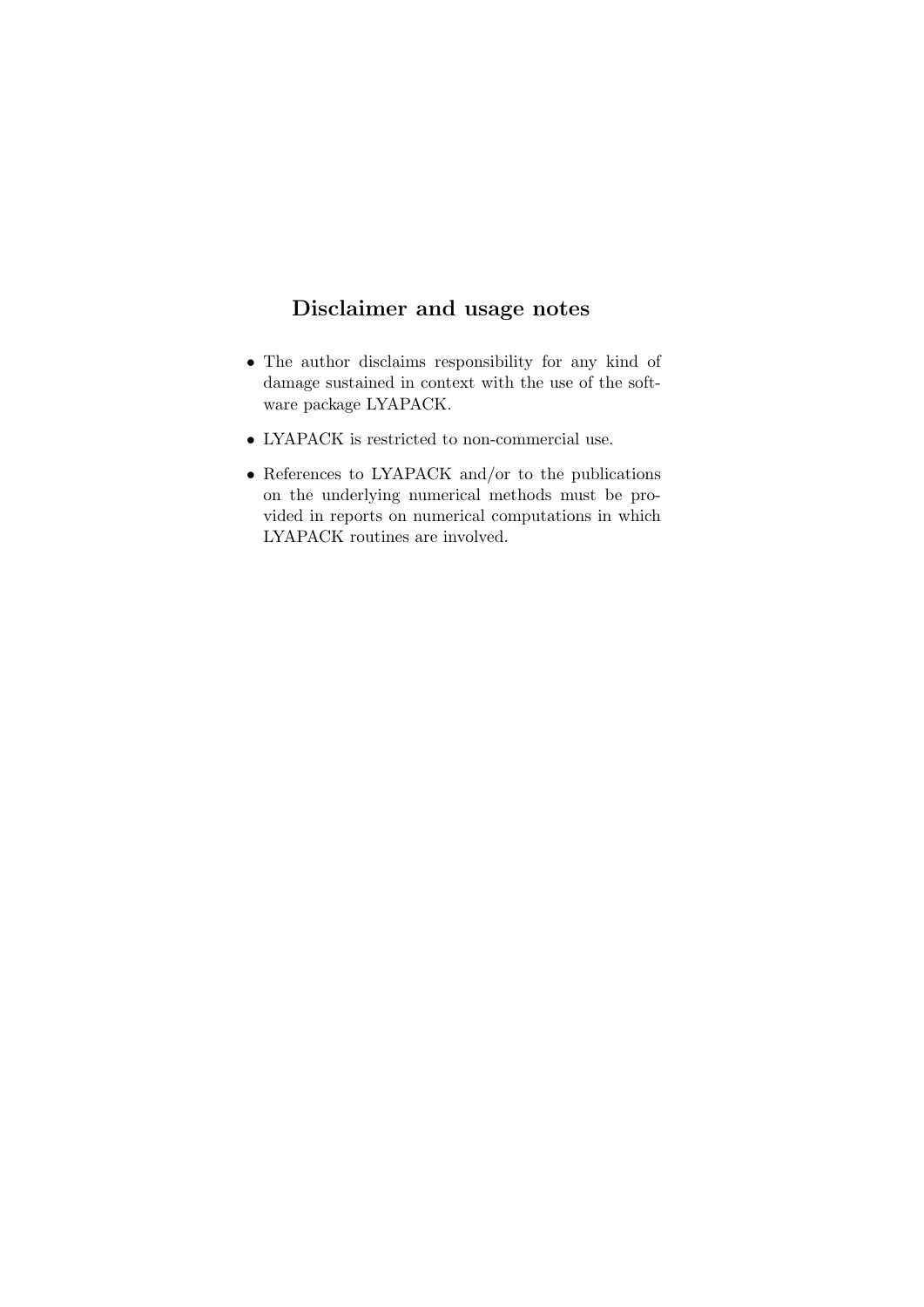## Disclaimer and usage notes

- The author disclaims responsibility for any kind of damage sustained in context with the use of the software package LYAPACK.
- LYAPACK is restricted to non-commercial use.
- References to LYAPACK and/or to the publications on the underlying numerical methods must be provided in reports on numerical computations in which LYAPACK routines are involved.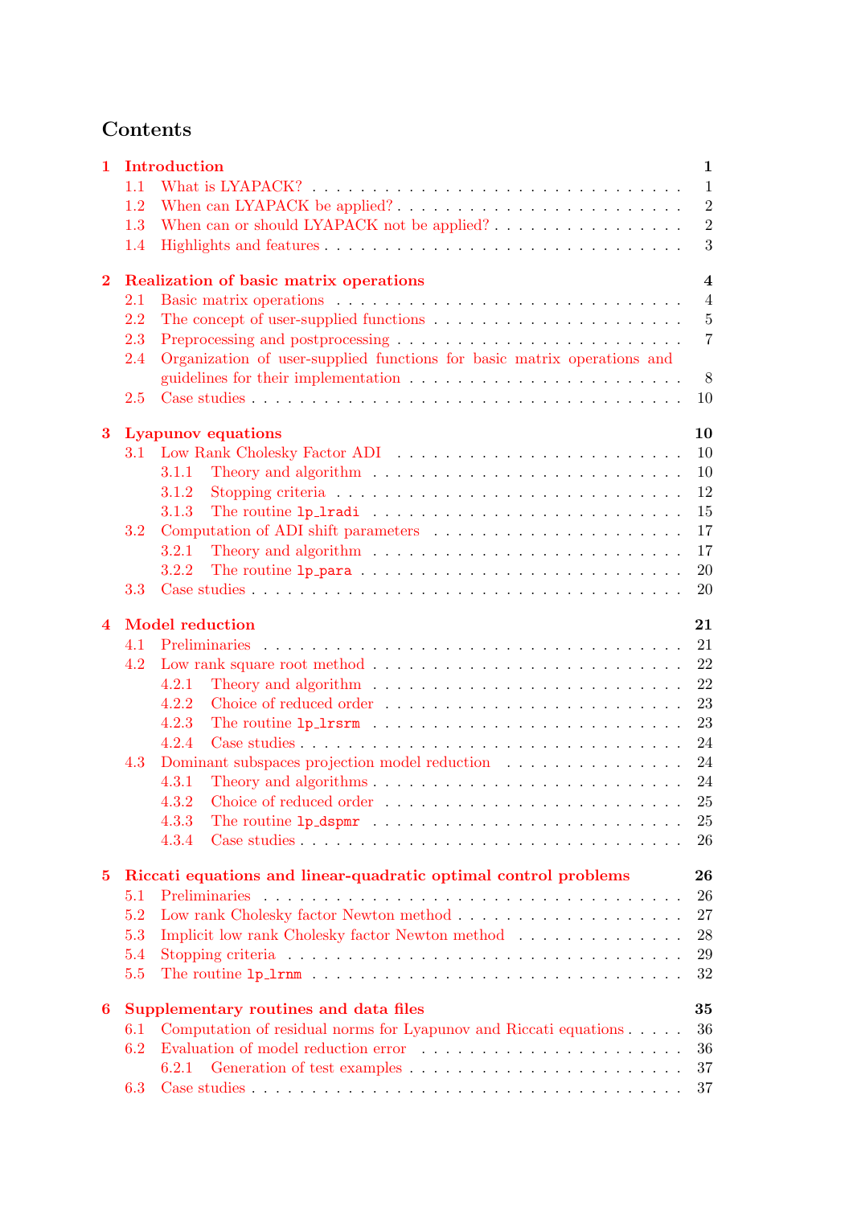# Contents

**1 Introduction** — 1
- 1.1 What is LYAPACK? — 1
- 1.2 When can LYAPACK be applied? — 2
- 1.3 When can or should LYAPACK not be applied? — 2
- 1.4 Highlights and features — 3

**2 Realization of basic matrix operations** — 4
- 2.1 Basic matrix operations — 4
- 2.2 The concept of user-supplied functions — 5
- 2.3 Preprocessing and postprocessing — 7
- 2.4 Organization of user-supplied functions for basic matrix operations and guidelines for their implementation — 8
- 2.5 Case studies — 10

**3 Lyapunov equations** — 10
- 3.1 Low Rank Cholesky Factor ADI — 10
  - 3.1.1 Theory and algorithm — 10
  - 3.1.2 Stopping criteria — 12
  - 3.1.3 The routine `lp_lradi` — 15
- 3.2 Computation of ADI shift parameters — 17
  - 3.2.1 Theory and algorithm — 17
  - 3.2.2 The routine `lp_para` — 20
- 3.3 Case studies — 20

**4 Model reduction** — 21
- 4.1 Preliminaries — 21
- 4.2 Low rank square root method — 22
  - 4.2.1 Theory and algorithm — 22
  - 4.2.2 Choice of reduced order — 23
  - 4.2.3 The routine `lp_lrsrm` — 23
  - 4.2.4 Case studies — 24
- 4.3 Dominant subspaces projection model reduction — 24
  - 4.3.1 Theory and algorithms — 24
  - 4.3.2 Choice of reduced order — 25
  - 4.3.3 The routine `lp_dspmr` — 25
  - 4.3.4 Case studies — 26

**5 Riccati equations and linear-quadratic optimal control problems** — 26
- 5.1 Preliminaries — 26
- 5.2 Low rank Cholesky factor Newton method — 27
- 5.3 Implicit low rank Cholesky factor Newton method — 28
- 5.4 Stopping criteria — 29
- 5.5 The routine `lp_lrnm` — 32

**6 Supplementary routines and data files** — 35
- 6.1 Computation of residual norms for Lyapunov and Riccati equations — 36
- 6.2 Evaluation of model reduction error — 36
  - 6.2.1 Generation of test examples — 37
- 6.3 Case studies — 37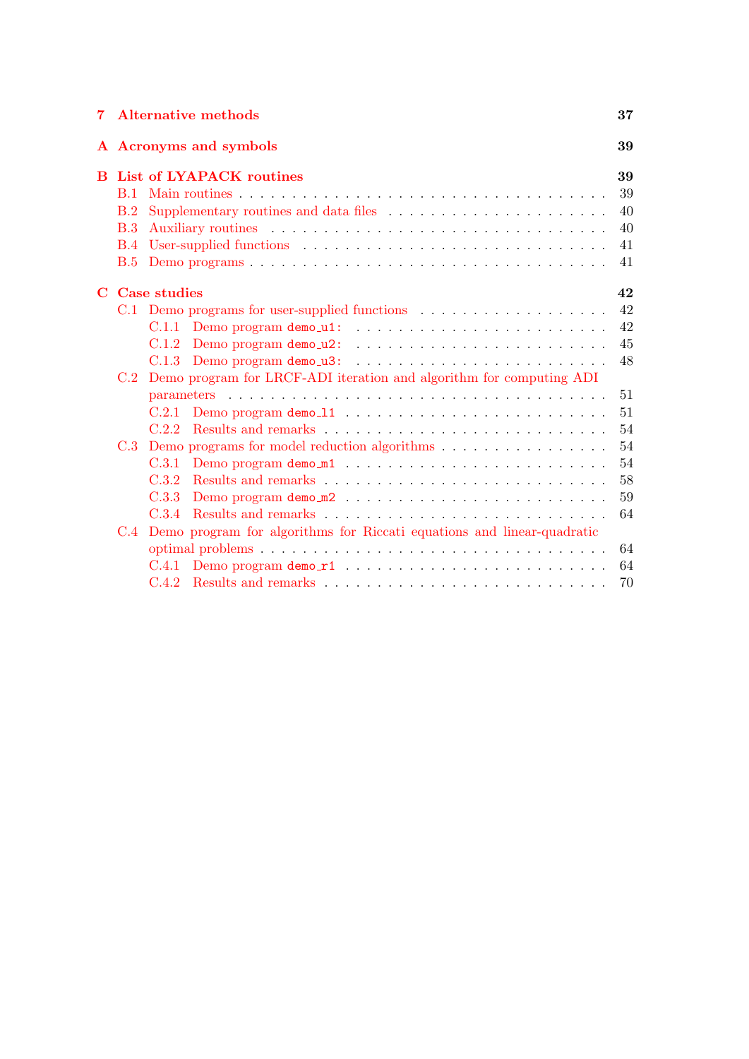**7 Alternative methods** 37

**A Acronyms and symbols** 39

**B List of LYAPACK routines** 39

- B.1 Main routines . . . 39
- B.2 Supplementary routines and data files . . . 40
- B.3 Auxiliary routines . . . 40
- B.4 User-supplied functions . . . 41
- B.5 Demo programs . . . 41

**C Case studies** 42

- C.1 Demo programs for user-supplied functions . . . 42
  - C.1.1 Demo program `demo_u1:` . . . 42
  - C.1.2 Demo program `demo_u2:` . . . 45
  - C.1.3 Demo program `demo_u3:` . . . 48
- C.2 Demo program for LRCF-ADI iteration and algorithm for computing ADI parameters . . . 51
  - C.2.1 Demo program `demo_l1` . . . 51
  - C.2.2 Results and remarks . . . 54
- C.3 Demo programs for model reduction algorithms . . . 54
  - C.3.1 Demo program `demo_m1` . . . 54
  - C.3.2 Results and remarks . . . 58
  - C.3.3 Demo program `demo_m2` . . . 59
  - C.3.4 Results and remarks . . . 64
- C.4 Demo program for algorithms for Riccati equations and linear-quadratic optimal problems . . . 64
  - C.4.1 Demo program `demo_r1` . . . 64
  - C.4.2 Results and remarks . . . 70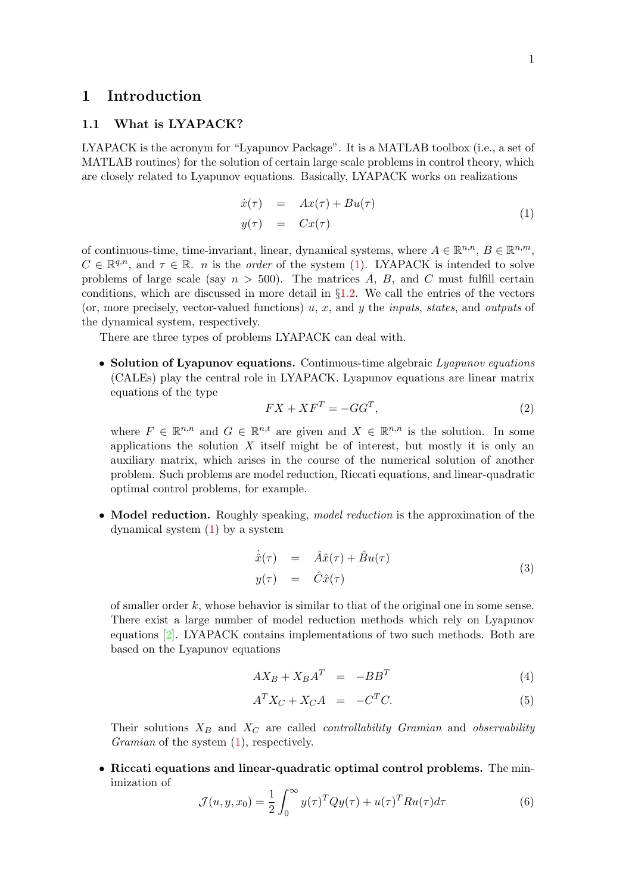# 1 Introduction

## 1.1 What is LYAPACK?

LYAPACK is the acronym for "Lyapunov Package". It is a MATLAB toolbox (i.e., a set of MATLAB routines) for the solution of certain large scale problems in control theory, which are closely related to Lyapunov equations. Basically, LYAPACK works on realizations

$$
\begin{aligned}
\dot{x}(\tau) &= Ax(\tau) + Bu(\tau) \\
y(\tau) &= Cx(\tau)
\end{aligned}
\tag{1}
$$

of continuous-time, time-invariant, linear, dynamical systems, where $A \in \mathbb{R}^{n,n}$, $B \in \mathbb{R}^{n,m}$, $C \in \mathbb{R}^{q,n}$, and $\tau \in \mathbb{R}$. $n$ is the *order* of the system (1). LYAPACK is intended to solve problems of large scale (say $n > 500$). The matrices $A$, $B$, and $C$ must fulfill certain conditions, which are discussed in more detail in §1.2. We call the entries of the vectors (or, more precisely, vector-valued functions) $u$, $x$, and $y$ the *inputs*, *states*, and *outputs* of the dynamical system, respectively.

There are three types of problems LYAPACK can deal with.

- **Solution of Lyapunov equations.** Continuous-time algebraic *Lyapunov equations* (CALEs) play the central role in LYAPACK. Lyapunov equations are linear matrix equations of the type

$$
FX + XF^T = -GG^T, \tag{2}
$$

  where $F \in \mathbb{R}^{n,n}$ and $G \in \mathbb{R}^{n,t}$ are given and $X \in \mathbb{R}^{n,n}$ is the solution. In some applications the solution $X$ itself might be of interest, but mostly it is only an auxiliary matrix, which arises in the course of the numerical solution of another problem. Such problems are model reduction, Riccati equations, and linear-quadratic optimal control problems, for example.

- **Model reduction.** Roughly speaking, *model reduction* is the approximation of the dynamical system (1) by a system

$$
\begin{aligned}
\dot{\hat{x}}(\tau) &= \hat{A}\hat{x}(\tau) + \hat{B}u(\tau) \\
y(\tau) &= \hat{C}\hat{x}(\tau)
\end{aligned}
\tag{3}
$$

  of smaller order $k$, whose behavior is similar to that of the original one in some sense. There exist a large number of model reduction methods which rely on Lyapunov equations [2]. LYAPACK contains implementations of two such methods. Both are based on the Lyapunov equations

$$
AX_B + X_BA^T = -BB^T \tag{4}
$$

$$
A^TX_C + X_CA = -C^TC. \tag{5}
$$

  Their solutions $X_B$ and $X_C$ are called *controllability Gramian* and *observability Gramian* of the system (1), respectively.

- **Riccati equations and linear-quadratic optimal control problems.** The minimization of

$$
\mathcal{J}(u, y, x_0) = \frac{1}{2}\int_0^\infty y(\tau)^T Q y(\tau) + u(\tau)^T R u(\tau) d\tau \tag{6}
$$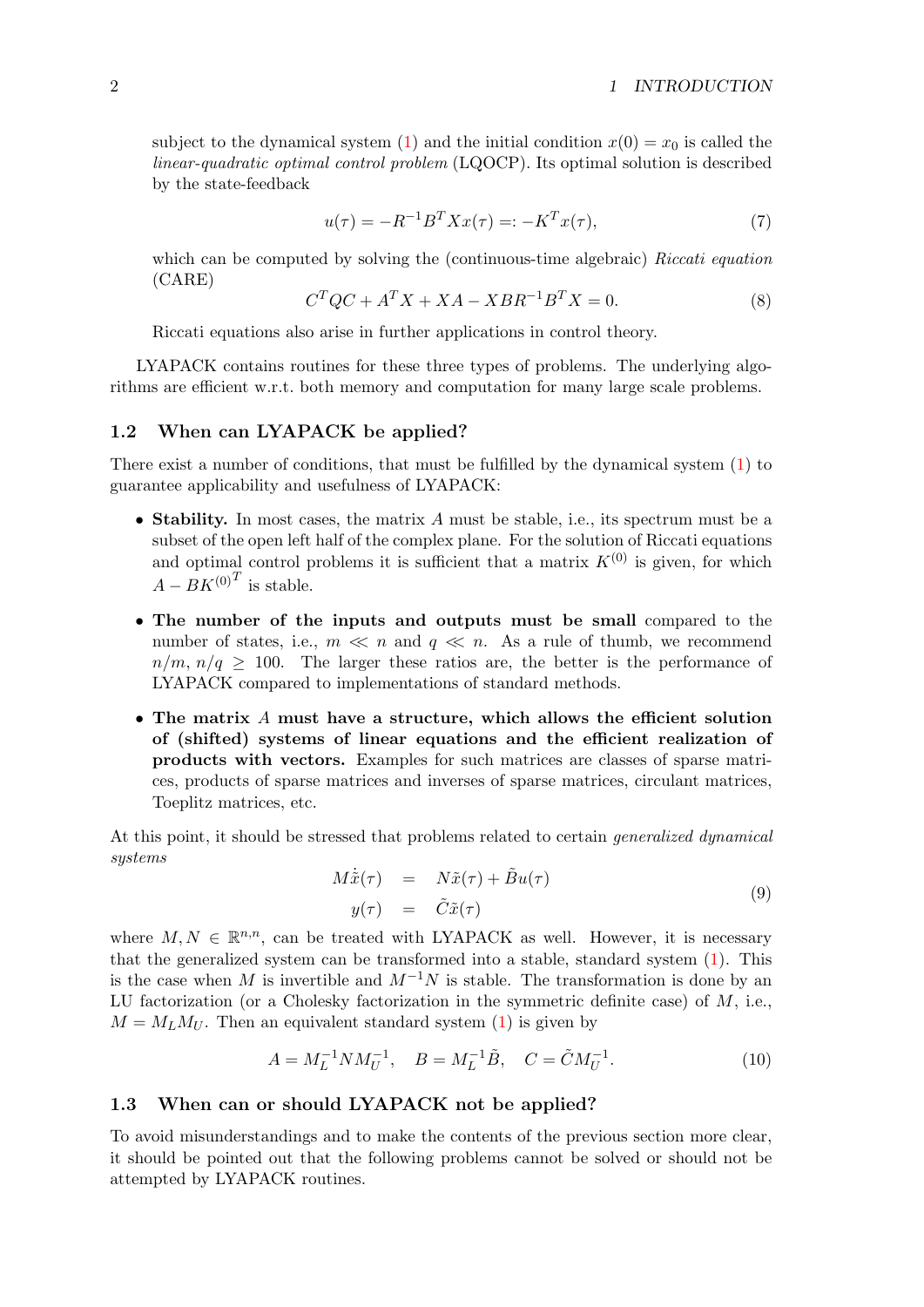subject to the dynamical system (1) and the initial condition $x(0) = x_0$ is called the *linear-quadratic optimal control problem* (LQOCP). Its optimal solution is described by the state-feedback

$$u(\tau) = -R^{-1}B^T X x(\tau) =: -K^T x(\tau), \tag{7}$$

which can be computed by solving the (continuous-time algebraic) *Riccati equation* (CARE)

$$C^T Q C + A^T X + XA - XBR^{-1}B^T X = 0. \tag{8}$$

Riccati equations also arise in further applications in control theory.

LYAPACK contains routines for these three types of problems. The underlying algorithms are efficient w.r.t. both memory and computation for many large scale problems.

## 1.2 When can LYAPACK be applied?

There exist a number of conditions, that must be fulfilled by the dynamical system (1) to guarantee applicability and usefulness of LYAPACK:

- **Stability.** In most cases, the matrix $A$ must be stable, i.e., its spectrum must be a subset of the open left half of the complex plane. For the solution of Riccati equations and optimal control problems it is sufficient that a matrix $K^{(0)}$ is given, for which $A - BK^{(0)^T}$ is stable.
- **The number of the inputs and outputs must be small** compared to the number of states, i.e., $m \ll n$ and $q \ll n$. As a rule of thumb, we recommend $n/m$, $n/q \geq 100$. The larger these ratios are, the better is the performance of LYAPACK compared to implementations of standard methods.
- **The matrix $A$ must have a structure, which allows the efficient solution of (shifted) systems of linear equations and the efficient realization of products with vectors.** Examples for such matrices are classes of sparse matrices, products of sparse matrices and inverses of sparse matrices, circulant matrices, Toeplitz matrices, etc.

At this point, it should be stressed that problems related to certain *generalized dynamical systems*

$$\begin{aligned} M\dot{\tilde{x}}(\tau) &= N\tilde{x}(\tau) + \tilde{B}u(\tau) \\ y(\tau) &= \tilde{C}\tilde{x}(\tau) \end{aligned} \tag{9}$$

where $M, N \in \mathbb{R}^{n,n}$, can be treated with LYAPACK as well. However, it is necessary that the generalized system can be transformed into a stable, standard system (1). This is the case when $M$ is invertible and $M^{-1}N$ is stable. The transformation is done by an LU factorization (or a Cholesky factorization in the symmetric definite case) of $M$, i.e., $M = M_L M_U$. Then an equivalent standard system (1) is given by

$$A = M_L^{-1} N M_U^{-1}, \quad B = M_L^{-1}\tilde{B}, \quad C = \tilde{C} M_U^{-1}. \tag{10}$$

## 1.3 When can or should LYAPACK not be applied?

To avoid misunderstandings and to make the contents of the previous section more clear, it should be pointed out that the following problems cannot be solved or should not be attempted by LYAPACK routines.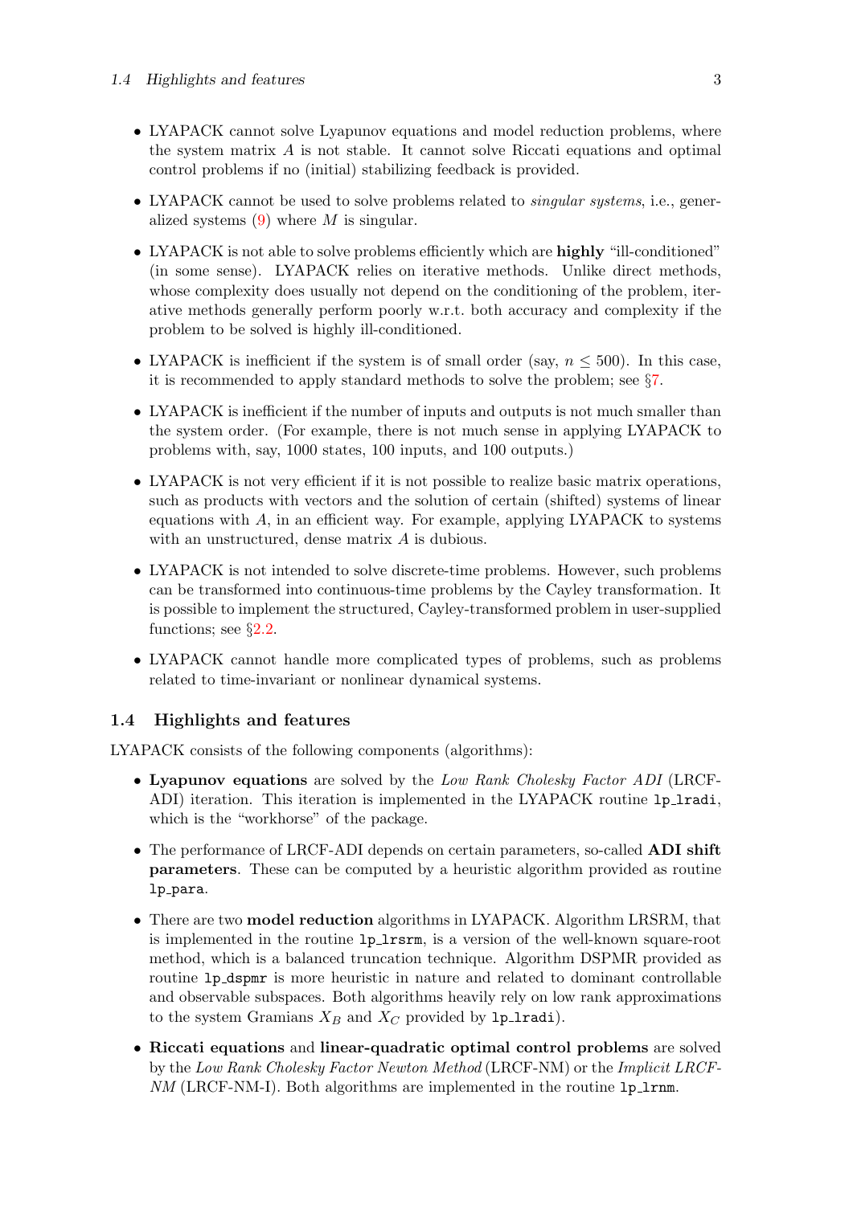- LYAPACK cannot solve Lyapunov equations and model reduction problems, where the system matrix $A$ is not stable. It cannot solve Riccati equations and optimal control problems if no (initial) stabilizing feedback is provided.

- LYAPACK cannot be used to solve problems related to *singular systems*, i.e., generalized systems (9) where $M$ is singular.

- LYAPACK is not able to solve problems efficiently which are **highly** "ill-conditioned" (in some sense). LYAPACK relies on iterative methods. Unlike direct methods, whose complexity does usually not depend on the conditioning of the problem, iterative methods generally perform poorly w.r.t. both accuracy and complexity if the problem to be solved is highly ill-conditioned.

- LYAPACK is inefficient if the system is of small order (say, $n \leq 500$). In this case, it is recommended to apply standard methods to solve the problem; see §7.

- LYAPACK is inefficient if the number of inputs and outputs is not much smaller than the system order. (For example, there is not much sense in applying LYAPACK to problems with, say, 1000 states, 100 inputs, and 100 outputs.)

- LYAPACK is not very efficient if it is not possible to realize basic matrix operations, such as products with vectors and the solution of certain (shifted) systems of linear equations with $A$, in an efficient way. For example, applying LYAPACK to systems with an unstructured, dense matrix $A$ is dubious.

- LYAPACK is not intended to solve discrete-time problems. However, such problems can be transformed into continuous-time problems by the Cayley transformation. It is possible to implement the structured, Cayley-transformed problem in user-supplied functions; see §2.2.

- LYAPACK cannot handle more complicated types of problems, such as problems related to time-invariant or nonlinear dynamical systems.

## 1.4 Highlights and features

LYAPACK consists of the following components (algorithms):

- **Lyapunov equations** are solved by the *Low Rank Cholesky Factor ADI* (LRCF-ADI) iteration. This iteration is implemented in the LYAPACK routine `lp_lradi`, which is the "workhorse" of the package.

- The performance of LRCF-ADI depends on certain parameters, so-called **ADI shift parameters**. These can be computed by a heuristic algorithm provided as routine `lp_para`.

- There are two **model reduction** algorithms in LYAPACK. Algorithm LRSRM, that is implemented in the routine `lp_lrsrm`, is a version of the well-known square-root method, which is a balanced truncation technique. Algorithm DSPMR provided as routine `lp_dspmr` is more heuristic in nature and related to dominant controllable and observable subspaces. Both algorithms heavily rely on low rank approximations to the system Gramians $X_B$ and $X_C$ provided by `lp_lradi`).

- **Riccati equations** and **linear-quadratic optimal control problems** are solved by the *Low Rank Cholesky Factor Newton Method* (LRCF-NM) or the *Implicit LRCF-NM* (LRCF-NM-I). Both algorithms are implemented in the routine `lp_lrnm`.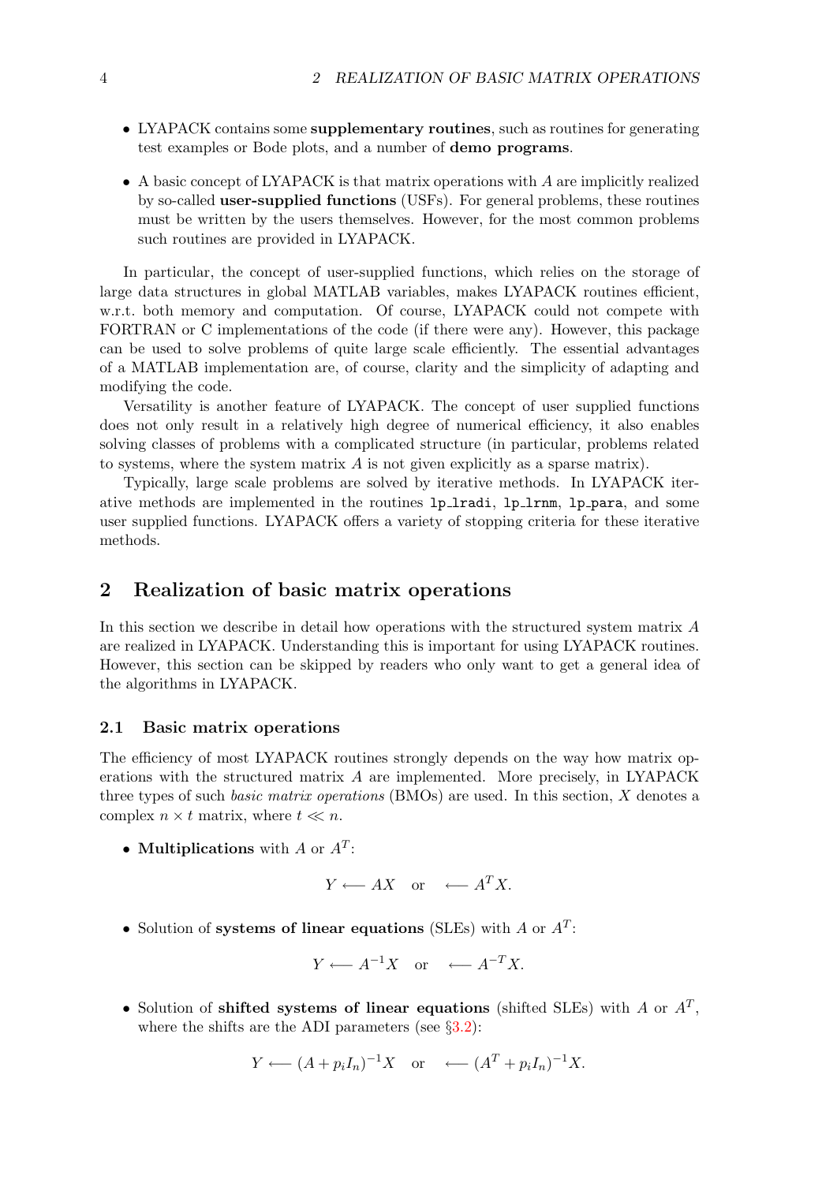- LYAPACK contains some **supplementary routines**, such as routines for generating test examples or Bode plots, and a number of **demo programs**.

- A basic concept of LYAPACK is that matrix operations with $A$ are implicitly realized by so-called **user-supplied functions** (USFs). For general problems, these routines must be written by the users themselves. However, for the most common problems such routines are provided in LYAPACK.

In particular, the concept of user-supplied functions, which relies on the storage of large data structures in global MATLAB variables, makes LYAPACK routines efficient, w.r.t. both memory and computation. Of course, LYAPACK could not compete with FORTRAN or C implementations of the code (if there were any). However, this package can be used to solve problems of quite large scale efficiently. The essential advantages of a MATLAB implementation are, of course, clarity and the simplicity of adapting and modifying the code.

Versatility is another feature of LYAPACK. The concept of user supplied functions does not only result in a relatively high degree of numerical efficiency, it also enables solving classes of problems with a complicated structure (in particular, problems related to systems, where the system matrix $A$ is not given explicitly as a sparse matrix).

Typically, large scale problems are solved by iterative methods. In LYAPACK iterative methods are implemented in the routines `lp_lradi`, `lp_lrnm`, `lp_para`, and some user supplied functions. LYAPACK offers a variety of stopping criteria for these iterative methods.

## 2 Realization of basic matrix operations

In this section we describe in detail how operations with the structured system matrix $A$ are realized in LYAPACK. Understanding this is important for using LYAPACK routines. However, this section can be skipped by readers who only want to get a general idea of the algorithms in LYAPACK.

### 2.1 Basic matrix operations

The efficiency of most LYAPACK routines strongly depends on the way how matrix operations with the structured matrix $A$ are implemented. More precisely, in LYAPACK three types of such *basic matrix operations* (BMOs) are used. In this section, $X$ denotes a complex $n \times t$ matrix, where $t \ll n$.

- **Multiplications** with $A$ or $A^T$:

$$Y \longleftarrow AX \quad \text{or} \quad \longleftarrow A^T X.$$

- Solution of **systems of linear equations** (SLEs) with $A$ or $A^T$:

$$Y \longleftarrow A^{-1}X \quad \text{or} \quad \longleftarrow A^{-T}X.$$

- Solution of **shifted systems of linear equations** (shifted SLEs) with $A$ or $A^T$, where the shifts are the ADI parameters (see §3.2):

$$Y \longleftarrow (A + p_i I_n)^{-1}X \quad \text{or} \quad \longleftarrow (A^T + p_i I_n)^{-1}X.$$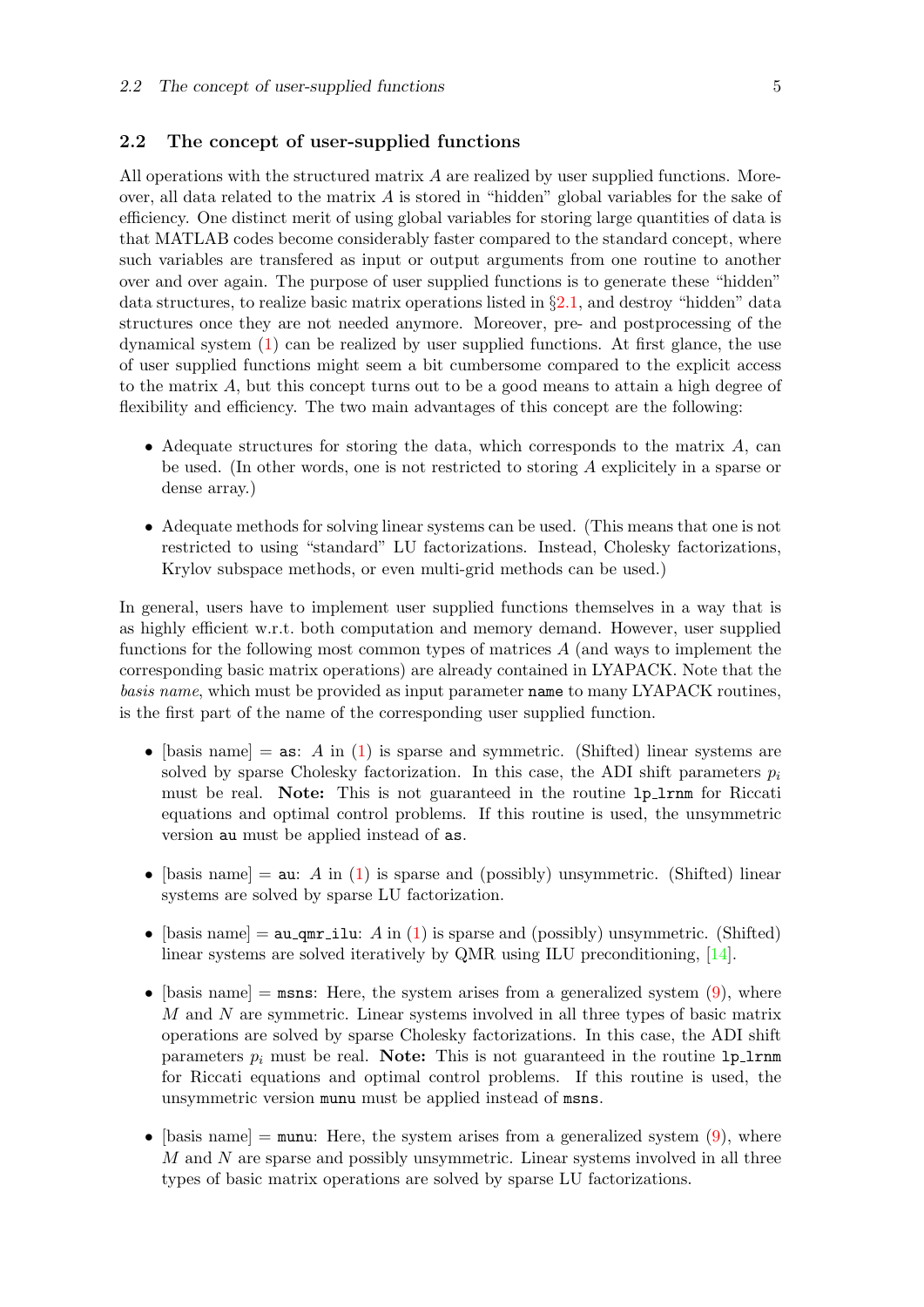### 2.2 The concept of user-supplied functions

All operations with the structured matrix $A$ are realized by user supplied functions. Moreover, all data related to the matrix $A$ is stored in "hidden" global variables for the sake of efficiency. One distinct merit of using global variables for storing large quantities of data is that MATLAB codes become considerably faster compared to the standard concept, where such variables are transfered as input or output arguments from one routine to another over and over again. The purpose of user supplied functions is to generate these "hidden" data structures, to realize basic matrix operations listed in §2.1, and destroy "hidden" data structures once they are not needed anymore. Moreover, pre- and postprocessing of the dynamical system (1) can be realized by user supplied functions. At first glance, the use of user supplied functions might seem a bit cumbersome compared to the explicit access to the matrix $A$, but this concept turns out to be a good means to attain a high degree of flexibility and efficiency. The two main advantages of this concept are the following:

- Adequate structures for storing the data, which corresponds to the matrix $A$, can be used. (In other words, one is not restricted to storing $A$ explicitely in a sparse or dense array.)
- Adequate methods for solving linear systems can be used. (This means that one is not restricted to using "standard" LU factorizations. Instead, Cholesky factorizations, Krylov subspace methods, or even multi-grid methods can be used.)

In general, users have to implement user supplied functions themselves in a way that is as highly efficient w.r.t. both computation and memory demand. However, user supplied functions for the following most common types of matrices $A$ (and ways to implement the corresponding basic matrix operations) are already contained in LYAPACK. Note that the *basis name*, which must be provided as input parameter `name` to many LYAPACK routines, is the first part of the name of the corresponding user supplied function.

- [basis name] = `as`: $A$ in (1) is sparse and symmetric. (Shifted) linear systems are solved by sparse Cholesky factorization. In this case, the ADI shift parameters $p_i$ must be real. **Note:** This is not guaranteed in the routine `lp_lrnm` for Riccati equations and optimal control problems. If this routine is used, the unsymmetric version `au` must be applied instead of `as`.
- [basis name] = `au`: $A$ in (1) is sparse and (possibly) unsymmetric. (Shifted) linear systems are solved by sparse LU factorization.
- [basis name] = `au_qmr_ilu`: $A$ in (1) is sparse and (possibly) unsymmetric. (Shifted) linear systems are solved iteratively by QMR using ILU preconditioning, [14].
- [basis name] = `msns`: Here, the system arises from a generalized system (9), where $M$ and $N$ are symmetric. Linear systems involved in all three types of basic matrix operations are solved by sparse Cholesky factorizations. In this case, the ADI shift parameters $p_i$ must be real. **Note:** This is not guaranteed in the routine `lp_lrnm` for Riccati equations and optimal control problems. If this routine is used, the unsymmetric version `munu` must be applied instead of `msns`.
- [basis name] = `munu`: Here, the system arises from a generalized system (9), where $M$ and $N$ are sparse and possibly unsymmetric. Linear systems involved in all three types of basic matrix operations are solved by sparse LU factorizations.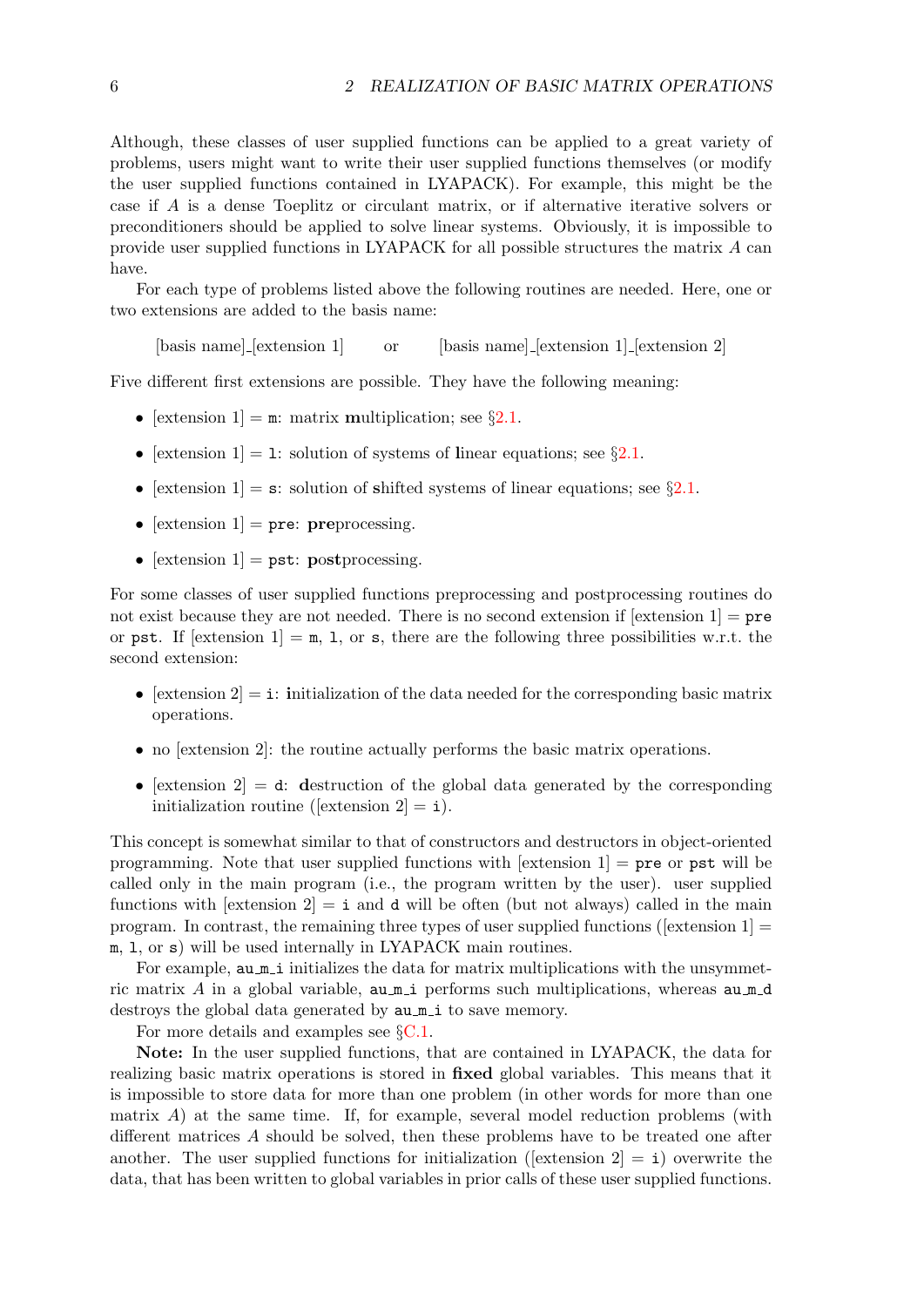Although, these classes of user supplied functions can be applied to a great variety of problems, users might want to write their user supplied functions themselves (or modify the user supplied functions contained in LYAPACK). For example, this might be the case if $A$ is a dense Toeplitz or circulant matrix, or if alternative iterative solvers or preconditioners should be applied to solve linear systems. Obviously, it is impossible to provide user supplied functions in LYAPACK for all possible structures the matrix $A$ can have.

For each type of problems listed above the following routines are needed. Here, one or two extensions are added to the basis name:

[basis name]_[extension 1]     or     [basis name]_[extension 1]_[extension 2]

Five different first extensions are possible. They have the following meaning:

- [extension 1] = `m`: matrix **m**ultiplication; see §2.1.
- [extension 1] = `l`: solution of systems of **l**inear equations; see §2.1.
- [extension 1] = `s`: solution of **s**hifted systems of linear equations; see §2.1.
- [extension 1] = `pre`: **pre**processing.
- [extension 1] = `pst`: **p**o**st**processing.

For some classes of user supplied functions preprocessing and postprocessing routines do not exist because they are not needed. There is no second extension if [extension 1] = `pre` or `pst`. If [extension 1] = `m`, `l`, or `s`, there are the following three possibilities w.r.t. the second extension:

- [extension 2] = `i`: **i**nitialization of the data needed for the corresponding basic matrix operations.
- no [extension 2]: the routine actually performs the basic matrix operations.
- [extension 2] = `d`: **d**estruction of the global data generated by the corresponding initialization routine ([extension 2] = `i`).

This concept is somewhat similar to that of constructors and destructors in object-oriented programming. Note that user supplied functions with [extension 1] = `pre` or `pst` will be called only in the main program (i.e., the program written by the user). user supplied functions with [extension 2] = `i` and `d` will be often (but not always) called in the main program. In contrast, the remaining three types of user supplied functions ([extension 1] = `m`, `l`, or `s`) will be used internally in LYAPACK main routines.

For example, `au_m_i` initializes the data for matrix multiplications with the unsymmetric matrix $A$ in a global variable, `au_m_i` performs such multiplications, whereas `au_m_d` destroys the global data generated by `au_m_i` to save memory.

For more details and examples see §C.1.

**Note:** In the user supplied functions, that are contained in LYAPACK, the data for realizing basic matrix operations is stored in **fixed** global variables. This means that it is impossible to store data for more than one problem (in other words for more than one matrix $A$) at the same time. If, for example, several model reduction problems (with different matrices $A$ should be solved, then these problems have to be treated one after another. The user supplied functions for initialization ([extension 2] = `i`) overwrite the data, that has been written to global variables in prior calls of these user supplied functions.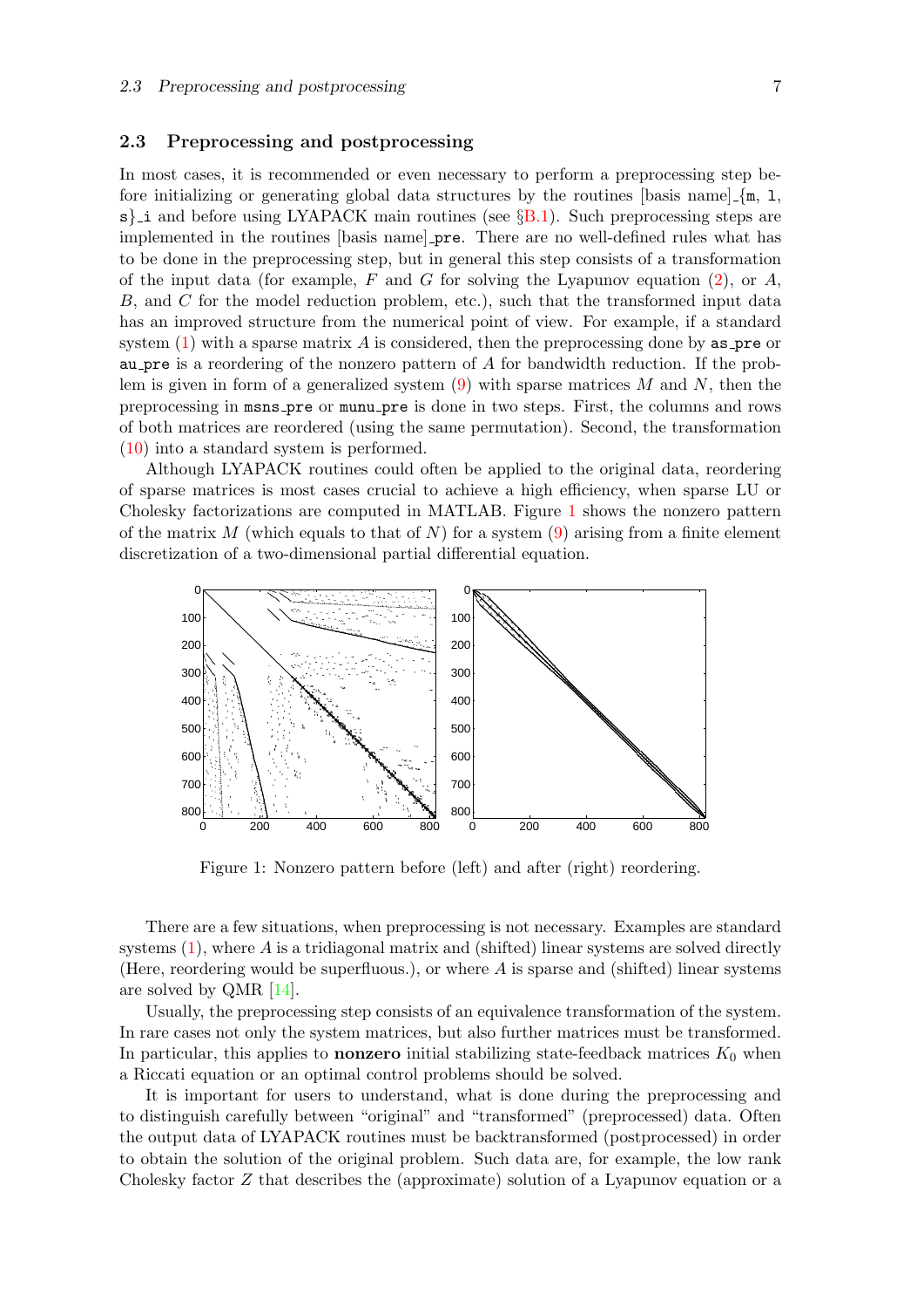### 2.3 Preprocessing and postprocessing

In most cases, it is recommended or even necessary to perform a preprocessing step before initializing or generating global data structures by the routines [basis name]_{m, l, s}_i and before using LYAPACK main routines (see §B.1). Such preprocessing steps are implemented in the routines [basis name]_pre. There are no well-defined rules what has to be done in the preprocessing step, but in general this step consists of a transformation of the input data (for example, $F$ and $G$ for solving the Lyapunov equation (2), or $A$, $B$, and $C$ for the model reduction problem, etc.), such that the transformed input data has an improved structure from the numerical point of view. For example, if a standard system (1) with a sparse matrix $A$ is considered, then the preprocessing done by as_pre or au_pre is a reordering of the nonzero pattern of $A$ for bandwidth reduction. If the problem is given in form of a generalized system (9) with sparse matrices $M$ and $N$, then the preprocessing in msns_pre or munu_pre is done in two steps. First, the columns and rows of both matrices are reordered (using the same permutation). Second, the transformation (10) into a standard system is performed.

Although LYAPACK routines could often be applied to the original data, reordering of sparse matrices is most cases crucial to achieve a high efficiency, when sparse LU or Cholesky factorizations are computed in MATLAB. Figure 1 shows the nonzero pattern of the matrix $M$ (which equals to that of $N$) for a system (9) arising from a finite element discretization of a two-dimensional partial differential equation.

Figure 1: Nonzero pattern before (left) and after (right) reordering.

There are a few situations, when preprocessing is not necessary. Examples are standard systems (1), where $A$ is a tridiagonal matrix and (shifted) linear systems are solved directly (Here, reordering would be superfluous.), or where $A$ is sparse and (shifted) linear systems are solved by QMR [14].

Usually, the preprocessing step consists of an equivalence transformation of the system. In rare cases not only the system matrices, but also further matrices must be transformed. In particular, this applies to **nonzero** initial stabilizing state-feedback matrices $K_0$ when a Riccati equation or an optimal control problems should be solved.

It is important for users to understand, what is done during the preprocessing and to distinguish carefully between "original" and "transformed" (preprocessed) data. Often the output data of LYAPACK routines must be backtransformed (postprocessed) in order to obtain the solution of the original problem. Such data are, for example, the low rank Cholesky factor $Z$ that describes the (approximate) solution of a Lyapunov equation or a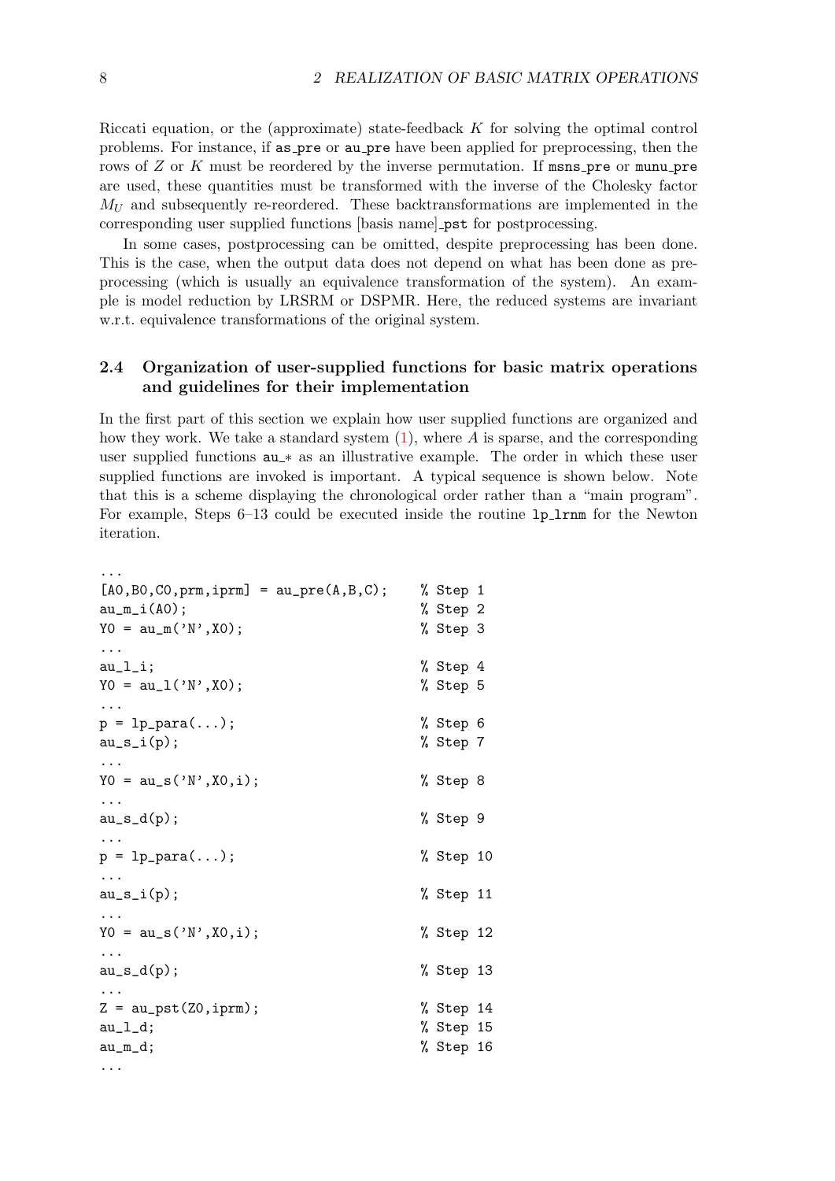Riccati equation, or the (approximate) state-feedback $K$ for solving the optimal control problems. For instance, if as_pre or au_pre have been applied for preprocessing, then the rows of $Z$ or $K$ must be reordered by the inverse permutation. If msns_pre or munu_pre are used, these quantities must be transformed with the inverse of the Cholesky factor $M_U$ and subsequently re-reordered. These backtransformations are implemented in the corresponding user supplied functions [basis name]_pst for postprocessing.

In some cases, postprocessing can be omitted, despite preprocessing has been done. This is the case, when the output data does not depend on what has been done as preprocessing (which is usually an equivalence transformation of the system). An example is model reduction by LRSRM or DSPMR. Here, the reduced systems are invariant w.r.t. equivalence transformations of the original system.

## 2.4 Organization of user-supplied functions for basic matrix operations and guidelines for their implementation

In the first part of this section we explain how user supplied functions are organized and how they work. We take a standard system (1), where $A$ is sparse, and the corresponding user supplied functions au_* as an illustrative example. The order in which these user supplied functions are invoked is important. A typical sequence is shown below. Note that this is a scheme displaying the chronological order rather than a "main program". For example, Steps 6–13 could be executed inside the routine lp_lrnm for the Newton iteration.

```
...
[A0,B0,C0,prm,iprm] = au_pre(A,B,C);    % Step 1
au_m_i(A0);                             % Step 2
Y0 = au_m('N',X0);                      % Step 3
...
au_l_i;                                 % Step 4
Y0 = au_l('N',X0);                      % Step 5
...
p = lp_para(...);                       % Step 6
au_s_i(p);                              % Step 7
...
Y0 = au_s('N',X0,i);                    % Step 8
...
au_s_d(p);                              % Step 9
...
p = lp_para(...);                       % Step 10
...
au_s_i(p);                              % Step 11
...
Y0 = au_s('N',X0,i);                    % Step 12
...
au_s_d(p);                              % Step 13
...
Z = au_pst(Z0,iprm);                    % Step 14
au_l_d;                                 % Step 15
au_m_d;                                 % Step 16
...
```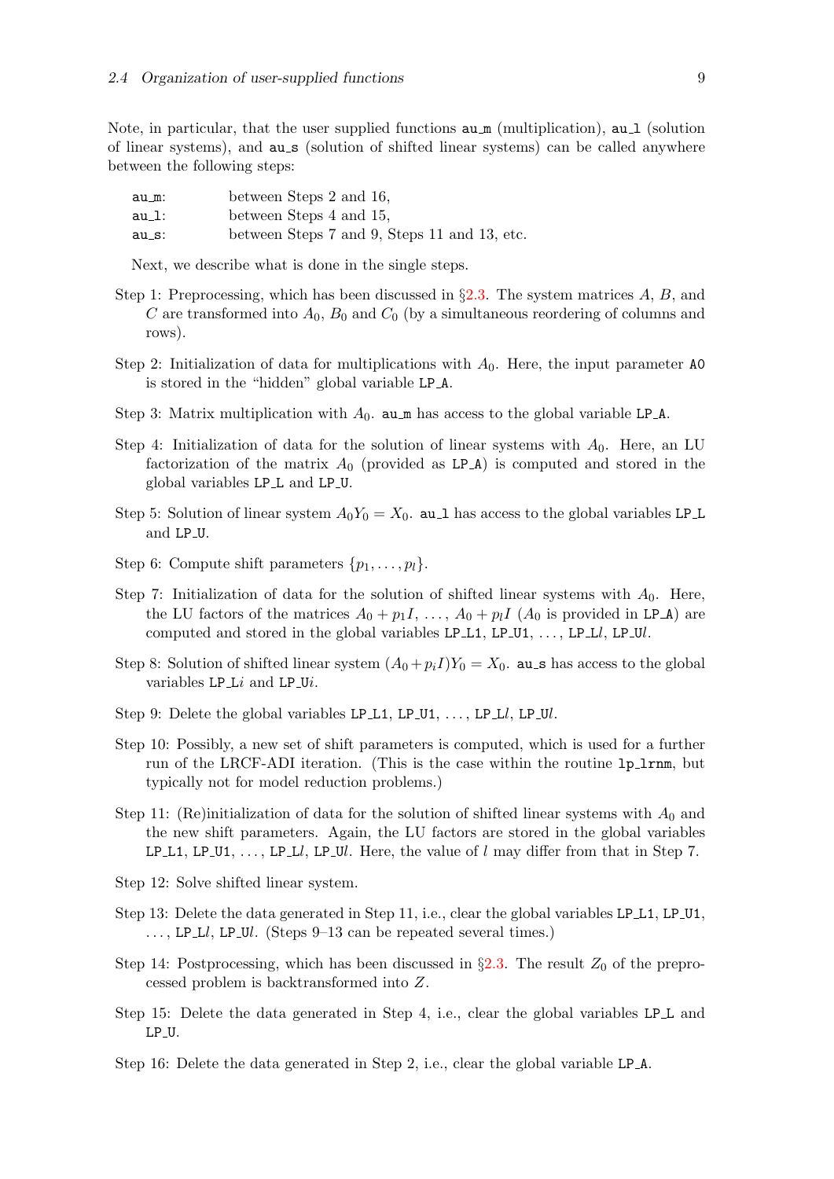Note, in particular, that the user supplied functions `au_m` (multiplication), `au_l` (solution of linear systems), and `au_s` (solution of shifted linear systems) can be called anywhere between the following steps:

| | |
|---|---|
| `au_m`: | between Steps 2 and 16, |
| `au_l`: | between Steps 4 and 15, |
| `au_s`: | between Steps 7 and 9, Steps 11 and 13, etc. |

Next, we describe what is done in the single steps.

Step 1: Preprocessing, which has been discussed in §2.3. The system matrices $A$, $B$, and $C$ are transformed into $A_0$, $B_0$ and $C_0$ (by a simultaneous reordering of columns and rows).

Step 2: Initialization of data for multiplications with $A_0$. Here, the input parameter `A0` is stored in the "hidden" global variable `LP_A`.

Step 3: Matrix multiplication with $A_0$. `au_m` has access to the global variable `LP_A`.

Step 4: Initialization of data for the solution of linear systems with $A_0$. Here, an LU factorization of the matrix $A_0$ (provided as `LP_A`) is computed and stored in the global variables `LP_L` and `LP_U`.

Step 5: Solution of linear system $A_0 Y_0 = X_0$. `au_l` has access to the global variables `LP_L` and `LP_U`.

Step 6: Compute shift parameters $\{p_1, \ldots, p_l\}$.

Step 7: Initialization of data for the solution of shifted linear systems with $A_0$. Here, the LU factors of the matrices $A_0 + p_1 I$, $\ldots$, $A_0 + p_l I$ ($A_0$ is provided in `LP_A`) are computed and stored in the global variables `LP_L1`, `LP_U1`, $\ldots$, `LP_L`$l$, `LP_U`$l$.

Step 8: Solution of shifted linear system $(A_0 + p_i I) Y_0 = X_0$. `au_s` has access to the global variables `LP_L`$i$ and `LP_U`$i$.

Step 9: Delete the global variables `LP_L1`, `LP_U1`, $\ldots$, `LP_L`$l$, `LP_U`$l$.

Step 10: Possibly, a new set of shift parameters is computed, which is used for a further run of the LRCF-ADI iteration. (This is the case within the routine `lp_lrnm`, but typically not for model reduction problems.)

Step 11: (Re)initialization of data for the solution of shifted linear systems with $A_0$ and the new shift parameters. Again, the LU factors are stored in the global variables `LP_L1`, `LP_U1`, $\ldots$, `LP_L`$l$, `LP_U`$l$. Here, the value of $l$ may differ from that in Step 7.

Step 12: Solve shifted linear system.

Step 13: Delete the data generated in Step 11, i.e., clear the global variables `LP_L1`, `LP_U1`, $\ldots$, `LP_L`$l$, `LP_U`$l$. (Steps 9–13 can be repeated several times.)

Step 14: Postprocessing, which has been discussed in §2.3. The result $Z_0$ of the preprocessed problem is backtransformed into $Z$.

Step 15: Delete the data generated in Step 4, i.e., clear the global variables `LP_L` and `LP_U`.

Step 16: Delete the data generated in Step 2, i.e., clear the global variable `LP_A`.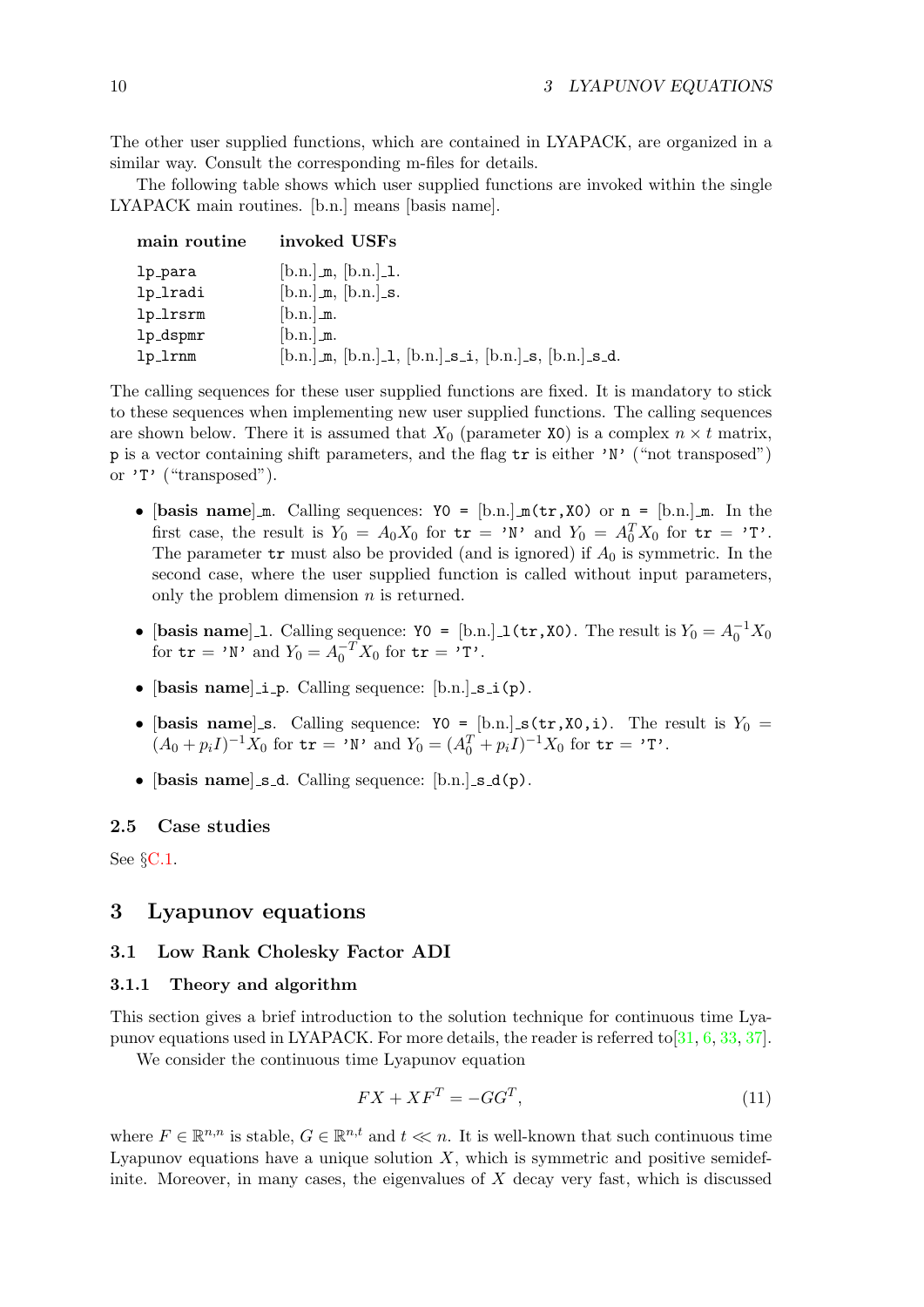The other user supplied functions, which are contained in LYAPACK, are organized in a similar way. Consult the corresponding m-files for details.

The following table shows which user supplied functions are invoked within the single LYAPACK main routines. [b.n.] means [basis name].

| main routine | invoked USFs |
|---|---|
| `lp_para` | [b.n.]`_m`, [b.n.]`_l`. |
| `lp_lradi` | [b.n.]`_m`, [b.n.]`_s`. |
| `lp_lrsrm` | [b.n.]`_m`. |
| `lp_dspmr` | [b.n.]`_m`. |
| `lp_lrnm` | [b.n.]`_m`, [b.n.]`_l`, [b.n.]`_s_i`, [b.n.]`_s`, [b.n.]`_s_d`. |

The calling sequences for these user supplied functions are fixed. It is mandatory to stick to these sequences when implementing new user supplied functions. The calling sequences are shown below. There it is assumed that $X_0$ (parameter `X0`) is a complex $n \times t$ matrix, `p` is a vector containing shift parameters, and the flag `tr` is either `'N'` ("not transposed") or `'T'` ("transposed").

- **[basis name]**`_m`. Calling sequences: `Y0 =` [b.n.]`_m(tr,X0)` or `n =` [b.n.]`_m`. In the first case, the result is $Y_0 = A_0X_0$ for `tr = 'N'` and $Y_0 = A_0^T X_0$ for `tr = 'T'`. The parameter `tr` must also be provided (and is ignored) if $A_0$ is symmetric. In the second case, where the user supplied function is called without input parameters, only the problem dimension $n$ is returned.

- **[basis name]**`_l`. Calling sequence: `Y0 =` [b.n.]`_l(tr,X0)`. The result is $Y_0 = A_0^{-1}X_0$ for `tr = 'N'` and $Y_0 = A_0^{-T}X_0$ for `tr = 'T'`.

- **[basis name]**`_i_p`. Calling sequence: [b.n.]`_s_i(p)`.

- **[basis name]**`_s`. Calling sequence: `Y0 =` [b.n.]`_s(tr,X0,i)`. The result is $Y_0 = (A_0 + p_iI)^{-1}X_0$ for `tr = 'N'` and $Y_0 = (A_0^T + p_iI)^{-1}X_0$ for `tr = 'T'`.

- **[basis name]**`_s_d`. Calling sequence: [b.n.]`_s_d(p)`.

### 2.5 Case studies

See §C.1.

## 3 Lyapunov equations

### 3.1 Low Rank Cholesky Factor ADI

#### 3.1.1 Theory and algorithm

This section gives a brief introduction to the solution technique for continuous time Lyapunov equations used in LYAPACK. For more details, the reader is referred to[31, 6, 33, 37].

We consider the continuous time Lyapunov equation

$$FX + XF^T = -GG^T, \tag{11}$$

where $F \in \mathbb{R}^{n,n}$ is stable, $G \in \mathbb{R}^{n,t}$ and $t \ll n$. It is well-known that such continuous time Lyapunov equations have a unique solution $X$, which is symmetric and positive semidefinite. Moreover, in many cases, the eigenvalues of $X$ decay very fast, which is discussed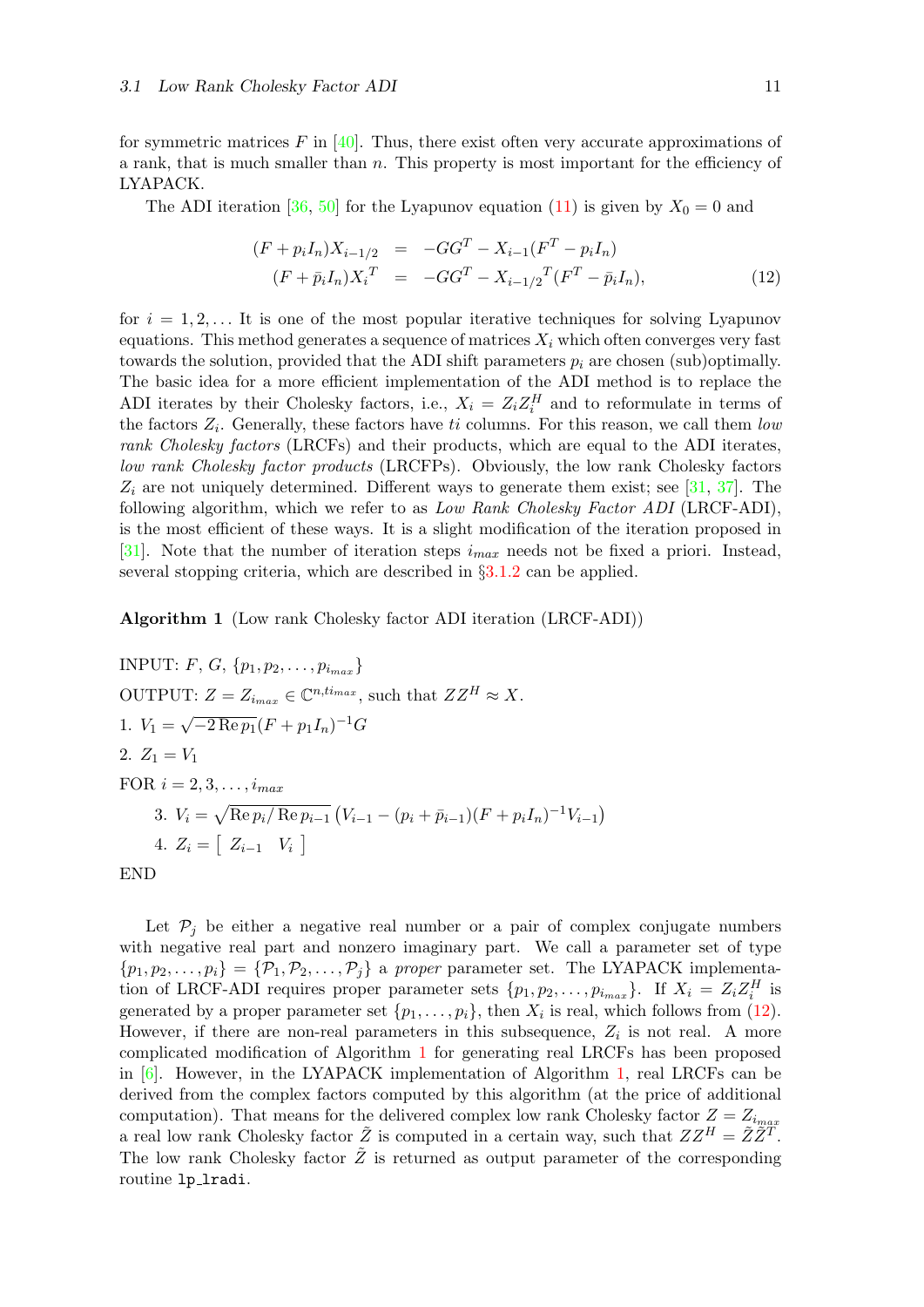for symmetric matrices $F$ in [40]. Thus, there exist often very accurate approximations of a rank, that is much smaller than $n$. This property is most important for the efficiency of LYAPACK.

The ADI iteration [36, 50] for the Lyapunov equation (11) is given by $X_0 = 0$ and

$$
\begin{aligned}
(F + p_i I_n) X_{i-1/2} &= -GG^T - X_{i-1}(F^T - p_i I_n) \\
(F + \bar{p}_i I_n) X_i^T &= -GG^T - X_{i-1/2}^T (F^T - \bar{p}_i I_n),
\end{aligned}
\qquad (12)
$$

for $i = 1, 2, \ldots$ It is one of the most popular iterative techniques for solving Lyapunov equations. This method generates a sequence of matrices $X_i$ which often converges very fast towards the solution, provided that the ADI shift parameters $p_i$ are chosen (sub)optimally. The basic idea for a more efficient implementation of the ADI method is to replace the ADI iterates by their Cholesky factors, i.e., $X_i = Z_i Z_i^H$ and to reformulate in terms of the factors $Z_i$. Generally, these factors have $ti$ columns. For this reason, we call them *low rank Cholesky factors* (LRCFs) and their products, which are equal to the ADI iterates, *low rank Cholesky factor products* (LRCFPs). Obviously, the low rank Cholesky factors $Z_i$ are not uniquely determined. Different ways to generate them exist; see [31, 37]. The following algorithm, which we refer to as *Low Rank Cholesky Factor ADI* (LRCF-ADI), is the most efficient of these ways. It is a slight modification of the iteration proposed in [31]. Note that the number of iteration steps $i_{max}$ needs not be fixed a priori. Instead, several stopping criteria, which are described in §3.1.2 can be applied.

**Algorithm 1** (Low rank Cholesky factor ADI iteration (LRCF-ADI))

INPUT: $F$, $G$, $\{p_1, p_2, \ldots, p_{i_{max}}\}$

OUTPUT: $Z = Z_{i_{max}} \in \mathbb{C}^{n, t i_{max}}$, such that $ZZ^H \approx X$.

1. $V_1 = \sqrt{-2 \operatorname{Re} p_1} (F + p_1 I_n)^{-1} G$
2. $Z_1 = V_1$

FOR $i = 2, 3, \ldots, i_{max}$

3. $V_i = \sqrt{\operatorname{Re} p_i / \operatorname{Re} p_{i-1}} \left( V_{i-1} - (p_i + \bar{p}_{i-1})(F + p_i I_n)^{-1} V_{i-1} \right)$
4. $Z_i = \left[ \begin{array}{cc} Z_{i-1} & V_i \end{array} \right]$

END

Let $\mathcal{P}_j$ be either a negative real number or a pair of complex conjugate numbers with negative real part and nonzero imaginary part. We call a parameter set of type $\{p_1, p_2, \ldots, p_i\} = \{\mathcal{P}_1, \mathcal{P}_2, \ldots, \mathcal{P}_j\}$ a *proper* parameter set. The LYAPACK implementation of LRCF-ADI requires proper parameter sets $\{p_1, p_2, \ldots, p_{i_{max}}\}$. If $X_i = Z_i Z_i^H$ is generated by a proper parameter set $\{p_1, \ldots, p_i\}$, then $X_i$ is real, which follows from (12). However, if there are non-real parameters in this subsequence, $Z_i$ is not real. A more complicated modification of Algorithm 1 for generating real LRCFs has been proposed in [6]. However, in the LYAPACK implementation of Algorithm 1, real LRCFs can be derived from the complex factors computed by this algorithm (at the price of additional computation). That means for the delivered complex low rank Cholesky factor $Z = Z_{i_{max}}$ a real low rank Cholesky factor $\tilde{Z}$ is computed in a certain way, such that $ZZ^H = \tilde{Z}\tilde{Z}^T$. The low rank Cholesky factor $\tilde{Z}$ is returned as output parameter of the corresponding routine `lp_lradi`.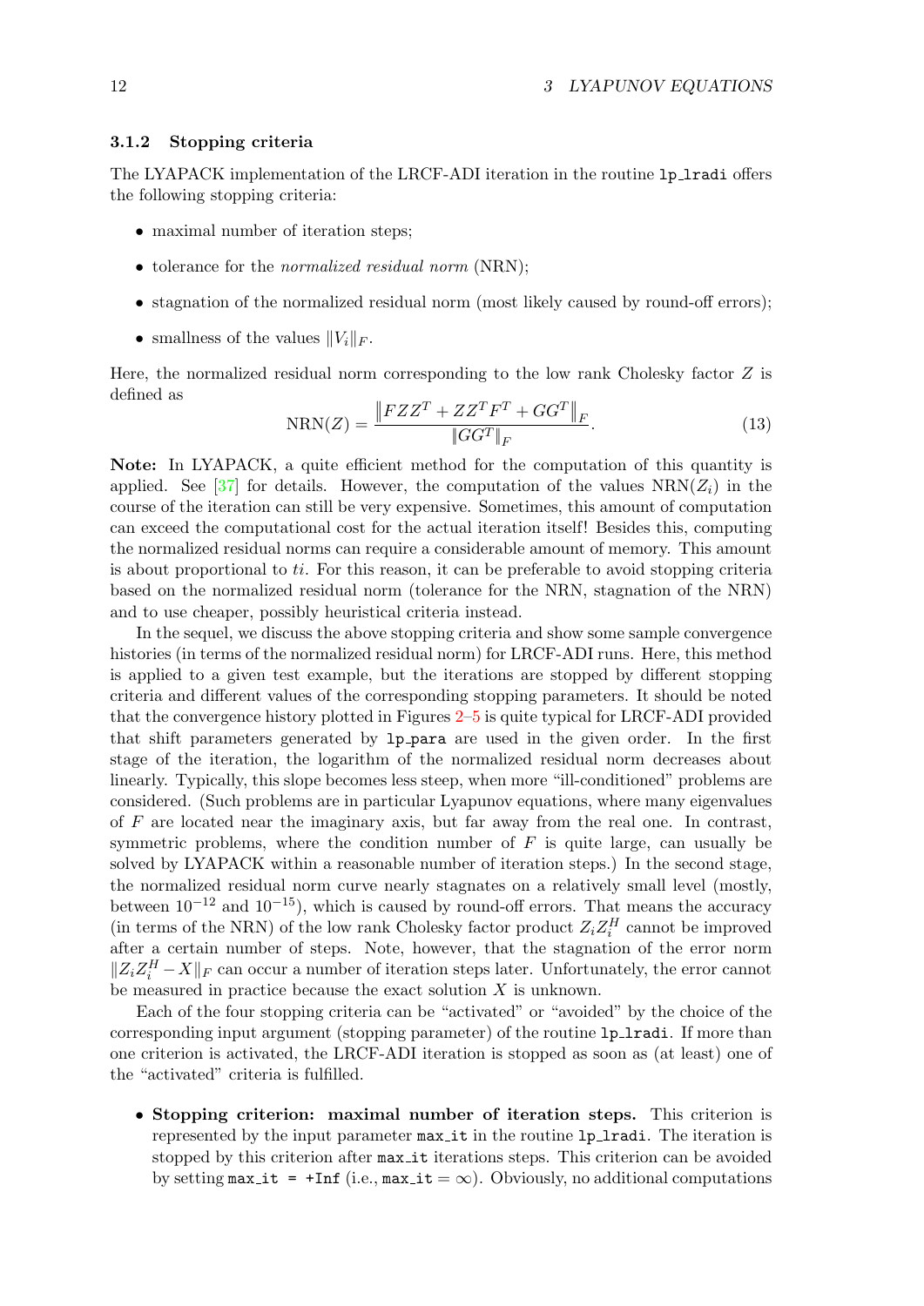### 3.1.2 Stopping criteria

The LYAPACK implementation of the LRCF-ADI iteration in the routine `lp_lradi` offers the following stopping criteria:

- maximal number of iteration steps;
- tolerance for the *normalized residual norm* (NRN);
- stagnation of the normalized residual norm (most likely caused by round-off errors);
- smallness of the values $\|V_i\|_F$.

Here, the normalized residual norm corresponding to the low rank Cholesky factor $Z$ is defined as

$$\mathrm{NRN}(Z) = \frac{\left\|FZZ^T + ZZ^TF^T + GG^T\right\|_F}{\|GG^T\|_F}. \tag{13}$$

**Note:** In LYAPACK, a quite efficient method for the computation of this quantity is applied. See [37] for details. However, the computation of the values $\mathrm{NRN}(Z_i)$ in the course of the iteration can still be very expensive. Sometimes, this amount of computation can exceed the computational cost for the actual iteration itself! Besides this, computing the normalized residual norms can require a considerable amount of memory. This amount is about proportional to $ti$. For this reason, it can be preferable to avoid stopping criteria based on the normalized residual norm (tolerance for the NRN, stagnation of the NRN) and to use cheaper, possibly heuristical criteria instead.

In the sequel, we discuss the above stopping criteria and show some sample convergence histories (in terms of the normalized residual norm) for LRCF-ADI runs. Here, this method is applied to a given test example, but the iterations are stopped by different stopping criteria and different values of the corresponding stopping parameters. It should be noted that the convergence history plotted in Figures 2–5 is quite typical for LRCF-ADI provided that shift parameters generated by `lp_para` are used in the given order. In the first stage of the iteration, the logarithm of the normalized residual norm decreases about linearly. Typically, this slope becomes less steep, when more "ill-conditioned" problems are considered. (Such problems are in particular Lyapunov equations, where many eigenvalues of $F$ are located near the imaginary axis, but far away from the real one. In contrast, symmetric problems, where the condition number of $F$ is quite large, can usually be solved by LYAPACK within a reasonable number of iteration steps.) In the second stage, the normalized residual norm curve nearly stagnates on a relatively small level (mostly, between $10^{-12}$ and $10^{-15}$), which is caused by round-off errors. That means the accuracy (in terms of the NRN) of the low rank Cholesky factor product $Z_iZ_i^H$ cannot be improved after a certain number of steps. Note, however, that the stagnation of the error norm $\|Z_iZ_i^H - X\|_F$ can occur a number of iteration steps later. Unfortunately, the error cannot be measured in practice because the exact solution $X$ is unknown.

Each of the four stopping criteria can be "activated" or "avoided" by the choice of the corresponding input argument (stopping parameter) of the routine `lp_lradi`. If more than one criterion is activated, the LRCF-ADI iteration is stopped as soon as (at least) one of the "activated" criteria is fulfilled.

- **Stopping criterion: maximal number of iteration steps.** This criterion is represented by the input parameter `max_it` in the routine `lp_lradi`. The iteration is stopped by this criterion after `max_it` iterations steps. This criterion can be avoided by setting `max_it = +Inf` (i.e., $\texttt{max\_it} = \infty$). Obviously, no additional computations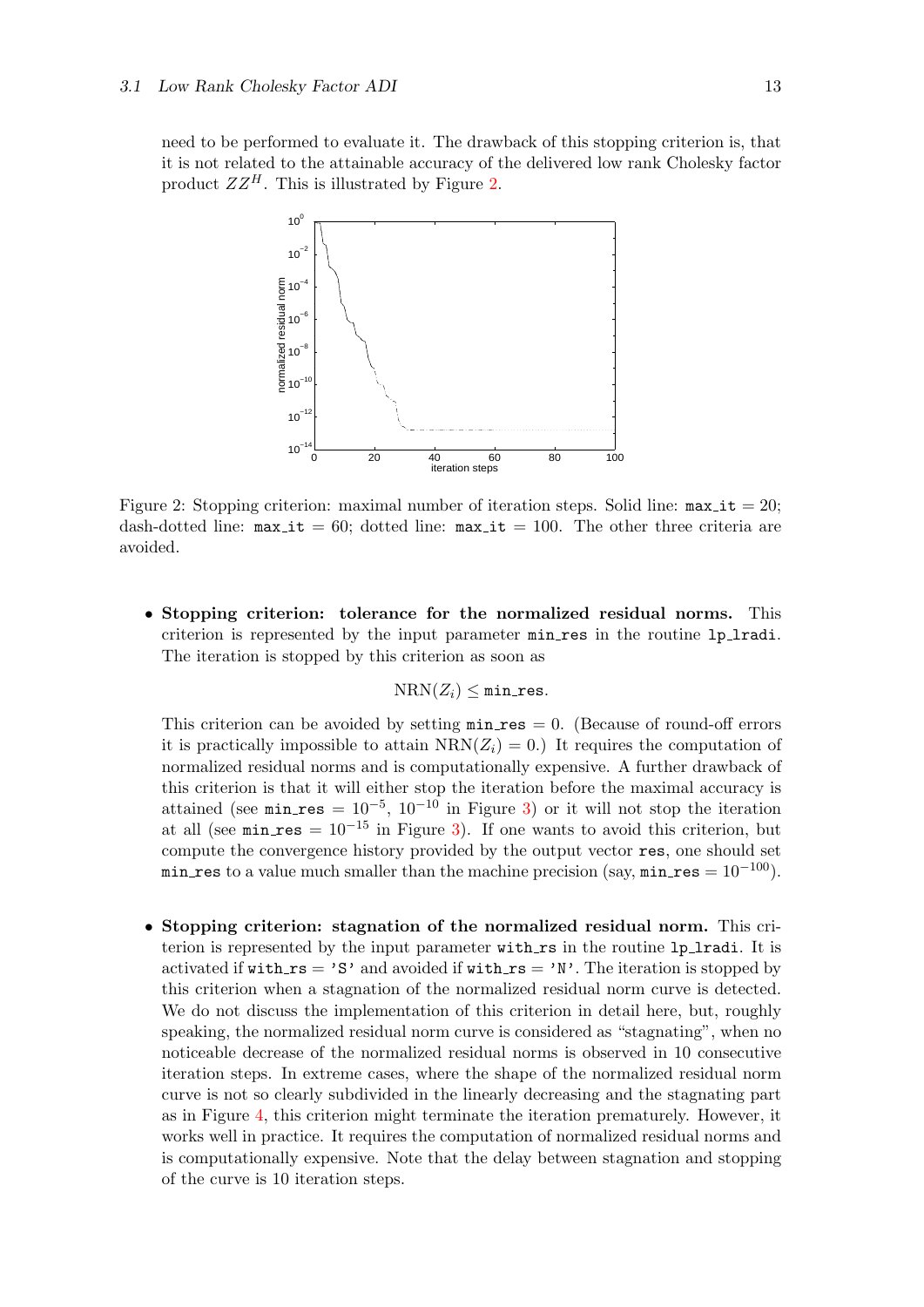need to be performed to evaluate it. The drawback of this stopping criterion is, that it is not related to the attainable accuracy of the delivered low rank Cholesky factor product $ZZ^H$. This is illustrated by Figure 2.

Figure 2: Stopping criterion: maximal number of iteration steps. Solid line: `max_it` $= 20$; dash-dotted line: `max_it` $= 60$; dotted line: `max_it` $= 100$. The other three criteria are avoided.

- **Stopping criterion: tolerance for the normalized residual norms.** This criterion is represented by the input parameter `min_res` in the routine `lp_lradi`. The iteration is stopped by this criterion as soon as

$$\mathrm{NRN}(Z_i) \le \texttt{min\_res}.$$

  This criterion can be avoided by setting `min_res` $= 0$. (Because of round-off errors it is practically impossible to attain $\mathrm{NRN}(Z_i) = 0$.) It requires the computation of normalized residual norms and is computationally expensive. A further drawback of this criterion is that it will either stop the iteration before the maximal accuracy is attained (see `min_res` $= 10^{-5}$, $10^{-10}$ in Figure 3) or it will not stop the iteration at all (see `min_res` $= 10^{-15}$ in Figure 3). If one wants to avoid this criterion, but compute the convergence history provided by the output vector `res`, one should set `min_res` to a value much smaller than the machine precision (say, `min_res` $= 10^{-100}$).

- **Stopping criterion: stagnation of the normalized residual norm.** This criterion is represented by the input parameter `with_rs` in the routine `lp_lradi`. It is activated if `with_rs = 'S'` and avoided if `with_rs = 'N'`. The iteration is stopped by this criterion when a stagnation of the normalized residual norm curve is detected. We do not discuss the implementation of this criterion in detail here, but, roughly speaking, the normalized residual norm curve is considered as "stagnating", when no noticeable decrease of the normalized residual norms is observed in 10 consecutive iteration steps. In extreme cases, where the shape of the normalized residual norm curve is not so clearly subdivided in the linearly decreasing and the stagnating part as in Figure 4, this criterion might terminate the iteration prematurely. However, it works well in practice. It requires the computation of normalized residual norms and is computationally expensive. Note that the delay between stagnation and stopping of the curve is 10 iteration steps.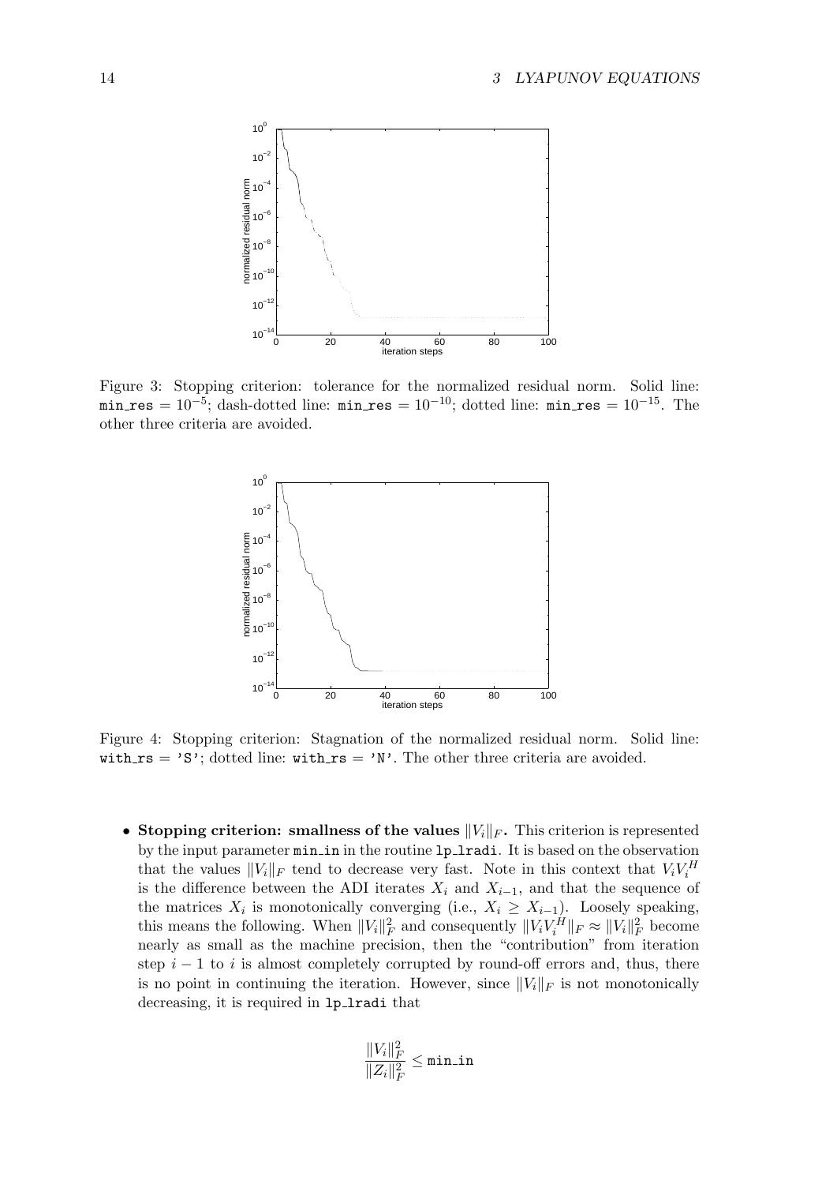Figure 3: Stopping criterion: tolerance for the normalized residual norm. Solid line: `min_res` $= 10^{-5}$; dash-dotted line: `min_res` $= 10^{-10}$; dotted line: `min_res` $= 10^{-15}$. The other three criteria are avoided.

Figure 4: Stopping criterion: Stagnation of the normalized residual norm. Solid line: `with_rs` = 'S'; dotted line: `with_rs` = 'N'. The other three criteria are avoided.

- **Stopping criterion: smallness of the values $\|V_i\|_F$.** This criterion is represented by the input parameter `min_in` in the routine `lp_lradi`. It is based on the observation that the values $\|V_i\|_F$ tend to decrease very fast. Note in this context that $V_i V_i^H$ is the difference between the ADI iterates $X_i$ and $X_{i-1}$, and that the sequence of the matrices $X_i$ is monotonically converging (i.e., $X_i \geq X_{i-1}$). Loosely speaking, this means the following. When $\|V_i\|_F^2$ and consequently $\|V_i V_i^H\|_F \approx \|V_i\|_F^2$ become nearly as small as the machine precision, then the "contribution" from iteration step $i-1$ to $i$ is almost completely corrupted by round-off errors and, thus, there is no point in continuing the iteration. However, since $\|V_i\|_F$ is not monotonically decreasing, it is required in `lp_lradi` that

$$\frac{\|V_i\|_F^2}{\|Z_i\|_F^2} \leq \texttt{min\_in}$$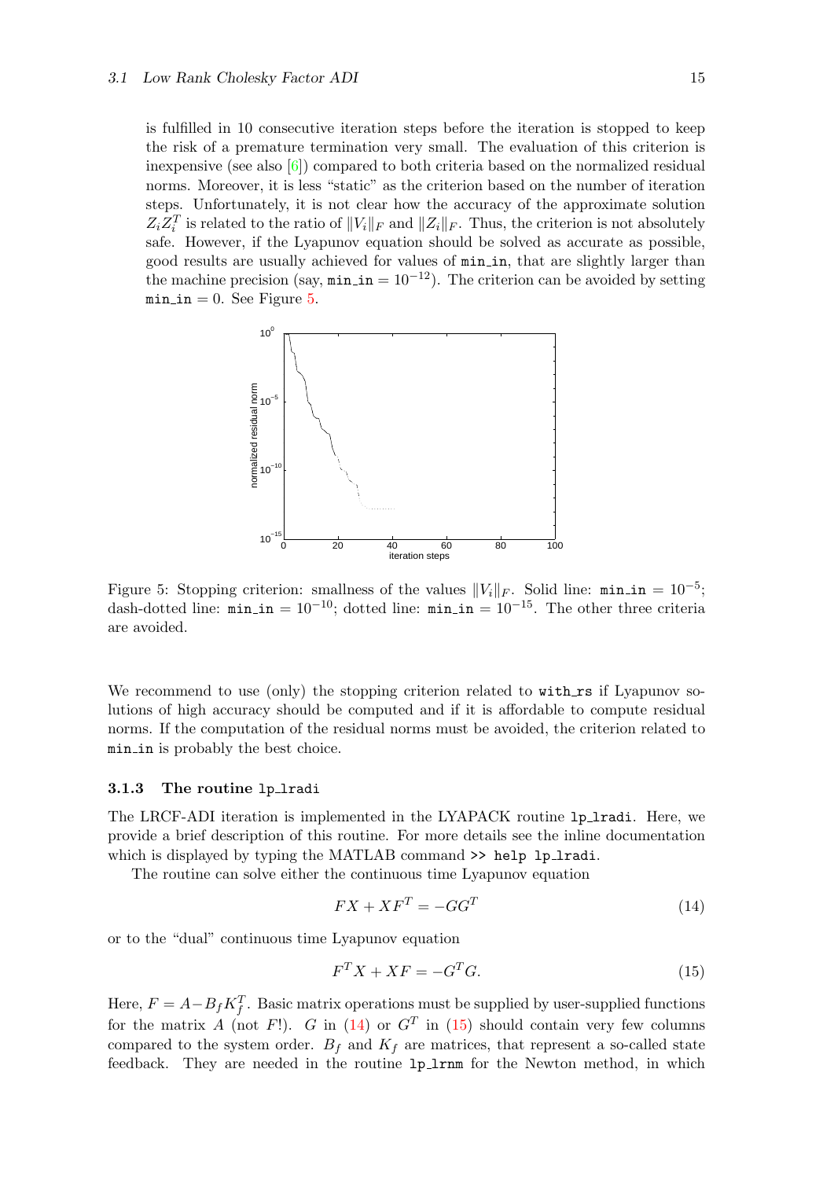is fulfilled in 10 consecutive iteration steps before the iteration is stopped to keep the risk of a premature termination very small. The evaluation of this criterion is inexpensive (see also [6]) compared to both criteria based on the normalized residual norms. Moreover, it is less "static" as the criterion based on the number of iteration steps. Unfortunately, it is not clear how the accuracy of the approximate solution $Z_i Z_i^T$ is related to the ratio of $\|V_i\|_F$ and $\|Z_i\|_F$. Thus, the criterion is not absolutely safe. However, if the Lyapunov equation should be solved as accurate as possible, good results are usually achieved for values of `min_in`, that are slightly larger than the machine precision (say, $\texttt{min\_in} = 10^{-12}$). The criterion can be avoided by setting $\texttt{min\_in} = 0$. See Figure 5.

Figure 5: Stopping criterion: smallness of the values $\|V_i\|_F$. Solid line: $\texttt{min\_in} = 10^{-5}$; dash-dotted line: $\texttt{min\_in} = 10^{-10}$; dotted line: $\texttt{min\_in} = 10^{-15}$. The other three criteria are avoided.

We recommend to use (only) the stopping criterion related to `with_rs` if Lyapunov solutions of high accuracy should be computed and if it is affordable to compute residual norms. If the computation of the residual norms must be avoided, the criterion related to `min_in` is probably the best choice.

### 3.1.3 The routine `lp_lradi`

The LRCF-ADI iteration is implemented in the LYAPACK routine `lp_lradi`. Here, we provide a brief description of this routine. For more details see the inline documentation which is displayed by typing the MATLAB command `>> help lp_lradi`.

The routine can solve either the continuous time Lyapunov equation

$$FX + XF^T = -GG^T \tag{14}$$

or to the "dual" continuous time Lyapunov equation

$$F^T X + XF = -G^T G. \tag{15}$$

Here, $F = A - B_f K_f^T$. Basic matrix operations must be supplied by user-supplied functions for the matrix $A$ (not $F$!). $G$ in (14) or $G^T$ in (15) should contain very few columns compared to the system order. $B_f$ and $K_f$ are matrices, that represent a so-called state feedback. They are needed in the routine `lp_lrnm` for the Newton method, in which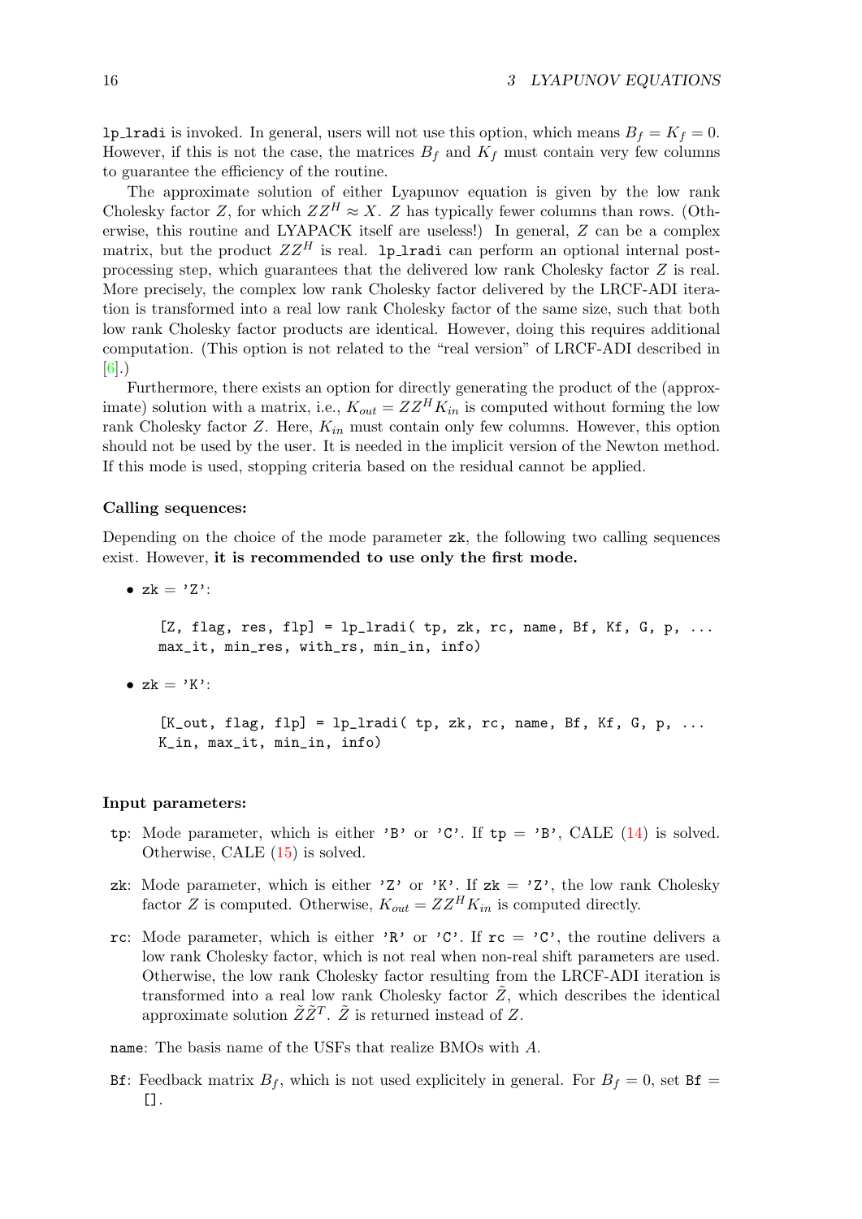`lp_lradi` is invoked. In general, users will not use this option, which means $B_f = K_f = 0$. However, if this is not the case, the matrices $B_f$ and $K_f$ must contain very few columns to guarantee the efficiency of the routine.

The approximate solution of either Lyapunov equation is given by the low rank Cholesky factor $Z$, for which $ZZ^H \approx X$. $Z$ has typically fewer columns than rows. (Otherwise, this routine and LYAPACK itself are useless!) In general, $Z$ can be a complex matrix, but the product $ZZ^H$ is real. `lp_lradi` can perform an optional internal post-processing step, which guarantees that the delivered low rank Cholesky factor $Z$ is real. More precisely, the complex low rank Cholesky factor delivered by the LRCF-ADI iteration is transformed into a real low rank Cholesky factor of the same size, such that both low rank Cholesky factor products are identical. However, doing this requires additional computation. (This option is not related to the "real version" of LRCF-ADI described in [6].)

Furthermore, there exists an option for directly generating the product of the (approximate) solution with a matrix, i.e., $K_{out} = ZZ^H K_{in}$ is computed without forming the low rank Cholesky factor $Z$. Here, $K_{in}$ must contain only few columns. However, this option should not be used by the user. It is needed in the implicit version of the Newton method. If this mode is used, stopping criteria based on the residual cannot be applied.

**Calling sequences:**

Depending on the choice of the mode parameter `zk`, the following two calling sequences exist. However, **it is recommended to use only the first mode.**

- `zk = 'Z'`:

```
[Z, flag, res, flp] = lp_lradi( tp, zk, rc, name, Bf, Kf, G, p, ...
max_it, min_res, with_rs, min_in, info)
```

- `zk = 'K'`:

```
[K_out, flag, flp] = lp_lradi( tp, zk, rc, name, Bf, Kf, G, p, ...
K_in, max_it, min_in, info)
```

**Input parameters:**

`tp`: Mode parameter, which is either `'B'` or `'C'`. If `tp = 'B'`, CALE (14) is solved. Otherwise, CALE (15) is solved.

`zk`: Mode parameter, which is either `'Z'` or `'K'`. If `zk = 'Z'`, the low rank Cholesky factor $Z$ is computed. Otherwise, $K_{out} = ZZ^H K_{in}$ is computed directly.

`rc`: Mode parameter, which is either `'R'` or `'C'`. If `rc = 'C'`, the routine delivers a low rank Cholesky factor, which is not real when non-real shift parameters are used. Otherwise, the low rank Cholesky factor resulting from the LRCF-ADI iteration is transformed into a real low rank Cholesky factor $\tilde{Z}$, which describes the identical approximate solution $\tilde{Z}\tilde{Z}^T$. $\tilde{Z}$ is returned instead of $Z$.

`name`: The basis name of the USFs that realize BMOs with $A$.

`Bf`: Feedback matrix $B_f$, which is not used explicitely in general. For $B_f = 0$, set `Bf = []`.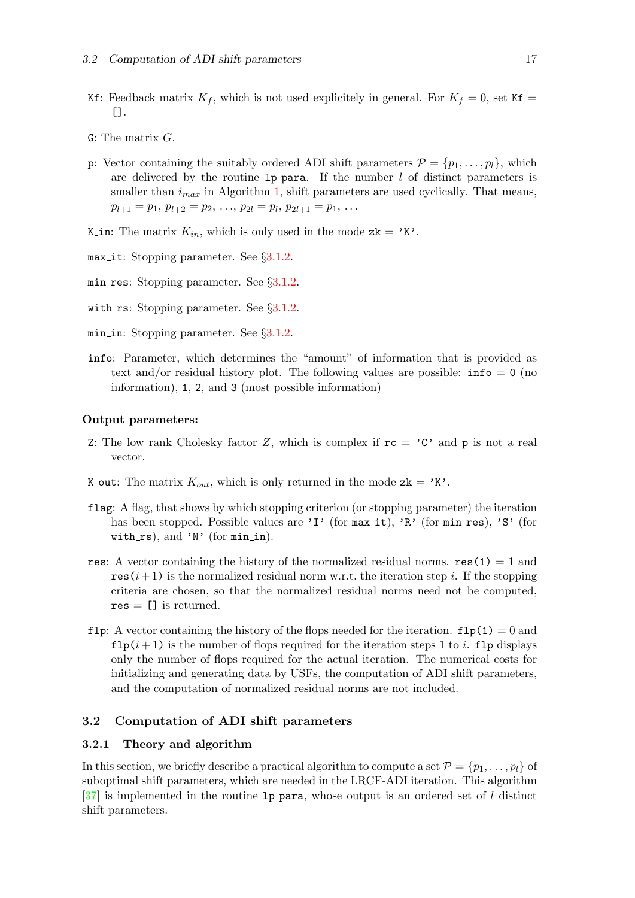`Kf`: Feedback matrix $K_f$, which is not used explicitely in general. For $K_f = 0$, set `Kf` = `[]`.

`G`: The matrix $G$.

`p`: Vector containing the suitably ordered ADI shift parameters $\mathcal{P} = \{p_1, \ldots, p_l\}$, which are delivered by the routine `lp_para`. If the number $l$ of distinct parameters is smaller than $i_{max}$ in Algorithm 1, shift parameters are used cyclically. That means, $p_{l+1} = p_1$, $p_{l+2} = p_2$, ..., $p_{2l} = p_l$, $p_{2l+1} = p_1$, ...

`K_in`: The matrix $K_{in}$, which is only used in the mode `zk` = `'K'`.

`max_it`: Stopping parameter. See §3.1.2.

`min_res`: Stopping parameter. See §3.1.2.

`with_rs`: Stopping parameter. See §3.1.2.

`min_in`: Stopping parameter. See §3.1.2.

`info`: Parameter, which determines the "amount" of information that is provided as text and/or residual history plot. The following values are possible: `info` = `0` (no information), `1`, `2`, and `3` (most possible information)

**Output parameters:**

`Z`: The low rank Cholesky factor $Z$, which is complex if `rc` = `'C'` and `p` is not a real vector.

`K_out`: The matrix $K_{out}$, which is only returned in the mode `zk` = `'K'`.

`flag`: A flag, that shows by which stopping criterion (or stopping parameter) the iteration has been stopped. Possible values are `'I'` (for `max_it`), `'R'` (for `min_res`), `'S'` (for `with_rs`), and `'N'` (for `min_in`).

`res`: A vector containing the history of the normalized residual norms. `res(1)` = 1 and `res(`$i+1$`)` is the normalized residual norm w.r.t. the iteration step $i$. If the stopping criteria are chosen, so that the normalized residual norms need not be computed, `res` = `[]` is returned.

`flp`: A vector containing the history of the flops needed for the iteration. `flp(1)` = 0 and `flp(`$i+1$`)` is the number of flops required for the iteration steps 1 to $i$. `flp` displays only the number of flops required for the actual iteration. The numerical costs for initializing and generating data by USFs, the computation of ADI shift parameters, and the computation of normalized residual norms are not included.

## 3.2 Computation of ADI shift parameters

### 3.2.1 Theory and algorithm

In this section, we briefly describe a practical algorithm to compute a set $\mathcal{P} = \{p_1, \ldots, p_l\}$ of suboptimal shift parameters, which are needed in the LRCF-ADI iteration. This algorithm [37] is implemented in the routine `lp_para`, whose output is an ordered set of $l$ distinct shift parameters.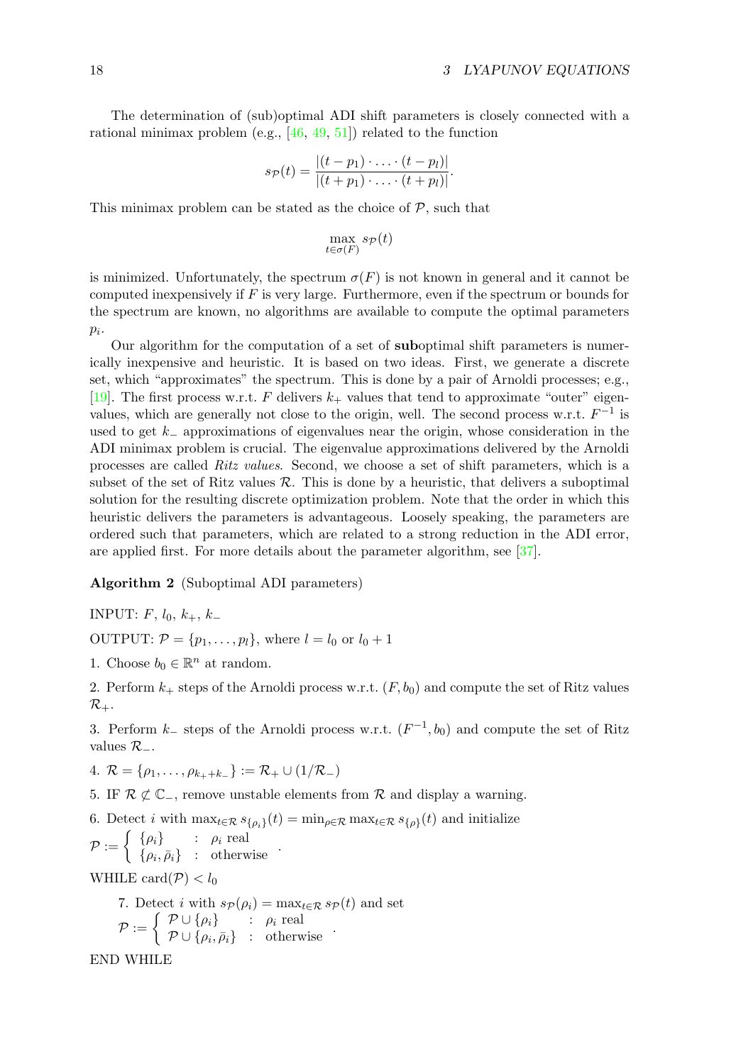The determination of (sub)optimal ADI shift parameters is closely connected with a rational minimax problem (e.g., [46, 49, 51]) related to the function

$$s_{\mathcal{P}}(t) = \frac{|(t-p_1)\cdot \ldots \cdot (t-p_l)|}{|(t+p_1)\cdot \ldots \cdot (t+p_l)|}.$$

This minimax problem can be stated as the choice of $\mathcal{P}$, such that

$$\max_{t \in \sigma(F)} s_{\mathcal{P}}(t)$$

is minimized. Unfortunately, the spectrum $\sigma(F)$ is not known in general and it cannot be computed inexpensively if $F$ is very large. Furthermore, even if the spectrum or bounds for the spectrum are known, no algorithms are available to compute the optimal parameters $p_i$.

Our algorithm for the computation of a set of **sub**optimal shift parameters is numerically inexpensive and heuristic. It is based on two ideas. First, we generate a discrete set, which "approximates" the spectrum. This is done by a pair of Arnoldi processes; e.g., [19]. The first process w.r.t. $F$ delivers $k_+$ values that tend to approximate "outer" eigenvalues, which are generally not close to the origin, well. The second process w.r.t. $F^{-1}$ is used to get $k_-$ approximations of eigenvalues near the origin, whose consideration in the ADI minimax problem is crucial. The eigenvalue approximations delivered by the Arnoldi processes are called *Ritz values*. Second, we choose a set of shift parameters, which is a subset of the set of Ritz values $\mathcal{R}$. This is done by a heuristic, that delivers a suboptimal solution for the resulting discrete optimization problem. Note that the order in which this heuristic delivers the parameters is advantageous. Loosely speaking, the parameters are ordered such that parameters, which are related to a strong reduction in the ADI error, are applied first. For more details about the parameter algorithm, see [37].

**Algorithm 2** (Suboptimal ADI parameters)

INPUT: $F$, $l_0$, $k_+$, $k_-$

OUTPUT: $\mathcal{P} = \{p_1, \ldots, p_l\}$, where $l = l_0$ or $l_0 + 1$

1. Choose $b_0 \in \mathbb{R}^n$ at random.

2. Perform $k_+$ steps of the Arnoldi process w.r.t. $(F, b_0)$ and compute the set of Ritz values $\mathcal{R}_+$.

3. Perform $k_-$ steps of the Arnoldi process w.r.t. $(F^{-1}, b_0)$ and compute the set of Ritz values $\mathcal{R}_-$.

4. $\mathcal{R} = \{\rho_1, \ldots, \rho_{k_+ + k_-}\} := \mathcal{R}_+ \cup (1/\mathcal{R}_-)$

5. IF $\mathcal{R} \not\subset \mathbb{C}_-$, remove unstable elements from $\mathcal{R}$ and display a warning.

6. Detect $i$ with $\max_{t \in \mathcal{R}} s_{\{\rho_i\}}(t) = \min_{\rho \in \mathcal{R}} \max_{t \in \mathcal{R}} s_{\{\rho\}}(t)$ and initialize
$\mathcal{P} := \begin{cases} \{\rho_i\} & : \ \rho_i \text{ real} \\ \{\rho_i, \bar{\rho}_i\} & : \ \text{otherwise} \end{cases}$.

WHILE $\text{card}(\mathcal{P}) < l_0$

  7. Detect $i$ with $s_{\mathcal{P}}(\rho_i) = \max_{t \in \mathcal{R}} s_{\mathcal{P}}(t)$ and set
  $\mathcal{P} := \begin{cases} \mathcal{P} \cup \{\rho_i\} & : \ \rho_i \text{ real} \\ \mathcal{P} \cup \{\rho_i, \bar{\rho}_i\} & : \ \text{otherwise} \end{cases}$.

END WHILE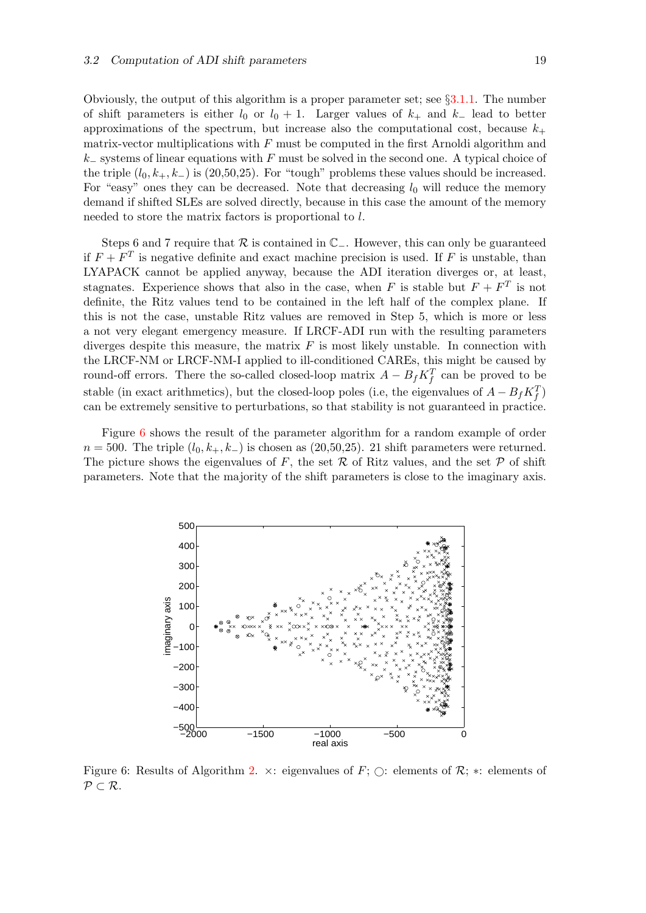Obviously, the output of this algorithm is a proper parameter set; see §3.1.1. The number of shift parameters is either $l_0$ or $l_0 + 1$. Larger values of $k_+$ and $k_-$ lead to better approximations of the spectrum, but increase also the computational cost, because $k_+$ matrix-vector multiplications with $F$ must be computed in the first Arnoldi algorithm and $k_-$ systems of linear equations with $F$ must be solved in the second one. A typical choice of the triple $(l_0, k_+, k_-)$ is (20,50,25). For "tough" problems these values should be increased. For "easy" ones they can be decreased. Note that decreasing $l_0$ will reduce the memory demand if shifted SLEs are solved directly, because in this case the amount of the memory needed to store the matrix factors is proportional to $l$.

Steps 6 and 7 require that $\mathcal{R}$ is contained in $\mathbb{C}_-$. However, this can only be guaranteed if $F + F^T$ is negative definite and exact machine precision is used. If $F$ is unstable, than LYAPACK cannot be applied anyway, because the ADI iteration diverges or, at least, stagnates. Experience shows that also in the case, when $F$ is stable but $F + F^T$ is not definite, the Ritz values tend to be contained in the left half of the complex plane. If this is not the case, unstable Ritz values are removed in Step 5, which is more or less a not very elegant emergency measure. If LRCF-ADI run with the resulting parameters diverges despite this measure, the matrix $F$ is most likely unstable. In connection with the LRCF-NM or LRCF-NM-I applied to ill-conditioned CAREs, this might be caused by round-off errors. There the so-called closed-loop matrix $A - B_f K_f^T$ can be proved to be stable (in exact arithmetics), but the closed-loop poles (i.e, the eigenvalues of $A - B_f K_f^T$) can be extremely sensitive to perturbations, so that stability is not guaranteed in practice.

Figure 6 shows the result of the parameter algorithm for a random example of order $n = 500$. The triple $(l_0, k_+, k_-)$ is chosen as (20,50,25). 21 shift parameters were returned. The picture shows the eigenvalues of $F$, the set $\mathcal{R}$ of Ritz values, and the set $\mathcal{P}$ of shift parameters. Note that the majority of the shift parameters is close to the imaginary axis.

Figure 6: Results of Algorithm 2. $\times$: eigenvalues of $F$; $\bigcirc$: elements of $\mathcal{R}$; $*$: elements of $\mathcal{P} \subset \mathcal{R}$.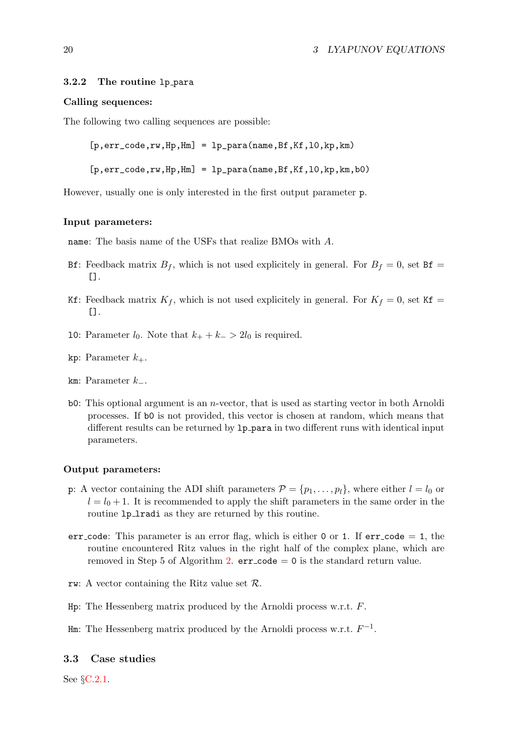### 3.2.2 The routine lp_para

**Calling sequences:**

The following two calling sequences are possible:

```
[p,err_code,rw,Hp,Hm] = lp_para(name,Bf,Kf,l0,kp,km)

[p,err_code,rw,Hp,Hm] = lp_para(name,Bf,Kf,l0,kp,km,b0)
```

However, usually one is only interested in the first output parameter `p`.

**Input parameters:**

`name`: The basis name of the USFs that realize BMOs with $A$.

`Bf`: Feedback matrix $B_f$, which is not used explicitely in general. For $B_f = 0$, set `Bf = []`.

`Kf`: Feedback matrix $K_f$, which is not used explicitely in general. For $K_f = 0$, set `Kf = []`.

`l0`: Parameter $l_0$. Note that $k_+ + k_- > 2l_0$ is required.

`kp`: Parameter $k_+$.

`km`: Parameter $k_-$.

`b0`: This optional argument is an $n$-vector, that is used as starting vector in both Arnoldi processes. If `b0` is not provided, this vector is chosen at random, which means that different results can be returned by `lp_para` in two different runs with identical input parameters.

**Output parameters:**

`p`: A vector containing the ADI shift parameters $\mathcal{P} = \{p_1, \ldots, p_l\}$, where either $l = l_0$ or $l = l_0 + 1$. It is recommended to apply the shift parameters in the same order in the routine `lp_lradi` as they are returned by this routine.

`err_code`: This parameter is an error flag, which is either `0` or `1`. If `err_code = 1`, the routine encountered Ritz values in the right half of the complex plane, which are removed in Step 5 of Algorithm 2. `err_code = 0` is the standard return value.

`rw`: A vector containing the Ritz value set $\mathcal{R}$.

`Hp`: The Hessenberg matrix produced by the Arnoldi process w.r.t. $F$.

`Hm`: The Hessenberg matrix produced by the Arnoldi process w.r.t. $F^{-1}$.

## 3.3 Case studies

See §C.2.1.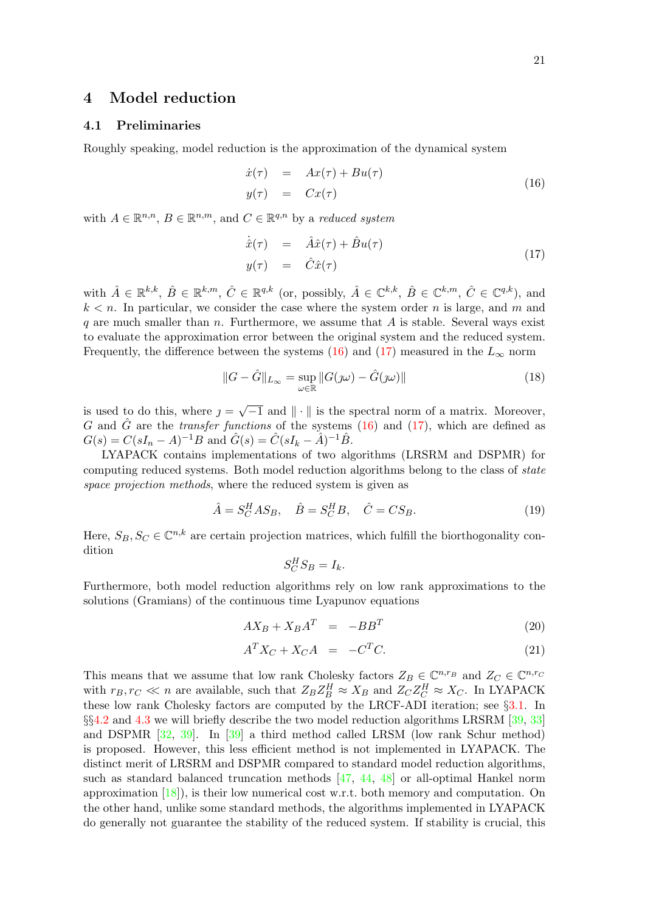# 4 Model reduction

## 4.1 Preliminaries

Roughly speaking, model reduction is the approximation of the dynamical system

$$
\begin{aligned}
\dot{x}(\tau) &= Ax(\tau) + Bu(\tau) \\
y(\tau) &= Cx(\tau)
\end{aligned}
\tag{16}
$$

with $A \in \mathbb{R}^{n,n}$, $B \in \mathbb{R}^{n,m}$, and $C \in \mathbb{R}^{q,n}$ by a *reduced system*

$$
\begin{aligned}
\dot{\hat{x}}(\tau) &= \hat{A}\hat{x}(\tau) + \hat{B}u(\tau) \\
y(\tau) &= \hat{C}\hat{x}(\tau)
\end{aligned}
\tag{17}
$$

with $\hat{A} \in \mathbb{R}^{k,k}$, $\hat{B} \in \mathbb{R}^{k,m}$, $\hat{C} \in \mathbb{R}^{q,k}$ (or, possibly, $\hat{A} \in \mathbb{C}^{k,k}$, $\hat{B} \in \mathbb{C}^{k,m}$, $\hat{C} \in \mathbb{C}^{q,k}$), and $k < n$. In particular, we consider the case where the system order $n$ is large, and $m$ and $q$ are much smaller than $n$. Furthermore, we assume that $A$ is stable. Several ways exist to evaluate the approximation error between the original system and the reduced system. Frequently, the difference between the systems (16) and (17) measured in the $L_\infty$ norm

$$
\|G - \hat{G}\|_{L_\infty} = \sup_{\omega \in \mathbb{R}} \|G(\jmath\omega) - \hat{G}(\jmath\omega)\|
\tag{18}
$$

is used to do this, where $\jmath = \sqrt{-1}$ and $\|\cdot\|$ is the spectral norm of a matrix. Moreover, $G$ and $\hat{G}$ are the *transfer functions* of the systems (16) and (17), which are defined as $G(s) = C(sI_n - A)^{-1}B$ and $\hat{G}(s) = \hat{C}(sI_k - \hat{A})^{-1}\hat{B}$.

LYAPACK contains implementations of two algorithms (LRSRM and DSPMR) for computing reduced systems. Both model reduction algorithms belong to the class of *state space projection methods*, where the reduced system is given as

$$
\hat{A} = S_C^H A S_B, \quad \hat{B} = S_C^H B, \quad \hat{C} = C S_B.
\tag{19}
$$

Here, $S_B, S_C \in \mathbb{C}^{n,k}$ are certain projection matrices, which fulfill the biorthogonality condition

$$
S_C^H S_B = I_k.
$$

Furthermore, both model reduction algorithms rely on low rank approximations to the solutions (Gramians) of the continuous time Lyapunov equations

$$
A X_B + X_B A^T = -BB^T \tag{20}
$$

$$
A^T X_C + X_C A = -C^T C. \tag{21}
$$

This means that we assume that low rank Cholesky factors $Z_B \in \mathbb{C}^{n,r_B}$ and $Z_C \in \mathbb{C}^{n,r_C}$ with $r_B, r_C \ll n$ are available, such that $Z_B Z_B^H \approx X_B$ and $Z_C Z_C^H \approx X_C$. In LYAPACK these low rank Cholesky factors are computed by the LRCF-ADI iteration; see §3.1. In §§4.2 and 4.3 we will briefly describe the two model reduction algorithms LRSRM [39, 33] and DSPMR [32, 39]. In [39] a third method called LRSM (low rank Schur method) is proposed. However, this less efficient method is not implemented in LYAPACK. The distinct merit of LRSRM and DSPMR compared to standard model reduction algorithms, such as standard balanced truncation methods [47, 44, 48] or all-optimal Hankel norm approximation [18]), is their low numerical cost w.r.t. both memory and computation. On the other hand, unlike some standard methods, the algorithms implemented in LYAPACK do generally not guarantee the stability of the reduced system. If stability is crucial, this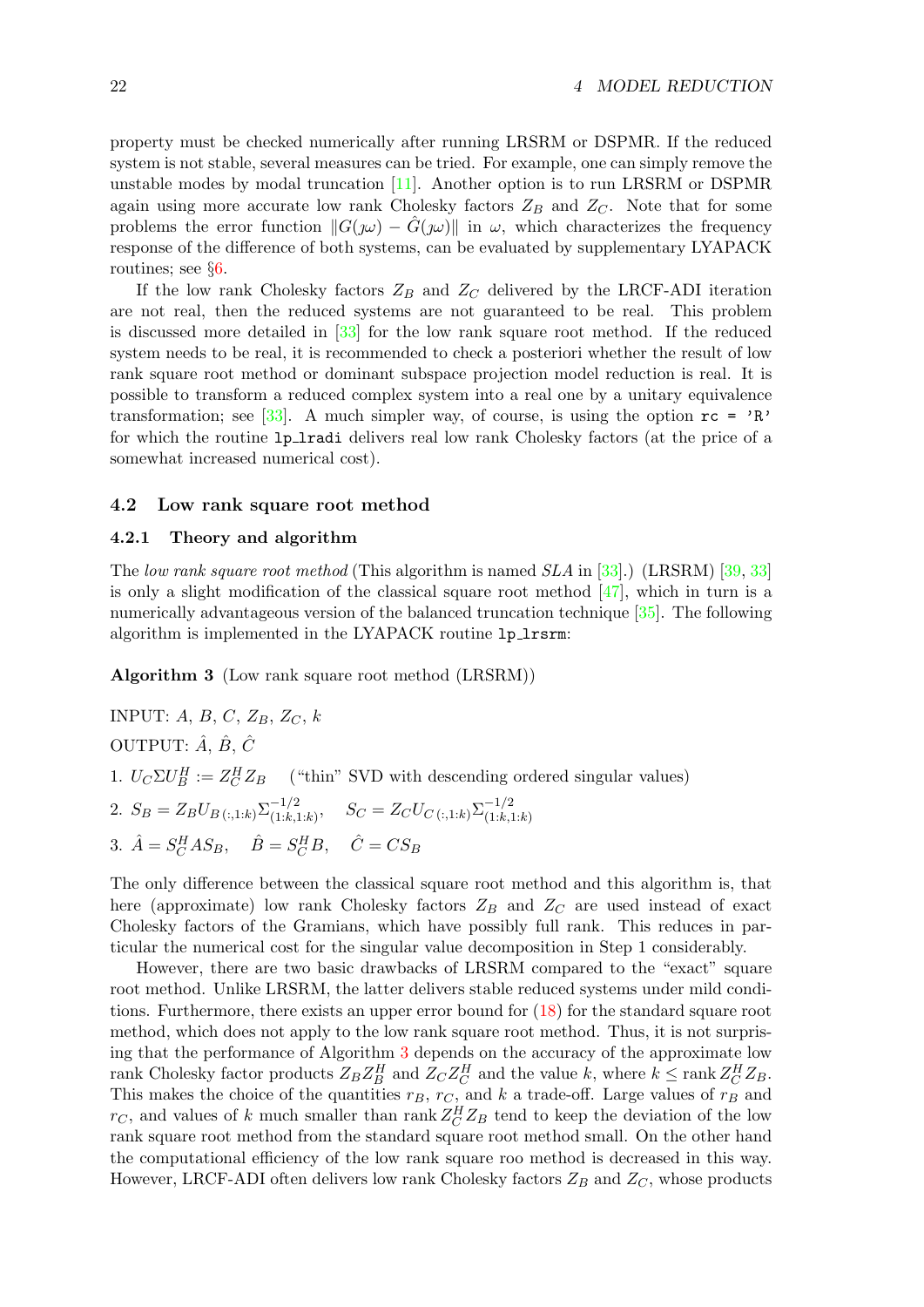property must be checked numerically after running LRSRM or DSPMR. If the reduced system is not stable, several measures can be tried. For example, one can simply remove the unstable modes by modal truncation [11]. Another option is to run LRSRM or DSPMR again using more accurate low rank Cholesky factors $Z_B$ and $Z_C$. Note that for some problems the error function $\|G(\jmath\omega) - \hat{G}(\jmath\omega)\|$ in $\omega$, which characterizes the frequency response of the difference of both systems, can be evaluated by supplementary LYAPACK routines; see §6.

If the low rank Cholesky factors $Z_B$ and $Z_C$ delivered by the LRCF-ADI iteration are not real, then the reduced systems are not guaranteed to be real. This problem is discussed more detailed in [33] for the low rank square root method. If the reduced system needs to be real, it is recommended to check a posteriori whether the result of low rank square root method or dominant subspace projection model reduction is real. It is possible to transform a reduced complex system into a real one by a unitary equivalence transformation; see [33]. A much simpler way, of course, is using the option `rc = 'R'` for which the routine `lp_lradi` delivers real low rank Cholesky factors (at the price of a somewhat increased numerical cost).

## 4.2 Low rank square root method

### 4.2.1 Theory and algorithm

The *low rank square root method* (This algorithm is named *SLA* in [33].) (LRSRM) [39, 33] is only a slight modification of the classical square root method [47], which in turn is a numerically advantageous version of the balanced truncation technique [35]. The following algorithm is implemented in the LYAPACK routine `lp_lrsrm`:

**Algorithm 3** (Low rank square root method (LRSRM))

INPUT: $A$, $B$, $C$, $Z_B$, $Z_C$, $k$

OUTPUT: $\hat{A}$, $\hat{B}$, $\hat{C}$

1. $U_C \Sigma U_B^H := Z_C^H Z_B$ ("thin" SVD with descending ordered singular values)
2. $S_B = Z_B U_{B\,(:,1:k)} \Sigma_{(1:k,1:k)}^{-1/2}, \quad S_C = Z_C U_{C\,(:,1:k)} \Sigma_{(1:k,1:k)}^{-1/2}$
3. $\hat{A} = S_C^H A S_B, \quad \hat{B} = S_C^H B, \quad \hat{C} = C S_B$

The only difference between the classical square root method and this algorithm is, that here (approximate) low rank Cholesky factors $Z_B$ and $Z_C$ are used instead of exact Cholesky factors of the Gramians, which have possibly full rank. This reduces in particular the numerical cost for the singular value decomposition in Step 1 considerably.

However, there are two basic drawbacks of LRSRM compared to the "exact" square root method. Unlike LRSRM, the latter delivers stable reduced systems under mild conditions. Furthermore, there exists an upper error bound for (18) for the standard square root method, which does not apply to the low rank square root method. Thus, it is not surprising that the performance of Algorithm 3 depends on the accuracy of the approximate low rank Cholesky factor products $Z_B Z_B^H$ and $Z_C Z_C^H$ and the value $k$, where $k \leq \operatorname{rank} Z_C^H Z_B$. This makes the choice of the quantities $r_B$, $r_C$, and $k$ a trade-off. Large values of $r_B$ and $r_C$, and values of $k$ much smaller than $\operatorname{rank} Z_C^H Z_B$ tend to keep the deviation of the low rank square root method from the standard square root method small. On the other hand the computational efficiency of the low rank square roo method is decreased in this way. However, LRCF-ADI often delivers low rank Cholesky factors $Z_B$ and $Z_C$, whose products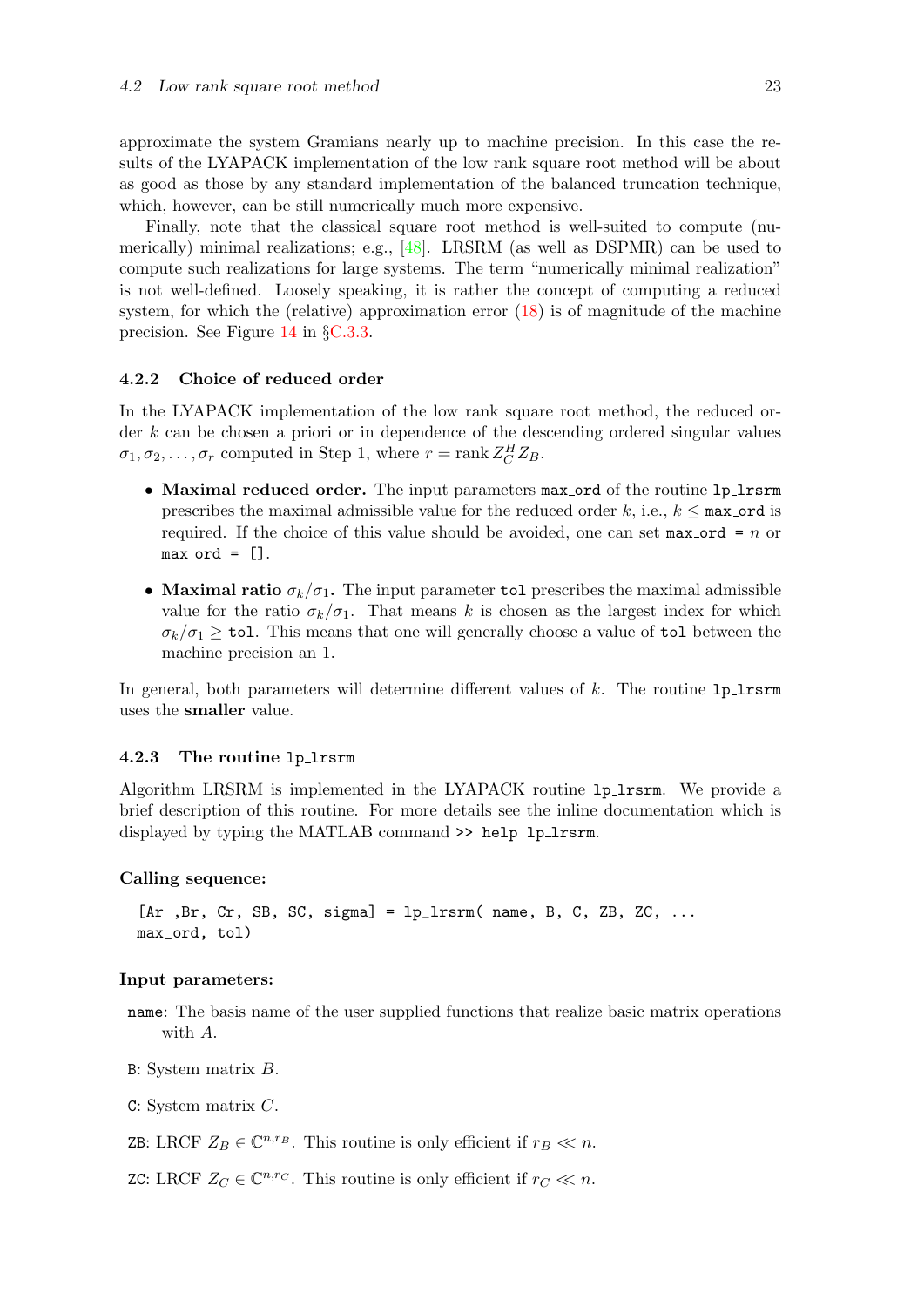approximate the system Gramians nearly up to machine precision. In this case the results of the LYAPACK implementation of the low rank square root method will be about as good as those by any standard implementation of the balanced truncation technique, which, however, can be still numerically much more expensive.

Finally, note that the classical square root method is well-suited to compute (numerically) minimal realizations; e.g., [48]. LRSRM (as well as DSPMR) can be used to compute such realizations for large systems. The term "numerically minimal realization" is not well-defined. Loosely speaking, it is rather the concept of computing a reduced system, for which the (relative) approximation error (18) is of magnitude of the machine precision. See Figure 14 in §C.3.3.

### 4.2.2 Choice of reduced order

In the LYAPACK implementation of the low rank square root method, the reduced order $k$ can be chosen a priori or in dependence of the descending ordered singular values $\sigma_1, \sigma_2, \ldots, \sigma_r$ computed in Step 1, where $r = \operatorname{rank} Z_C^H Z_B$.

- **Maximal reduced order.** The input parameters `max_ord` of the routine `lp_lrsrm` prescribes the maximal admissible value for the reduced order $k$, i.e., $k \leq$ `max_ord` is required. If the choice of this value should be avoided, one can set `max_ord = n` or `max_ord = []`.
- **Maximal ratio $\sigma_k/\sigma_1$.** The input parameter `tol` prescribes the maximal admissible value for the ratio $\sigma_k/\sigma_1$. That means $k$ is chosen as the largest index for which $\sigma_k/\sigma_1 \geq$ `tol`. This means that one will generally choose a value of `tol` between the machine precision an 1.

In general, both parameters will determine different values of $k$. The routine `lp_lrsrm` uses the **smaller** value.

### 4.2.3 The routine `lp_lrsrm`

Algorithm LRSRM is implemented in the LYAPACK routine `lp_lrsrm`. We provide a brief description of this routine. For more details see the inline documentation which is displayed by typing the MATLAB command `>> help lp_lrsrm`.

**Calling sequence:**

```
[Ar ,Br, Cr, SB, SC, sigma] = lp_lrsrm( name, B, C, ZB, ZC, ...
max_ord, tol)
```

**Input parameters:**

`name`: The basis name of the user supplied functions that realize basic matrix operations with $A$.

`B`: System matrix $B$.

`C`: System matrix $C$.

`ZB`: LRCF $Z_B \in \mathbb{C}^{n,r_B}$. This routine is only efficient if $r_B \ll n$.

`ZC`: LRCF $Z_C \in \mathbb{C}^{n,r_C}$. This routine is only efficient if $r_C \ll n$.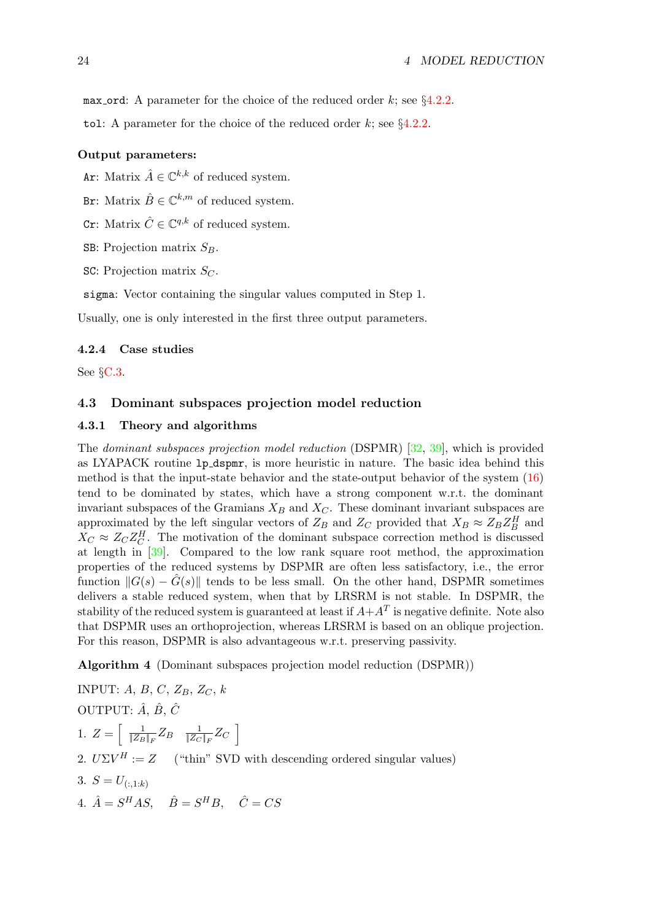`max_ord`: A parameter for the choice of the reduced order $k$; see §4.2.2.

`tol`: A parameter for the choice of the reduced order $k$; see §4.2.2.

**Output parameters:**

`Ar`: Matrix $\hat{A} \in \mathbb{C}^{k,k}$ of reduced system.

`Br`: Matrix $\hat{B} \in \mathbb{C}^{k,m}$ of reduced system.

`Cr`: Matrix $\hat{C} \in \mathbb{C}^{q,k}$ of reduced system.

`SB`: Projection matrix $S_B$.

`SC`: Projection matrix $S_C$.

`sigma`: Vector containing the singular values computed in Step 1.

Usually, one is only interested in the first three output parameters.

#### 4.2.4 Case studies

See §C.3.

### 4.3 Dominant subspaces projection model reduction

#### 4.3.1 Theory and algorithms

The *dominant subspaces projection model reduction* (DSPMR) [32, 39], which is provided as LYAPACK routine `lp_dspmr`, is more heuristic in nature. The basic idea behind this method is that the input-state behavior and the state-output behavior of the system (16) tend to be dominated by states, which have a strong component w.r.t. the dominant invariant subspaces of the Gramians $X_B$ and $X_C$. These dominant invariant subspaces are approximated by the left singular vectors of $Z_B$ and $Z_C$ provided that $X_B \approx Z_B Z_B^H$ and $X_C \approx Z_C Z_C^H$. The motivation of the dominant subspace correction method is discussed at length in [39]. Compared to the low rank square root method, the approximation properties of the reduced systems by DSPMR are often less satisfactory, i.e., the error function $\|G(s) - \hat{G}(s)\|$ tends to be less small. On the other hand, DSPMR sometimes delivers a stable reduced system, when that by LRSRM is not stable. In DSPMR, the stability of the reduced system is guaranteed at least if $A + A^T$ is negative definite. Note also that DSPMR uses an orthoprojection, whereas LRSRM is based on an oblique projection. For this reason, DSPMR is also advantageous w.r.t. preserving passivity.

**Algorithm 4** (Dominant subspaces projection model reduction (DSPMR))

INPUT: $A$, $B$, $C$, $Z_B$, $Z_C$, $k$

OUTPUT: $\hat{A}$, $\hat{B}$, $\hat{C}$

1. $Z = \left[ \begin{array}{cc} \frac{1}{\|Z_B\|_F} Z_B & \frac{1}{\|Z_C\|_F} Z_C \end{array} \right]$

2. $U \Sigma V^H := Z$ ("thin" SVD with descending ordered singular values)

3. $S = U_{(:,1:k)}$

4. $\hat{A} = S^H A S, \quad \hat{B} = S^H B, \quad \hat{C} = CS$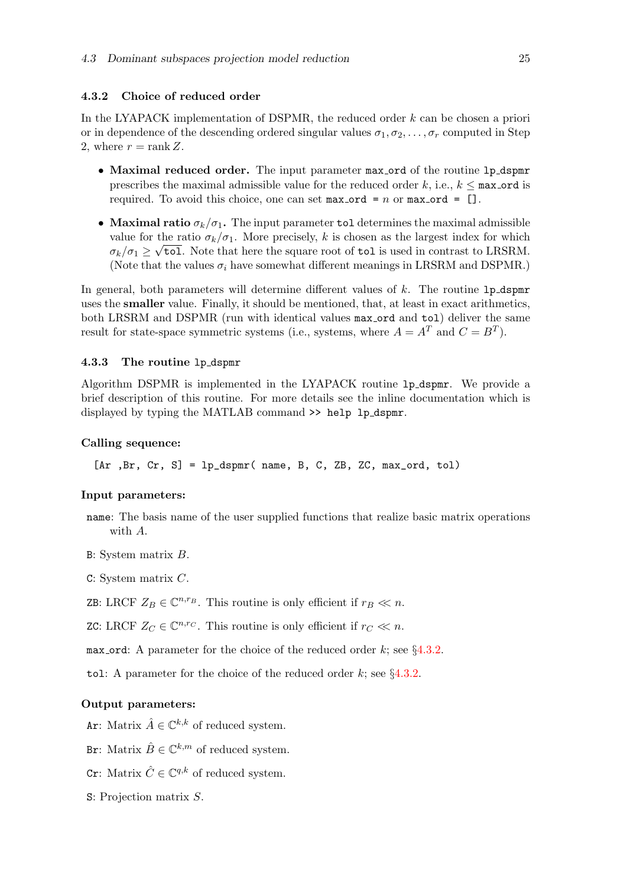### 4.3.2 Choice of reduced order

In the LYAPACK implementation of DSPMR, the reduced order $k$ can be chosen a priori or in dependence of the descending ordered singular values $\sigma_1, \sigma_2, \ldots, \sigma_r$ computed in Step 2, where $r = \operatorname{rank} Z$.

- **Maximal reduced order.** The input parameter `max_ord` of the routine `lp_dspmr` prescribes the maximal admissible value for the reduced order $k$, i.e., $k \leq$ `max_ord` is required. To avoid this choice, one can set `max_ord` = $n$ or `max_ord = []`.
- **Maximal ratio $\sigma_k/\sigma_1$.** The input parameter `tol` determines the maximal admissible value for the ratio $\sigma_k/\sigma_1$. More precisely, $k$ is chosen as the largest index for which $\sigma_k/\sigma_1 \geq \sqrt{\texttt{tol}}$. Note that here the square root of `tol` is used in contrast to LRSRM. (Note that the values $\sigma_i$ have somewhat different meanings in LRSRM and DSPMR.)

In general, both parameters will determine different values of $k$. The routine `lp_dspmr` uses the **smaller** value. Finally, it should be mentioned, that, at least in exact arithmetics, both LRSRM and DSPMR (run with identical values `max_ord` and `tol`) deliver the same result for state-space symmetric systems (i.e., systems, where $A = A^T$ and $C = B^T$).

### 4.3.3 The routine `lp_dspmr`

Algorithm DSPMR is implemented in the LYAPACK routine `lp_dspmr`. We provide a brief description of this routine. For more details see the inline documentation which is displayed by typing the MATLAB command `>> help lp_dspmr`.

**Calling sequence:**

```
[Ar ,Br, Cr, S] = lp_dspmr( name, B, C, ZB, ZC, max_ord, tol)
```

**Input parameters:**

`name`: The basis name of the user supplied functions that realize basic matrix operations with $A$.

`B`: System matrix $B$.

`C`: System matrix $C$.

`ZB`: LRCF $Z_B \in \mathbb{C}^{n,r_B}$. This routine is only efficient if $r_B \ll n$.

`ZC`: LRCF $Z_C \in \mathbb{C}^{n,r_C}$. This routine is only efficient if $r_C \ll n$.

`max_ord`: A parameter for the choice of the reduced order $k$; see §4.3.2.

`tol`: A parameter for the choice of the reduced order $k$; see §4.3.2.

**Output parameters:**

`Ar`: Matrix $\hat{A} \in \mathbb{C}^{k,k}$ of reduced system.

`Br`: Matrix $\hat{B} \in \mathbb{C}^{k,m}$ of reduced system.

`Cr`: Matrix $\hat{C} \in \mathbb{C}^{q,k}$ of reduced system.

`S`: Projection matrix $S$.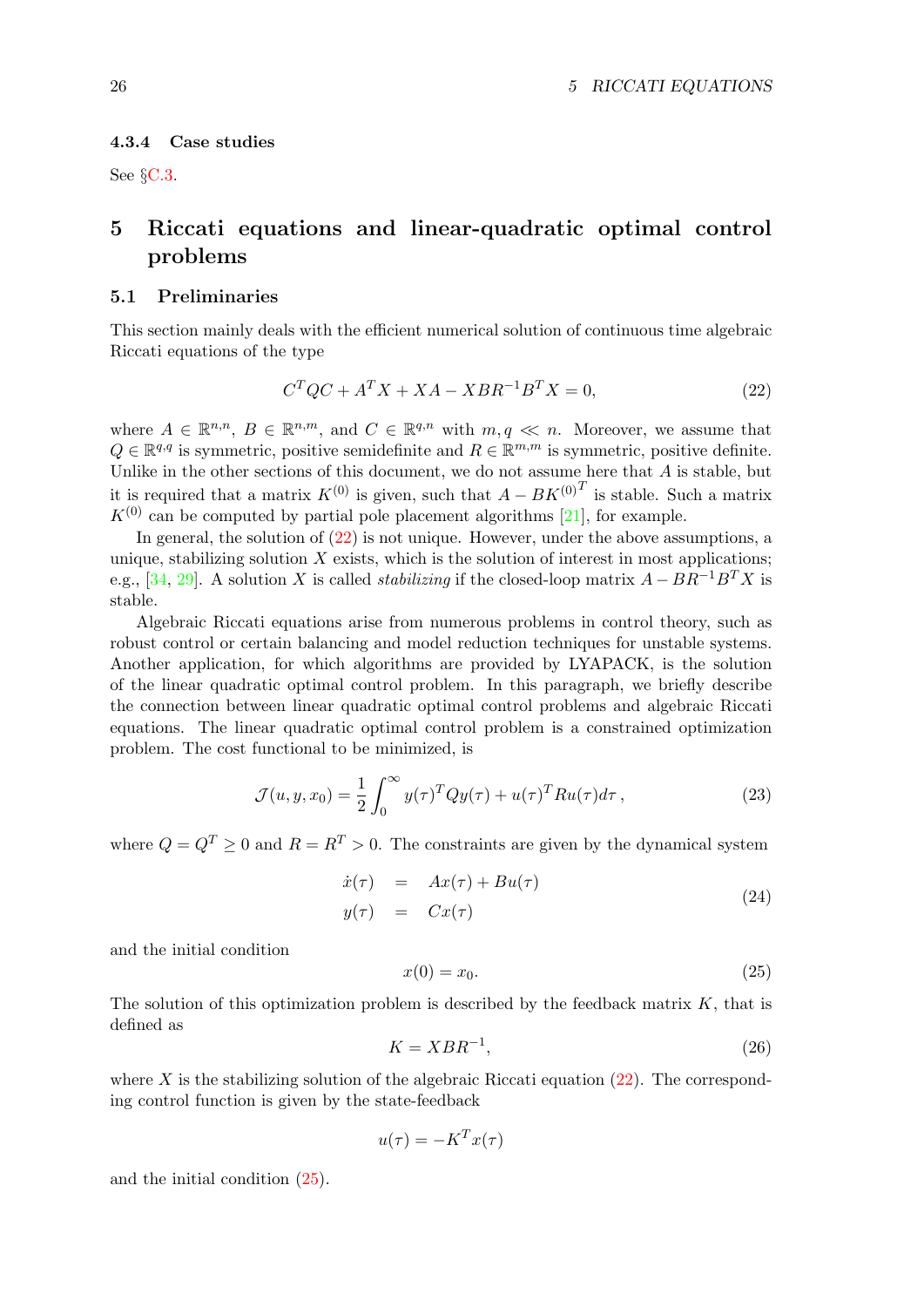#### 4.3.4 Case studies

See §C.3.

# 5 Riccati equations and linear-quadratic optimal control problems

## 5.1 Preliminaries

This section mainly deals with the efficient numerical solution of continuous time algebraic Riccati equations of the type

$$C^TQC + A^TX + XA - XBR^{-1}B^TX = 0, \tag{22}$$

where $A \in \mathbb{R}^{n,n}$, $B \in \mathbb{R}^{n,m}$, and $C \in \mathbb{R}^{q,n}$ with $m, q \ll n$. Moreover, we assume that $Q \in \mathbb{R}^{q,q}$ is symmetric, positive semidefinite and $R \in \mathbb{R}^{m,m}$ is symmetric, positive definite. Unlike in the other sections of this document, we do not assume here that $A$ is stable, but it is required that a matrix $K^{(0)}$ is given, such that $A - BK^{(0)^T}$ is stable. Such a matrix $K^{(0)}$ can be computed by partial pole placement algorithms [21], for example.

In general, the solution of (22) is not unique. However, under the above assumptions, a unique, stabilizing solution $X$ exists, which is the solution of interest in most applications; e.g., [34, 29]. A solution $X$ is called *stabilizing* if the closed-loop matrix $A - BR^{-1}B^TX$ is stable.

Algebraic Riccati equations arise from numerous problems in control theory, such as robust control or certain balancing and model reduction techniques for unstable systems. Another application, for which algorithms are provided by LYAPACK, is the solution of the linear quadratic optimal control problem. In this paragraph, we briefly describe the connection between linear quadratic optimal control problems and algebraic Riccati equations. The linear quadratic optimal control problem is a constrained optimization problem. The cost functional to be minimized, is

$$\mathcal{J}(u, y, x_0) = \frac{1}{2}\int_0^\infty y(\tau)^TQy(\tau) + u(\tau)^TRu(\tau)d\tau\,, \tag{23}$$

where $Q = Q^T \geq 0$ and $R = R^T > 0$. The constraints are given by the dynamical system

$$\begin{aligned} \dot{x}(\tau) &= Ax(\tau) + Bu(\tau) \\ y(\tau) &= Cx(\tau) \end{aligned} \tag{24}$$

and the initial condition

$$x(0) = x_0. \tag{25}$$

The solution of this optimization problem is described by the feedback matrix $K$, that is defined as

$$K = XBR^{-1}, \tag{26}$$

where $X$ is the stabilizing solution of the algebraic Riccati equation (22). The corresponding control function is given by the state-feedback

$$u(\tau) = -K^Tx(\tau)$$

and the initial condition (25).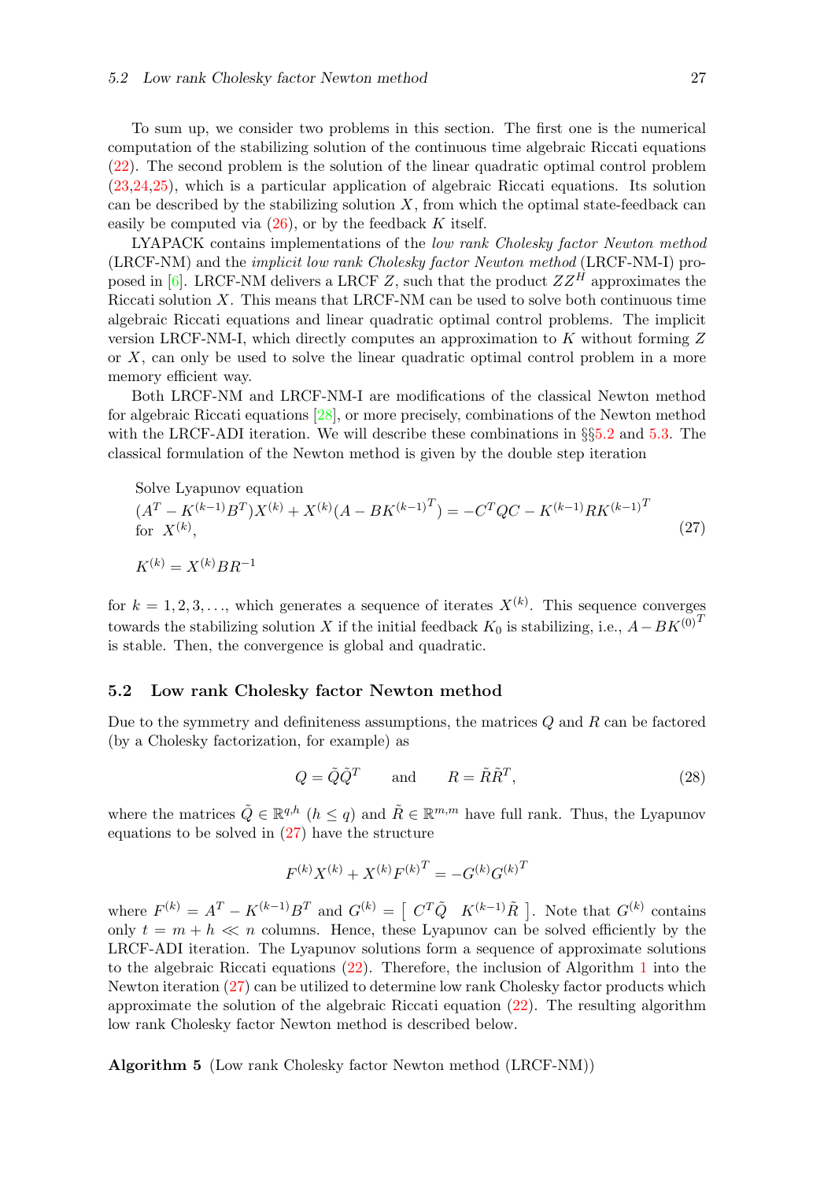To sum up, we consider two problems in this section. The first one is the numerical computation of the stabilizing solution of the continuous time algebraic Riccati equations (22). The second problem is the solution of the linear quadratic optimal control problem (23,24,25), which is a particular application of algebraic Riccati equations. Its solution can be described by the stabilizing solution $X$, from which the optimal state-feedback can easily be computed via (26), or by the feedback $K$ itself.

LYAPACK contains implementations of the *low rank Cholesky factor Newton method* (LRCF-NM) and the *implicit low rank Cholesky factor Newton method* (LRCF-NM-I) proposed in [6]. LRCF-NM delivers a LRCF $Z$, such that the product $ZZ^H$ approximates the Riccati solution $X$. This means that LRCF-NM can be used to solve both continuous time algebraic Riccati equations and linear quadratic optimal control problems. The implicit version LRCF-NM-I, which directly computes an approximation to $K$ without forming $Z$ or $X$, can only be used to solve the linear quadratic optimal control problem in a more memory efficient way.

Both LRCF-NM and LRCF-NM-I are modifications of the classical Newton method for algebraic Riccati equations [28], or more precisely, combinations of the Newton method with the LRCF-ADI iteration. We will describe these combinations in §§5.2 and 5.3. The classical formulation of the Newton method is given by the double step iteration

$$
\begin{aligned}
&\text{Solve Lyapunov equation} \\
&(A^T - K^{(k-1)}B^T)X^{(k)} + X^{(k)}(A - BK^{(k-1)^T}) = -C^TQC - K^{(k-1)}RK^{(k-1)^T} \\
&\text{for } X^{(k)}, \\
&K^{(k)} = X^{(k)}BR^{-1}
\end{aligned}
\tag{27}
$$

for $k = 1, 2, 3, \ldots$, which generates a sequence of iterates $X^{(k)}$. This sequence converges towards the stabilizing solution $X$ if the initial feedback $K_0$ is stabilizing, i.e., $A - BK^{(0)^T}$ is stable. Then, the convergence is global and quadratic.

## 5.2 Low rank Cholesky factor Newton method

Due to the symmetry and definiteness assumptions, the matrices $Q$ and $R$ can be factored (by a Cholesky factorization, for example) as

$$
Q = \tilde{Q}\tilde{Q}^T \qquad \text{and} \qquad R = \tilde{R}\tilde{R}^T,
\tag{28}
$$

where the matrices $\tilde{Q} \in \mathbb{R}^{q,h}$ ($h \leq q$) and $\tilde{R} \in \mathbb{R}^{m,m}$ have full rank. Thus, the Lyapunov equations to be solved in (27) have the structure

$$
F^{(k)}X^{(k)} + X^{(k)}F^{(k)^T} = -G^{(k)}G^{(k)^T}
$$

where $F^{(k)} = A^T - K^{(k-1)}B^T$ and $G^{(k)} = \left[\begin{array}{cc} C^T\tilde{Q} & K^{(k-1)}\tilde{R} \end{array}\right]$. Note that $G^{(k)}$ contains only $t = m + h \ll n$ columns. Hence, these Lyapunov can be solved efficiently by the LRCF-ADI iteration. The Lyapunov solutions form a sequence of approximate solutions to the algebraic Riccati equations (22). Therefore, the inclusion of Algorithm 1 into the Newton iteration (27) can be utilized to determine low rank Cholesky factor products which approximate the solution of the algebraic Riccati equation (22). The resulting algorithm low rank Cholesky factor Newton method is described below.

**Algorithm 5** (Low rank Cholesky factor Newton method (LRCF-NM))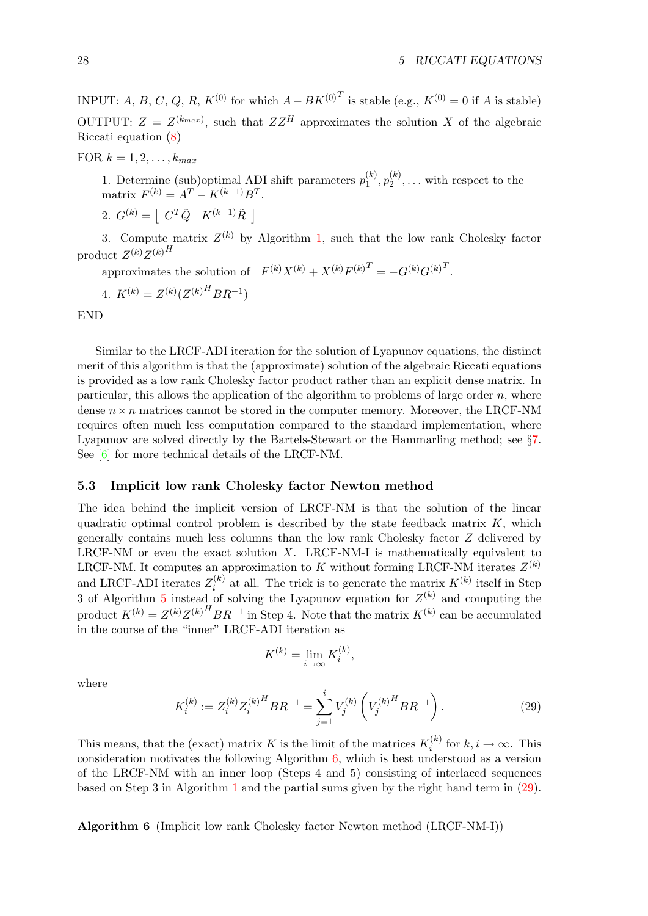INPUT: $A$, $B$, $C$, $Q$, $R$, $K^{(0)}$ for which $A - BK^{(0)^T}$ is stable (e.g., $K^{(0)} = 0$ if $A$ is stable)

OUTPUT: $Z = Z^{(k_{max})}$, such that $ZZ^H$ approximates the solution $X$ of the algebraic Riccati equation (8)

FOR $k = 1, 2, \dots, k_{max}$

1. Determine (sub)optimal ADI shift parameters $p_1^{(k)}, p_2^{(k)}, \dots$ with respect to the matrix $F^{(k)} = A^T - K^{(k-1)} B^T$.

2. $G^{(k)} = \left[ \begin{array}{cc} C^T \tilde{Q} & K^{(k-1)} \tilde{R} \end{array} \right]$

3. Compute matrix $Z^{(k)}$ by Algorithm 1, such that the low rank Cholesky factor product $Z^{(k)} Z^{(k)^H}$ approximates the solution of $F^{(k)} X^{(k)} + X^{(k)} F^{(k)^T} = -G^{(k)} G^{(k)^T}$.

4. $K^{(k)} = Z^{(k)} (Z^{(k)^H} B R^{-1})$

END

Similar to the LRCF-ADI iteration for the solution of Lyapunov equations, the distinct merit of this algorithm is that the (approximate) solution of the algebraic Riccati equations is provided as a low rank Cholesky factor product rather than an explicit dense matrix. In particular, this allows the application of the algorithm to problems of large order $n$, where dense $n \times n$ matrices cannot be stored in the computer memory. Moreover, the LRCF-NM requires often much less computation compared to the standard implementation, where Lyapunov are solved directly by the Bartels-Stewart or the Hammarling method; see §7. See [6] for more technical details of the LRCF-NM.

### 5.3 Implicit low rank Cholesky factor Newton method

The idea behind the implicit version of LRCF-NM is that the solution of the linear quadratic optimal control problem is described by the state feedback matrix $K$, which generally contains much less columns than the low rank Cholesky factor $Z$ delivered by LRCF-NM or even the exact solution $X$. LRCF-NM-I is mathematically equivalent to LRCF-NM. It computes an approximation to $K$ without forming LRCF-NM iterates $Z^{(k)}$ and LRCF-ADI iterates $Z_i^{(k)}$ at all. The trick is to generate the matrix $K^{(k)}$ itself in Step 3 of Algorithm 5 instead of solving the Lyapunov equation for $Z^{(k)}$ and computing the product $K^{(k)} = Z^{(k)} Z^{(k)^H} B R^{-1}$ in Step 4. Note that the matrix $K^{(k)}$ can be accumulated in the course of the "inner" LRCF-ADI iteration as

$$K^{(k)} = \lim_{i \to \infty} K_i^{(k)},$$

where

$$K_i^{(k)} := Z_i^{(k)} Z_i^{(k)^H} B R^{-1} = \sum_{j=1}^{i} V_j^{(k)} \left( V_j^{(k)^H} B R^{-1} \right). \tag{29}$$

This means, that the (exact) matrix $K$ is the limit of the matrices $K_i^{(k)}$ for $k, i \to \infty$. This consideration motivates the following Algorithm 6, which is best understood as a version of the LRCF-NM with an inner loop (Steps 4 and 5) consisting of interlaced sequences based on Step 3 in Algorithm 1 and the partial sums given by the right hand term in (29).

**Algorithm 6** (Implicit low rank Cholesky factor Newton method (LRCF-NM-I))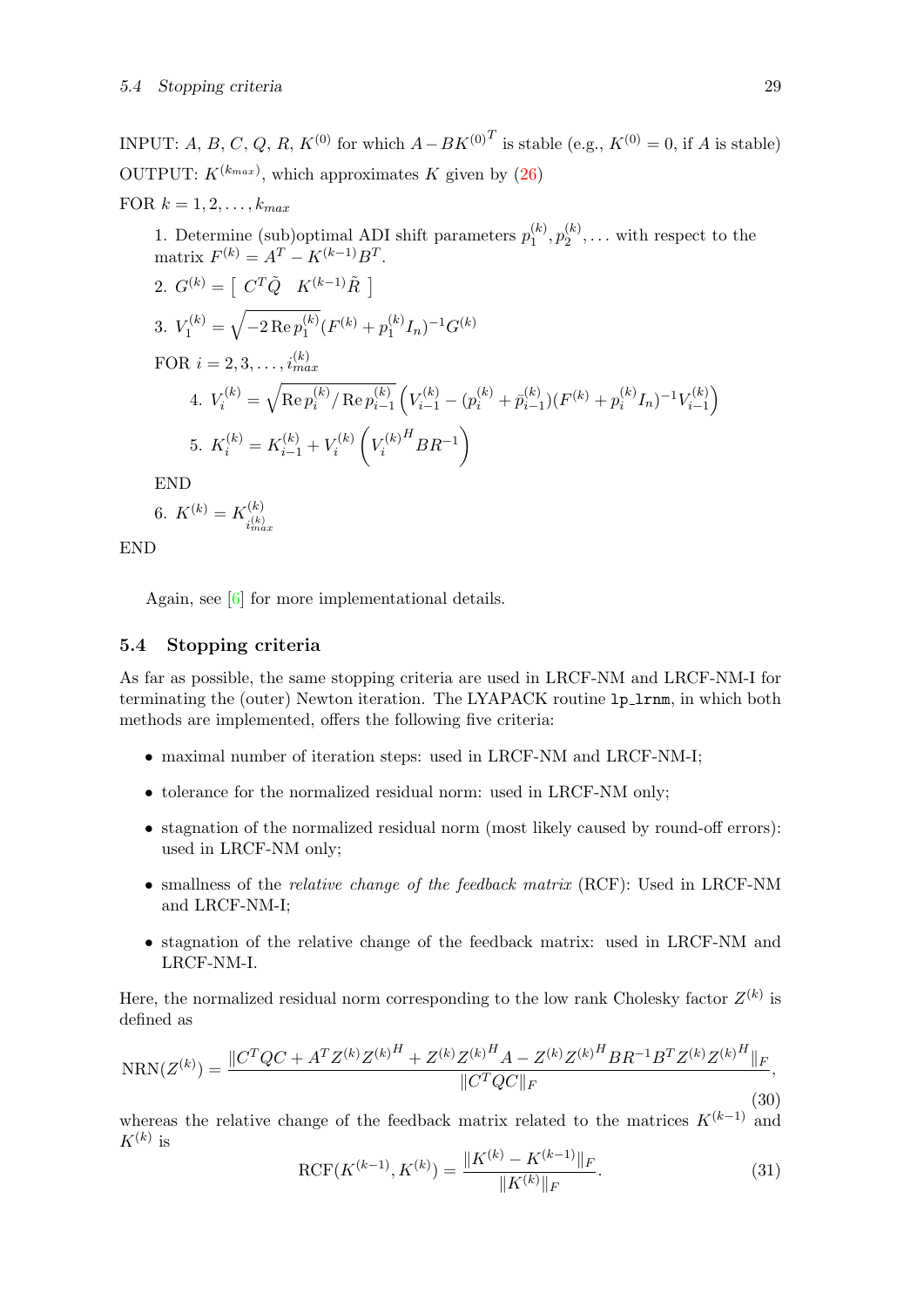INPUT: $A$, $B$, $C$, $Q$, $R$, $K^{(0)}$ for which $A - BK^{(0)^T}$ is stable (e.g., $K^{(0)} = 0$, if $A$ is stable)

OUTPUT: $K^{(k_{max})}$, which approximates $K$ given by (26)

FOR $k = 1, 2, \ldots, k_{max}$

1. Determine (sub)optimal ADI shift parameters $p_1^{(k)}, p_2^{(k)}, \ldots$ with respect to the matrix $F^{(k)} = A^T - K^{(k-1)} B^T$.

2. $G^{(k)} = \left[\ C^T \tilde{Q} \quad K^{(k-1)} \tilde{R}\ \right]$

3. $V_1^{(k)} = \sqrt{-2 \operatorname{Re} p_1^{(k)}} (F^{(k)} + p_1^{(k)} I_n)^{-1} G^{(k)}$

FOR $i = 2, 3, \ldots, i_{max}^{(k)}$

4. $V_i^{(k)} = \sqrt{\operatorname{Re} p_i^{(k)} / \operatorname{Re} p_{i-1}^{(k)}} \left( V_{i-1}^{(k)} - (p_i^{(k)} + \bar{p}_{i-1}^{(k)}) (F^{(k)} + p_i^{(k)} I_n)^{-1} V_{i-1}^{(k)} \right)$

5. $K_i^{(k)} = K_{i-1}^{(k)} + V_i^{(k)} \left( V_i^{(k)^H} B R^{-1} \right)$

END

6. $K^{(k)} = K_{i_{max}^{(k)}}^{(k)}$

END

Again, see [6] for more implementational details.

## 5.4 Stopping criteria

As far as possible, the same stopping criteria are used in LRCF-NM and LRCF-NM-I for terminating the (outer) Newton iteration. The LYAPACK routine `lp_lrnm`, in which both methods are implemented, offers the following five criteria:

- maximal number of iteration steps: used in LRCF-NM and LRCF-NM-I;
- tolerance for the normalized residual norm: used in LRCF-NM only;
- stagnation of the normalized residual norm (most likely caused by round-off errors): used in LRCF-NM only;
- smallness of the *relative change of the feedback matrix* (RCF): Used in LRCF-NM and LRCF-NM-I;
- stagnation of the relative change of the feedback matrix: used in LRCF-NM and LRCF-NM-I.

Here, the normalized residual norm corresponding to the low rank Cholesky factor $Z^{(k)}$ is defined as

$$
\operatorname{NRN}(Z^{(k)}) = \frac{\| C^T Q C + A^T Z^{(k)} Z^{(k)^H} + Z^{(k)} Z^{(k)^H} A - Z^{(k)} Z^{(k)^H} B R^{-1} B^T Z^{(k)} Z^{(k)^H} \|_F}{\| C^T Q C \|_F}, \tag{30}
$$

whereas the relative change of the feedback matrix related to the matrices $K^{(k-1)}$ and $K^{(k)}$ is

$$
\operatorname{RCF}(K^{(k-1)}, K^{(k)}) = \frac{\| K^{(k)} - K^{(k-1)} \|_F}{\| K^{(k)} \|_F}. \tag{31}
$$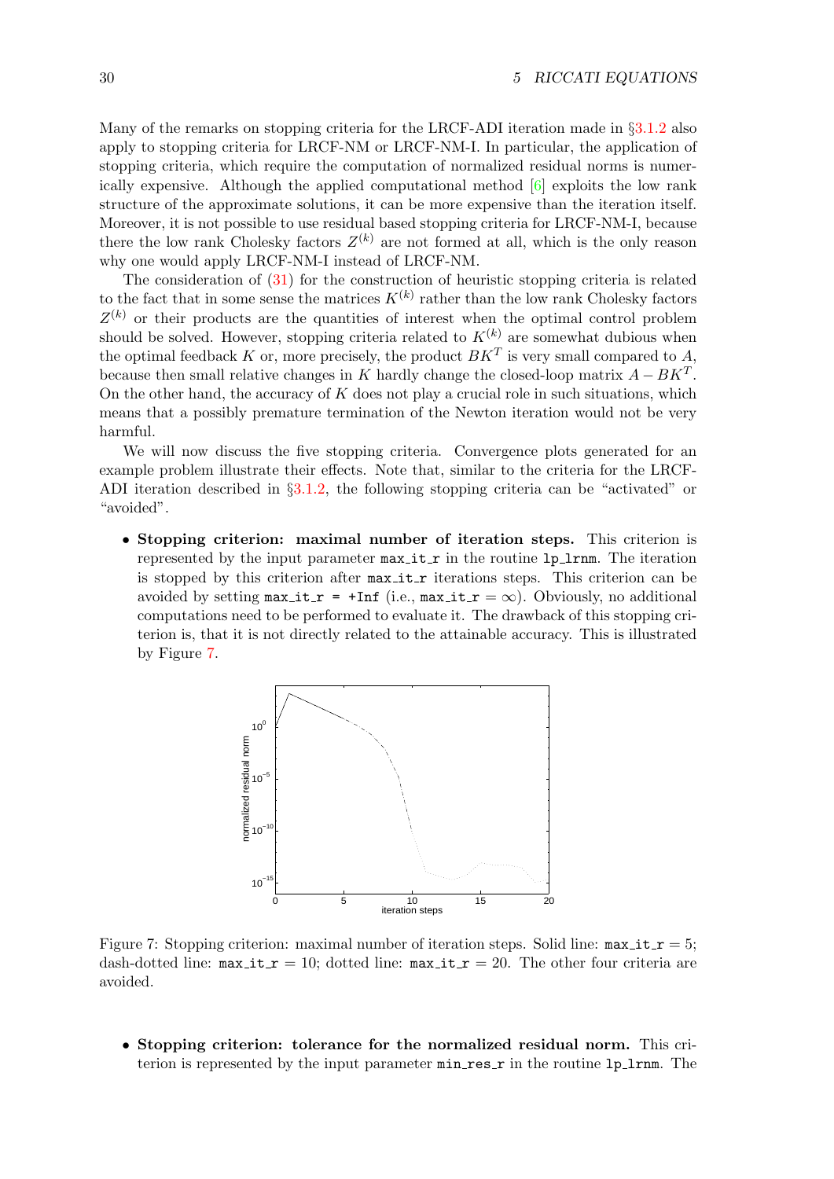Many of the remarks on stopping criteria for the LRCF-ADI iteration made in §3.1.2 also apply to stopping criteria for LRCF-NM or LRCF-NM-I. In particular, the application of stopping criteria, which require the computation of normalized residual norms is numerically expensive. Although the applied computational method [6] exploits the low rank structure of the approximate solutions, it can be more expensive than the iteration itself. Moreover, it is not possible to use residual based stopping criteria for LRCF-NM-I, because there the low rank Cholesky factors $Z^{(k)}$ are not formed at all, which is the only reason why one would apply LRCF-NM-I instead of LRCF-NM.

The consideration of (31) for the construction of heuristic stopping criteria is related to the fact that in some sense the matrices $K^{(k)}$ rather than the low rank Cholesky factors $Z^{(k)}$ or their products are the quantities of interest when the optimal control problem should be solved. However, stopping criteria related to $K^{(k)}$ are somewhat dubious when the optimal feedback $K$ or, more precisely, the product $BK^T$ is very small compared to $A$, because then small relative changes in $K$ hardly change the closed-loop matrix $A - BK^T$. On the other hand, the accuracy of $K$ does not play a crucial role in such situations, which means that a possibly premature termination of the Newton iteration would not be very harmful.

We will now discuss the five stopping criteria. Convergence plots generated for an example problem illustrate their effects. Note that, similar to the criteria for the LRCF-ADI iteration described in §3.1.2, the following stopping criteria can be "activated" or "avoided".

- **Stopping criterion: maximal number of iteration steps.** This criterion is represented by the input parameter `max_it_r` in the routine `lp_lrnm`. The iteration is stopped by this criterion after `max_it_r` iterations steps. This criterion can be avoided by setting `max_it_r = +Inf` (i.e., `max_it_r` $= \infty$). Obviously, no additional computations need to be performed to evaluate it. The drawback of this stopping criterion is, that it is not directly related to the attainable accuracy. This is illustrated by Figure 7.

Figure 7: Stopping criterion: maximal number of iteration steps. Solid line: `max_it_r` $= 5$; dash-dotted line: `max_it_r` $= 10$; dotted line: `max_it_r` $= 20$. The other four criteria are avoided.

- **Stopping criterion: tolerance for the normalized residual norm.** This criterion is represented by the input parameter `min_res_r` in the routine `lp_lrnm`. The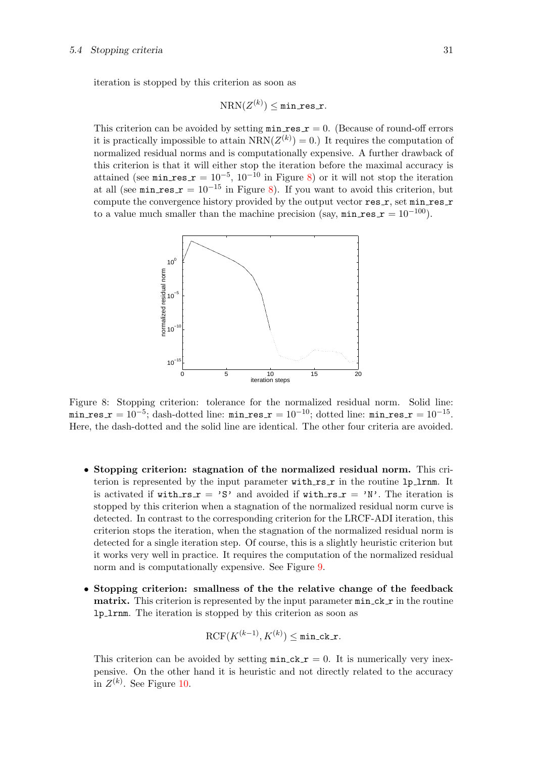iteration is stopped by this criterion as soon as

$$\mathrm{NRN}(Z^{(k)}) \leq \texttt{min\_res\_r}.$$

This criterion can be avoided by setting `min_res_r` $= 0$. (Because of round-off errors it is practically impossible to attain $\mathrm{NRN}(Z^{(k)}) = 0$.) It requires the computation of normalized residual norms and is computationally expensive. A further drawback of this criterion is that it will either stop the iteration before the maximal accuracy is attained (see `min_res_r` $= 10^{-5}$, $10^{-10}$ in Figure 8) or it will not stop the iteration at all (see `min_res_r` $= 10^{-15}$ in Figure 8). If you want to avoid this criterion, but compute the convergence history provided by the output vector `res_r`, set `min_res_r` to a value much smaller than the machine precision (say, `min_res_r` $= 10^{-100}$).

Figure 8: Stopping criterion: tolerance for the normalized residual norm. Solid line: `min_res_r` $= 10^{-5}$; dash-dotted line: `min_res_r` $= 10^{-10}$; dotted line: `min_res_r` $= 10^{-15}$. Here, the dash-dotted and the solid line are identical. The other four criteria are avoided.

- **Stopping criterion: stagnation of the normalized residual norm.** This criterion is represented by the input parameter `with_rs_r` in the routine `lp_lrnm`. It is activated if `with_rs_r = 'S'` and avoided if `with_rs_r = 'N'`. The iteration is stopped by this criterion when a stagnation of the normalized residual norm curve is detected. In contrast to the corresponding criterion for the LRCF-ADI iteration, this criterion stops the iteration, when the stagnation of the normalized residual norm is detected for a single iteration step. Of course, this is a slightly heuristic criterion but it works very well in practice. It requires the computation of the normalized residual norm and is computationally expensive. See Figure 9.

- **Stopping criterion: smallness of the the relative change of the feedback matrix.** This criterion is represented by the input parameter `min_ck_r` in the routine `lp_lrnm`. The iteration is stopped by this criterion as soon as

$$\mathrm{RCF}(K^{(k-1)}, K^{(k)}) \leq \texttt{min\_ck\_r}.$$

This criterion can be avoided by setting `min_ck_r` $= 0$. It is numerically very inexpensive. On the other hand it is heuristic and not directly related to the accuracy in $Z^{(k)}$. See Figure 10.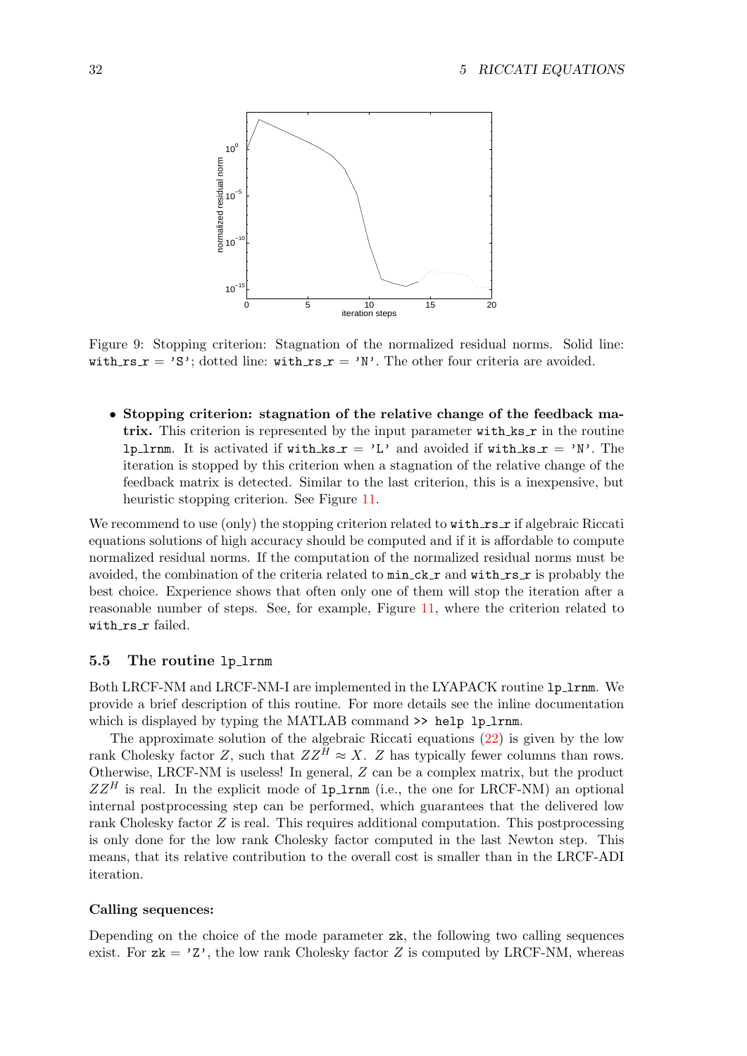Figure 9: Stopping criterion: Stagnation of the normalized residual norms. Solid line: `with_rs_r` = 'S'; dotted line: `with_rs_r` = 'N'. The other four criteria are avoided.

- **Stopping criterion: stagnation of the relative change of the feedback matrix.** This criterion is represented by the input parameter `with_ks_r` in the routine `lp_lrnm`. It is activated if `with_ks_r` = 'L' and avoided if `with_ks_r` = 'N'. The iteration is stopped by this criterion when a stagnation of the relative change of the feedback matrix is detected. Similar to the last criterion, this is a inexpensive, but heuristic stopping criterion. See Figure 11.

We recommend to use (only) the stopping criterion related to `with_rs_r` if algebraic Riccati equations solutions of high accuracy should be computed and if it is affordable to compute normalized residual norms. If the computation of the normalized residual norms must be avoided, the combination of the criteria related to `min_ck_r` and `with_rs_r` is probably the best choice. Experience shows that often only one of them will stop the iteration after a reasonable number of steps. See, for example, Figure 11, where the criterion related to `with_rs_r` failed.

## 5.5 The routine `lp_lrnm`

Both LRCF-NM and LRCF-NM-I are implemented in the LYAPACK routine `lp_lrnm`. We provide a brief description of this routine. For more details see the inline documentation which is displayed by typing the MATLAB command `>> help lp_lrnm`.

The approximate solution of the algebraic Riccati equations (22) is given by the low rank Cholesky factor $Z$, such that $ZZ^H \approx X$. $Z$ has typically fewer columns than rows. Otherwise, LRCF-NM is useless! In general, $Z$ can be a complex matrix, but the product $ZZ^H$ is real. In the explicit mode of `lp_lrnm` (i.e., the one for LRCF-NM) an optional internal postprocessing step can be performed, which guarantees that the delivered low rank Cholesky factor $Z$ is real. This requires additional computation. This postprocessing is only done for the low rank Cholesky factor computed in the last Newton step. This means, that its relative contribution to the overall cost is smaller than in the LRCF-ADI iteration.

**Calling sequences:**

Depending on the choice of the mode parameter `zk`, the following two calling sequences exist. For `zk` = 'Z', the low rank Cholesky factor $Z$ is computed by LRCF-NM, whereas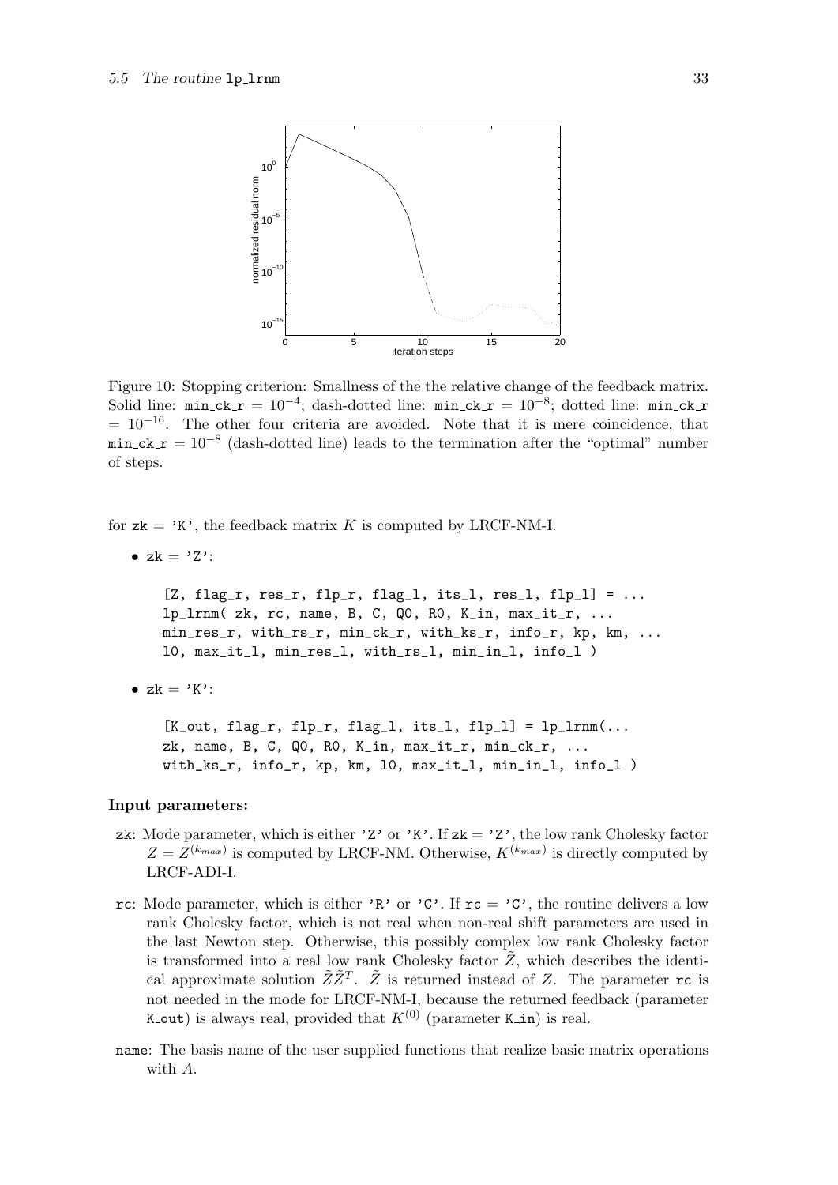Figure 10: Stopping criterion: Smallness of the the relative change of the feedback matrix. Solid line: `min_ck_r` $= 10^{-4}$; dash-dotted line: `min_ck_r` $= 10^{-8}$; dotted line: `min_ck_r` $= 10^{-16}$. The other four criteria are avoided. Note that it is mere coincidence, that `min_ck_r` $= 10^{-8}$ (dash-dotted line) leads to the termination after the "optimal" number of steps.

for `zk = 'K'`, the feedback matrix $K$ is computed by LRCF-NM-I.

- `zk = 'Z'`:

```
[Z, flag_r, res_r, flp_r, flag_l, its_l, res_l, flp_l] = ...
lp_lrnm( zk, rc, name, B, C, Q0, R0, K_in, max_it_r, ...
min_res_r, with_rs_r, min_ck_r, with_ks_r, info_r, kp, km, ...
l0, max_it_l, min_res_l, with_rs_l, min_in_l, info_l )
```

- `zk = 'K'`:

```
[K_out, flag_r, flp_r, flag_l, its_l, flp_l] = lp_lrnm(...
zk, name, B, C, Q0, R0, K_in, max_it_r, min_ck_r, ...
with_ks_r, info_r, kp, km, l0, max_it_l, min_in_l, info_l )
```

**Input parameters:**

`zk`: Mode parameter, which is either `'Z'` or `'K'`. If `zk = 'Z'`, the low rank Cholesky factor $Z = Z^{(k_{max})}$ is computed by LRCF-NM. Otherwise, $K^{(k_{max})}$ is directly computed by LRCF-ADI-I.

`rc`: Mode parameter, which is either `'R'` or `'C'`. If `rc = 'C'`, the routine delivers a low rank Cholesky factor, which is not real when non-real shift parameters are used in the last Newton step. Otherwise, this possibly complex low rank Cholesky factor is transformed into a real low rank Cholesky factor $\tilde{Z}$, which describes the identical approximate solution $\tilde{Z}\tilde{Z}^T$. $\tilde{Z}$ is returned instead of $Z$. The parameter `rc` is not needed in the mode for LRCF-NM-I, because the returned feedback (parameter `K_out`) is always real, provided that $K^{(0)}$ (parameter `K_in`) is real.

`name`: The basis name of the user supplied functions that realize basic matrix operations with $A$.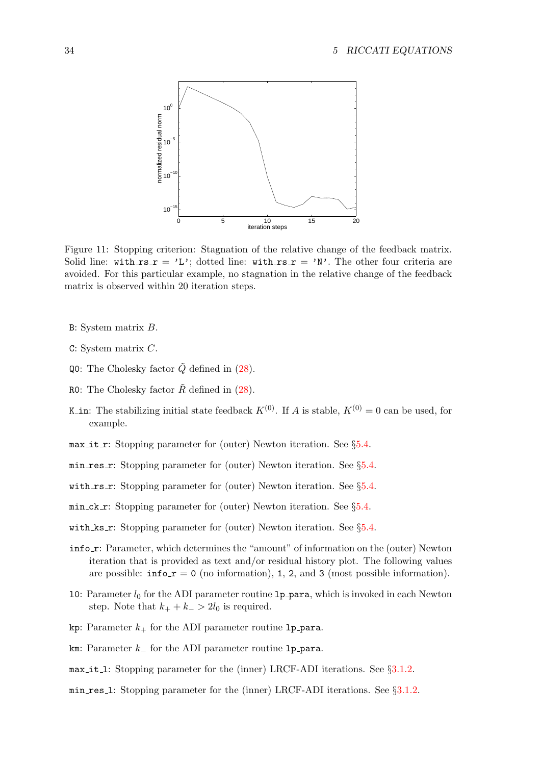Figure 11: Stopping criterion: Stagnation of the relative change of the feedback matrix. Solid line: `with_rs_r = 'L'`; dotted line: `with_rs_r = 'N'`. The other four criteria are avoided. For this particular example, no stagnation in the relative change of the feedback matrix is observed within 20 iteration steps.

`B`: System matrix $B$.

`C`: System matrix $C$.

`Q0`: The Cholesky factor $\tilde{Q}$ defined in (28).

`R0`: The Cholesky factor $\tilde{R}$ defined in (28).

`K_in`: The stabilizing initial state feedback $K^{(0)}$. If $A$ is stable, $K^{(0)} = 0$ can be used, for example.

`max_it_r`: Stopping parameter for (outer) Newton iteration. See §5.4.

`min_res_r`: Stopping parameter for (outer) Newton iteration. See §5.4.

`with_rs_r`: Stopping parameter for (outer) Newton iteration. See §5.4.

`min_ck_r`: Stopping parameter for (outer) Newton iteration. See §5.4.

`with_ks_r`: Stopping parameter for (outer) Newton iteration. See §5.4.

`info_r`: Parameter, which determines the "amount" of information on the (outer) Newton iteration that is provided as text and/or residual history plot. The following values are possible: `info_r = 0` (no information), `1`, `2`, and `3` (most possible information).

`l0`: Parameter $l_0$ for the ADI parameter routine `lp_para`, which is invoked in each Newton step. Note that $k_+ + k_- > 2l_0$ is required.

`kp`: Parameter $k_+$ for the ADI parameter routine `lp_para`.

`km`: Parameter $k_-$ for the ADI parameter routine `lp_para`.

`max_it_l`: Stopping parameter for the (inner) LRCF-ADI iterations. See §3.1.2.

`min_res_l`: Stopping parameter for the (inner) LRCF-ADI iterations. See §3.1.2.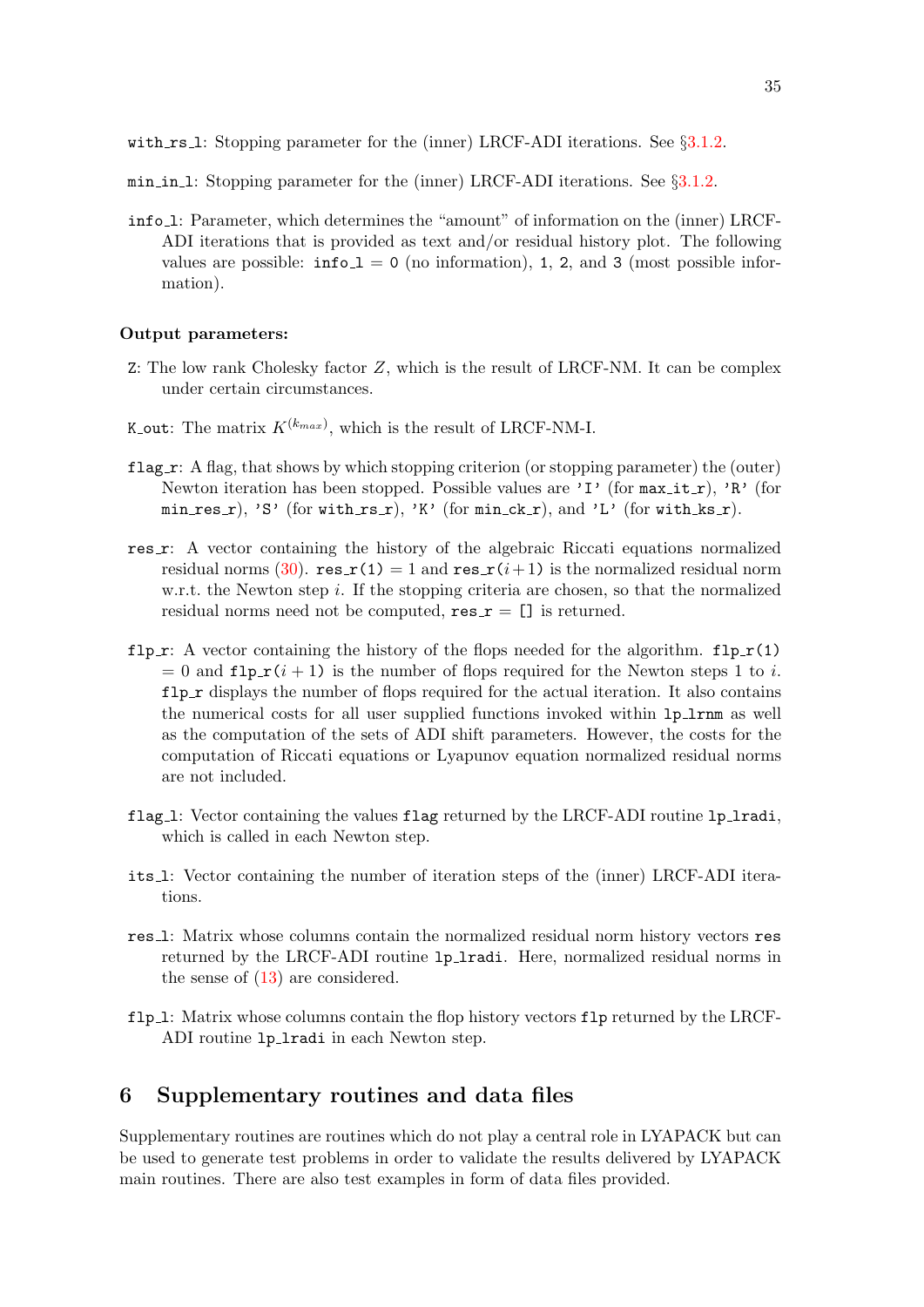with_rs_l: Stopping parameter for the (inner) LRCF-ADI iterations. See §3.1.2.

min_in_l: Stopping parameter for the (inner) LRCF-ADI iterations. See §3.1.2.

info_l: Parameter, which determines the "amount" of information on the (inner) LRCF-ADI iterations that is provided as text and/or residual history plot. The following values are possible: info_l = 0 (no information), 1, 2, and 3 (most possible information).

**Output parameters:**

Z: The low rank Cholesky factor $Z$, which is the result of LRCF-NM. It can be complex under certain circumstances.

K_out: The matrix $K^{(k_{max})}$, which is the result of LRCF-NM-I.

flag_r: A flag, that shows by which stopping criterion (or stopping parameter) the (outer) Newton iteration has been stopped. Possible values are 'I' (for max_it_r), 'R' (for min_res_r), 'S' (for with_rs_r), 'K' (for min_ck_r), and 'L' (for with_ks_r).

res_r: A vector containing the history of the algebraic Riccati equations normalized residual norms (30). res_r(1) = 1 and res_r($i$+1) is the normalized residual norm w.r.t. the Newton step $i$. If the stopping criteria are chosen, so that the normalized residual norms need not be computed, res_r = [] is returned.

flp_r: A vector containing the history of the flops needed for the algorithm. flp_r(1) = 0 and flp_r($i+1$) is the number of flops required for the Newton steps 1 to $i$. flp_r displays the number of flops required for the actual iteration. It also contains the numerical costs for all user supplied functions invoked within lp_lrnm as well as the computation of the sets of ADI shift parameters. However, the costs for the computation of Riccati equations or Lyapunov equation normalized residual norms are not included.

flag_l: Vector containing the values flag returned by the LRCF-ADI routine lp_lradi, which is called in each Newton step.

its_l: Vector containing the number of iteration steps of the (inner) LRCF-ADI iterations.

res_l: Matrix whose columns contain the normalized residual norm history vectors res returned by the LRCF-ADI routine lp_lradi. Here, normalized residual norms in the sense of (13) are considered.

flp_l: Matrix whose columns contain the flop history vectors flp returned by the LRCF-ADI routine lp_lradi in each Newton step.

# 6 Supplementary routines and data files

Supplementary routines are routines which do not play a central role in LYAPACK but can be used to generate test problems in order to validate the results delivered by LYAPACK main routines. There are also test examples in form of data files provided.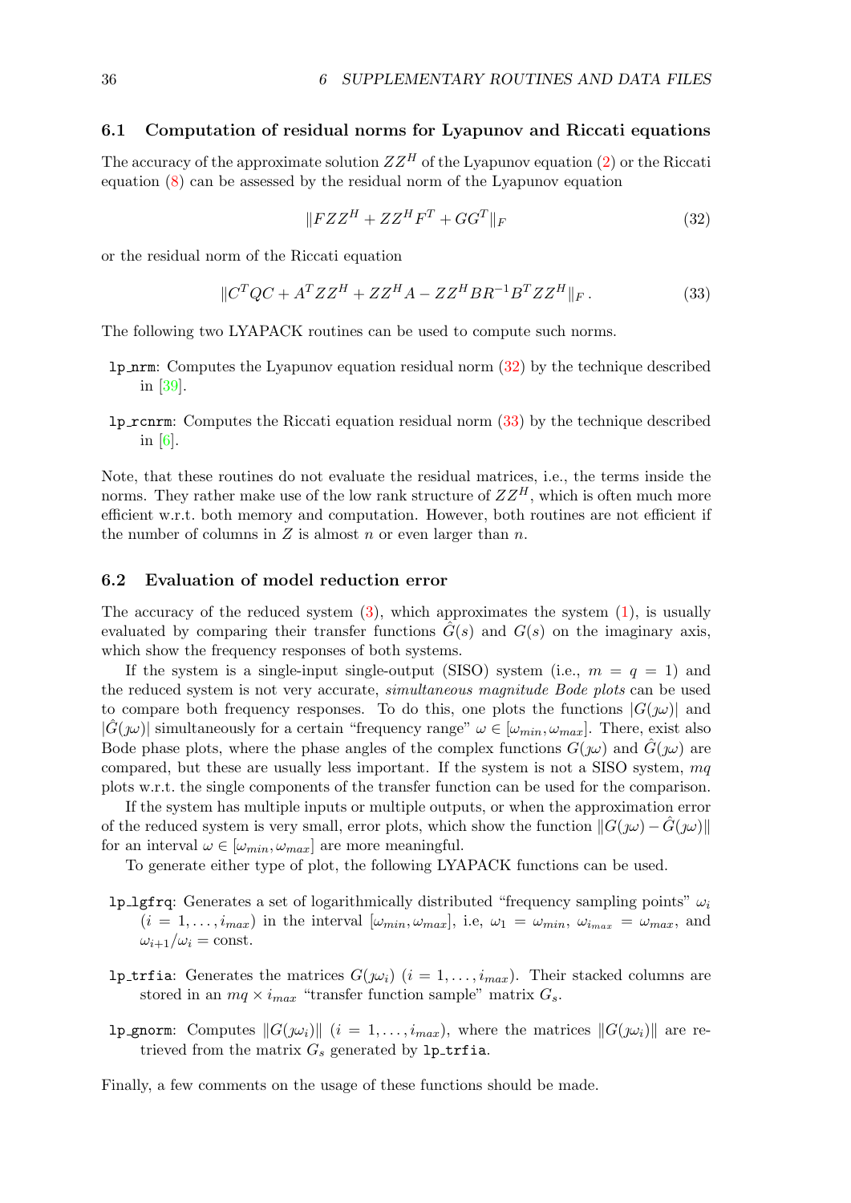### 6.1 Computation of residual norms for Lyapunov and Riccati equations

The accuracy of the approximate solution $ZZ^H$ of the Lyapunov equation (2) or the Riccati equation (8) can be assessed by the residual norm of the Lyapunov equation

$$\|FZZ^H + ZZ^H F^T + GG^T\|_F \tag{32}$$

or the residual norm of the Riccati equation

$$\|C^T QC + A^T ZZ^H + ZZ^H A - ZZ^H BR^{-1}B^T ZZ^H\|_F \,. \tag{33}$$

The following two LYAPACK routines can be used to compute such norms.

**lp_nrm**: Computes the Lyapunov equation residual norm (32) by the technique described in [39].

**lp_rcnrm**: Computes the Riccati equation residual norm (33) by the technique described in [6].

Note, that these routines do not evaluate the residual matrices, i.e., the terms inside the norms. They rather make use of the low rank structure of $ZZ^H$, which is often much more efficient w.r.t. both memory and computation. However, both routines are not efficient if the number of columns in $Z$ is almost $n$ or even larger than $n$.

### 6.2 Evaluation of model reduction error

The accuracy of the reduced system (3), which approximates the system (1), is usually evaluated by comparing their transfer functions $\hat{G}(s)$ and $G(s)$ on the imaginary axis, which show the frequency responses of both systems.

If the system is a single-input single-output (SISO) system (i.e., $m = q = 1$) and the reduced system is not very accurate, *simultaneous magnitude Bode plots* can be used to compare both frequency responses. To do this, one plots the functions $|G(\jmath\omega)|$ and $|\hat{G}(\jmath\omega)|$ simultaneously for a certain "frequency range" $\omega \in [\omega_{min}, \omega_{max}]$. There, exist also Bode phase plots, where the phase angles of the complex functions $G(\jmath\omega)$ and $\hat{G}(\jmath\omega)$ are compared, but these are usually less important. If the system is not a SISO system, $mq$ plots w.r.t. the single components of the transfer function can be used for the comparison.

If the system has multiple inputs or multiple outputs, or when the approximation error of the reduced system is very small, error plots, which show the function $\|G(\jmath\omega) - \hat{G}(\jmath\omega)\|$ for an interval $\omega \in [\omega_{min}, \omega_{max}]$ are more meaningful.

To generate either type of plot, the following LYAPACK functions can be used.

**lp_lgfrq**: Generates a set of logarithmically distributed "frequency sampling points" $\omega_i$ ($i = 1, \ldots, i_{max}$) in the interval $[\omega_{min}, \omega_{max}]$, i.e, $\omega_1 = \omega_{min}$, $\omega_{i_{max}} = \omega_{max}$, and $\omega_{i+1}/\omega_i = \text{const.}$

**lp_trfia**: Generates the matrices $G(\jmath\omega_i)$ ($i = 1, \ldots, i_{max}$). Their stacked columns are stored in an $mq \times i_{max}$ "transfer function sample" matrix $G_s$.

**lp_gnorm**: Computes $\|G(\jmath\omega_i)\|$ ($i = 1, \ldots, i_{max}$), where the matrices $\|G(\jmath\omega_i)\|$ are retrieved from the matrix $G_s$ generated by lp_trfia.

Finally, a few comments on the usage of these functions should be made.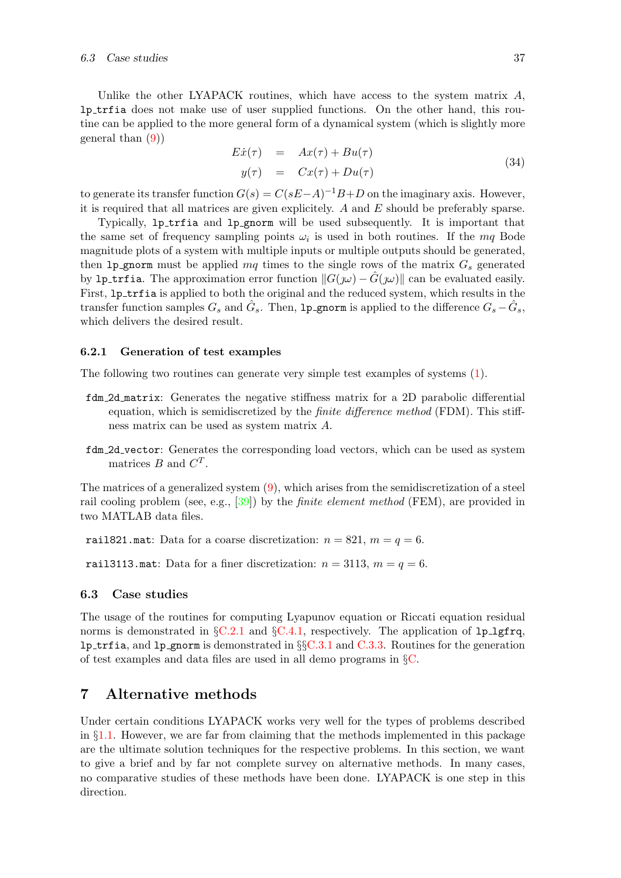Unlike the other LYAPACK routines, which have access to the system matrix $A$, `lp_trfia` does not make use of user supplied functions. On the other hand, this routine can be applied to the more general form of a dynamical system (which is slightly more general than (9))

$$
\begin{aligned}
E\dot{x}(\tau) &= Ax(\tau) + Bu(\tau) \\
y(\tau) &= Cx(\tau) + Du(\tau)
\end{aligned}
\tag{34}
$$

to generate its transfer function $G(s) = C(sE-A)^{-1}B+D$ on the imaginary axis. However, it is required that all matrices are given explicitely. $A$ and $E$ should be preferably sparse.

Typically, `lp_trfia` and `lp_gnorm` will be used subsequently. It is important that the same set of frequency sampling points $\omega_i$ is used in both routines. If the $mq$ Bode magnitude plots of a system with multiple inputs or multiple outputs should be generated, then `lp_gnorm` must be applied $mq$ times to the single rows of the matrix $G_s$ generated by `lp_trfia`. The approximation error function $\|G(\jmath\omega) - \hat{G}(\jmath\omega)\|$ can be evaluated easily. First, `lp_trfia` is applied to both the original and the reduced system, which results in the transfer function samples $G_s$ and $\hat{G}_s$. Then, `lp_gnorm` is applied to the difference $G_s - \hat{G}_s$, which delivers the desired result.

### 6.2.1 Generation of test examples

The following two routines can generate very simple test examples of systems (1).

`fdm_2d_matrix`: Generates the negative stiffness matrix for a 2D parabolic differential equation, which is semidiscretized by the *finite difference method* (FDM). This stiffness matrix can be used as system matrix $A$.

`fdm_2d_vector`: Generates the corresponding load vectors, which can be used as system matrices $B$ and $C^T$.

The matrices of a generalized system (9), which arises from the semidiscretization of a steel rail cooling problem (see, e.g., [39]) by the *finite element method* (FEM), are provided in two MATLAB data files.

`rail821.mat`: Data for a coarse discretization: $n = 821$, $m = q = 6$.

`rail3113.mat`: Data for a finer discretization: $n = 3113$, $m = q = 6$.

## 6.3 Case studies

The usage of the routines for computing Lyapunov equation or Riccati equation residual norms is demonstrated in §C.2.1 and §C.4.1, respectively. The application of `lp_lgfrq`, `lp_trfia`, and `lp_gnorm` is demonstrated in §§C.3.1 and C.3.3. Routines for the generation of test examples and data files are used in all demo programs in §C.

# 7 Alternative methods

Under certain conditions LYAPACK works very well for the types of problems described in §1.1. However, we are far from claiming that the methods implemented in this package are the ultimate solution techniques for the respective problems. In this section, we want to give a brief and by far not complete survey on alternative methods. In many cases, no comparative studies of these methods have been done. LYAPACK is one step in this direction.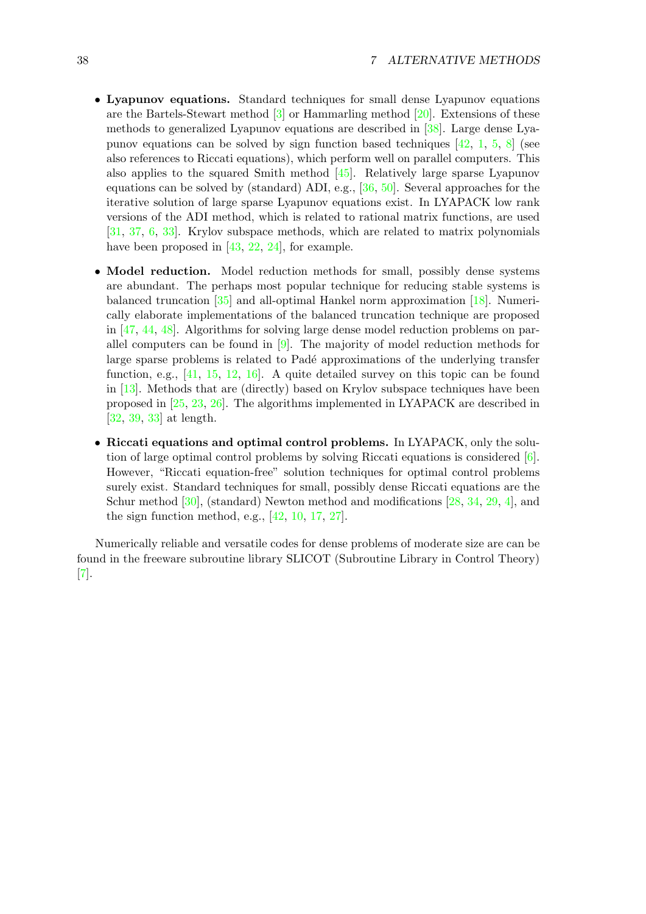- **Lyapunov equations.** Standard techniques for small dense Lyapunov equations are the Bartels-Stewart method [3] or Hammarling method [20]. Extensions of these methods to generalized Lyapunov equations are described in [38]. Large dense Lyapunov equations can be solved by sign function based techniques [42, 1, 5, 8] (see also references to Riccati equations), which perform well on parallel computers. This also applies to the squared Smith method [45]. Relatively large sparse Lyapunov equations can be solved by (standard) ADI, e.g., [36, 50]. Several approaches for the iterative solution of large sparse Lyapunov equations exist. In LYAPACK low rank versions of the ADI method, which is related to rational matrix functions, are used [31, 37, 6, 33]. Krylov subspace methods, which are related to matrix polynomials have been proposed in [43, 22, 24], for example.

- **Model reduction.** Model reduction methods for small, possibly dense systems are abundant. The perhaps most popular technique for reducing stable systems is balanced truncation [35] and all-optimal Hankel norm approximation [18]. Numerically elaborate implementations of the balanced truncation technique are proposed in [47, 44, 48]. Algorithms for solving large dense model reduction problems on parallel computers can be found in [9]. The majority of model reduction methods for large sparse problems is related to Padé approximations of the underlying transfer function, e.g., [41, 15, 12, 16]. A quite detailed survey on this topic can be found in [13]. Methods that are (directly) based on Krylov subspace techniques have been proposed in [25, 23, 26]. The algorithms implemented in LYAPACK are described in [32, 39, 33] at length.

- **Riccati equations and optimal control problems.** In LYAPACK, only the solution of large optimal control problems by solving Riccati equations is considered [6]. However, "Riccati equation-free" solution techniques for optimal control problems surely exist. Standard techniques for small, possibly dense Riccati equations are the Schur method [30], (standard) Newton method and modifications [28, 34, 29, 4], and the sign function method, e.g., [42, 10, 17, 27].

Numerically reliable and versatile codes for dense problems of moderate size are can be found in the freeware subroutine library SLICOT (Subroutine Library in Control Theory) [7].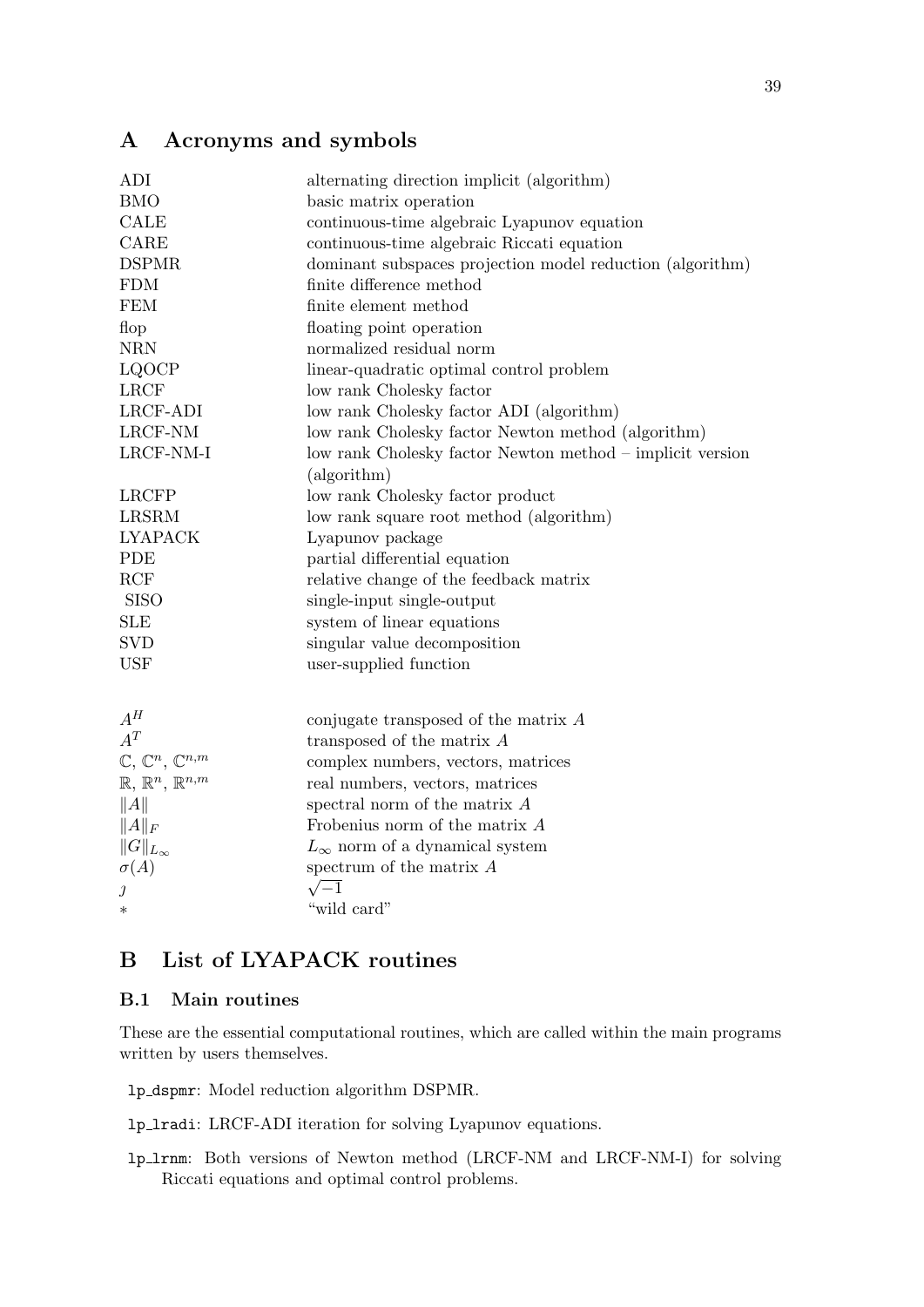# A Acronyms and symbols

| | |
|---|---|
| ADI | alternating direction implicit (algorithm) |
| BMO | basic matrix operation |
| CALE | continuous-time algebraic Lyapunov equation |
| CARE | continuous-time algebraic Riccati equation |
| DSPMR | dominant subspaces projection model reduction (algorithm) |
| FDM | finite difference method |
| FEM | finite element method |
| flop | floating point operation |
| NRN | normalized residual norm |
| LQOCP | linear-quadratic optimal control problem |
| LRCF | low rank Cholesky factor |
| LRCF-ADI | low rank Cholesky factor ADI (algorithm) |
| LRCF-NM | low rank Cholesky factor Newton method (algorithm) |
| LRCF-NM-I | low rank Cholesky factor Newton method – implicit version (algorithm) |
| LRCFP | low rank Cholesky factor product |
| LRSRM | low rank square root method (algorithm) |
| LYAPACK | Lyapunov package |
| PDE | partial differential equation |
| RCF | relative change of the feedback matrix |
| SISO | single-input single-output |
| SLE | system of linear equations |
| SVD | singular value decomposition |
| USF | user-supplied function |

| | |
|---|---|
| $A^H$ | conjugate transposed of the matrix $A$ |
| $A^T$ | transposed of the matrix $A$ |
| $\mathbb{C}$, $\mathbb{C}^n$, $\mathbb{C}^{n,m}$ | complex numbers, vectors, matrices |
| $\mathbb{R}$, $\mathbb{R}^n$, $\mathbb{R}^{n,m}$ | real numbers, vectors, matrices |
| $\|A\|$ | spectral norm of the matrix $A$ |
| $\|A\|_F$ | Frobenius norm of the matrix $A$ |
| $\|G\|_{L_\infty}$ | $L_\infty$ norm of a dynamical system |
| $\sigma(A)$ | spectrum of the matrix $A$ |
| $\jmath$ | $\sqrt{-1}$ |
| $*$ | "wild card" |

# B List of LYAPACK routines

## B.1 Main routines

These are the essential computational routines, which are called within the main programs written by users themselves.

`lp_dspmr`: Model reduction algorithm DSPMR.

`lp_lradi`: LRCF-ADI iteration for solving Lyapunov equations.

`lp_lrnm`: Both versions of Newton method (LRCF-NM and LRCF-NM-I) for solving Riccati equations and optimal control problems.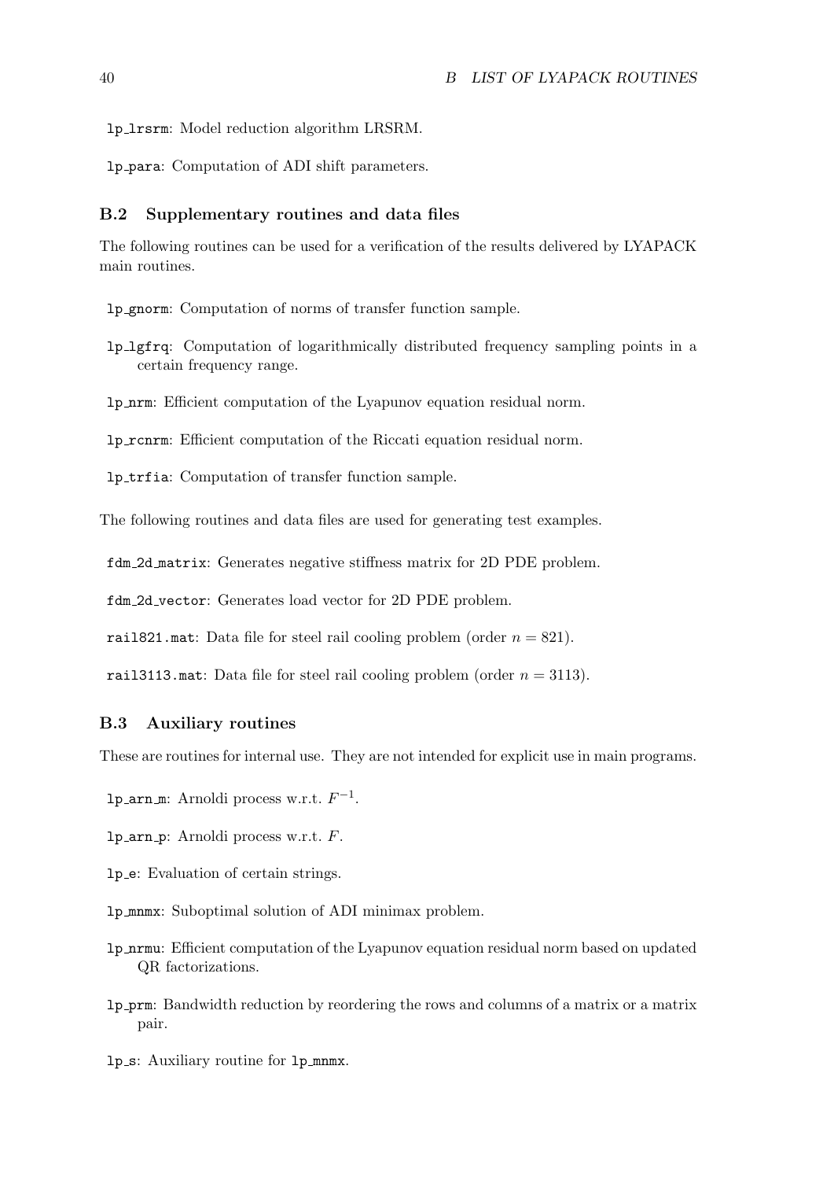`lp_lrsrm`: Model reduction algorithm LRSRM.

`lp_para`: Computation of ADI shift parameters.

### B.2 Supplementary routines and data files

The following routines can be used for a verification of the results delivered by LYAPACK main routines.

`lp_gnorm`: Computation of norms of transfer function sample.

`lp_lgfrq`: Computation of logarithmically distributed frequency sampling points in a certain frequency range.

`lp_nrm`: Efficient computation of the Lyapunov equation residual norm.

`lp_rcnrm`: Efficient computation of the Riccati equation residual norm.

`lp_trfia`: Computation of transfer function sample.

The following routines and data files are used for generating test examples.

`fdm_2d_matrix`: Generates negative stiffness matrix for 2D PDE problem.

`fdm_2d_vector`: Generates load vector for 2D PDE problem.

`rail821.mat`: Data file for steel rail cooling problem (order $n = 821$).

`rail3113.mat`: Data file for steel rail cooling problem (order $n = 3113$).

### B.3 Auxiliary routines

These are routines for internal use. They are not intended for explicit use in main programs.

`lp_arn_m`: Arnoldi process w.r.t. $F^{-1}$.

`lp_arn_p`: Arnoldi process w.r.t. $F$.

`lp_e`: Evaluation of certain strings.

`lp_mnmx`: Suboptimal solution of ADI minimax problem.

`lp_nrmu`: Efficient computation of the Lyapunov equation residual norm based on updated QR factorizations.

`lp_prm`: Bandwidth reduction by reordering the rows and columns of a matrix or a matrix pair.

`lp_s`: Auxiliary routine for `lp_mnmx`.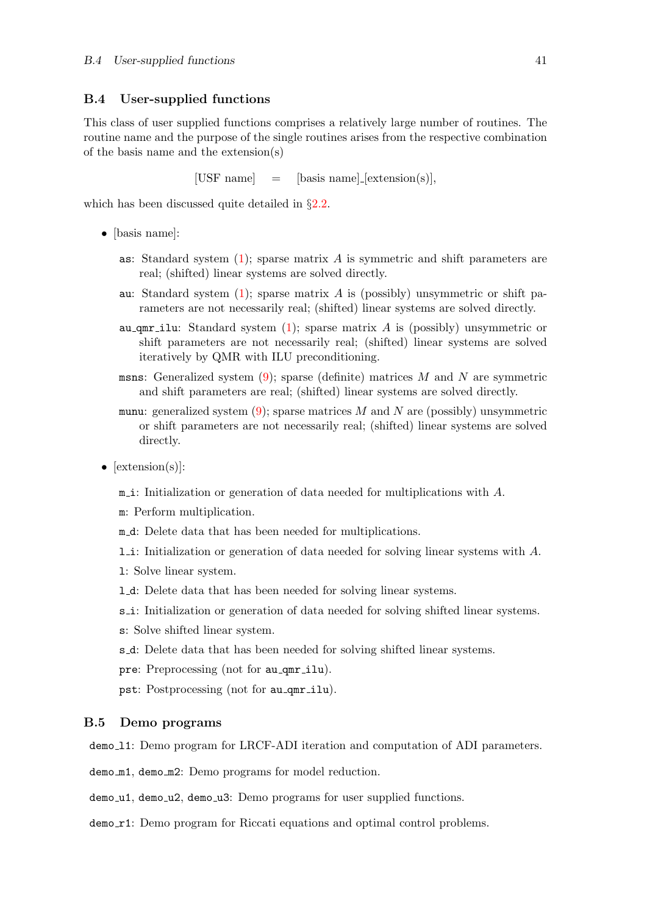## B.4 User-supplied functions

This class of user supplied functions comprises a relatively large number of routines. The routine name and the purpose of the single routines arises from the respective combination of the basis name and the extension(s)

$$\text{[USF name]} \quad = \quad \text{[basis name]\_[extension(s)]},$$

which has been discussed quite detailed in §2.2.

- [basis name]:

  `as`: Standard system (1); sparse matrix $A$ is symmetric and shift parameters are real; (shifted) linear systems are solved directly.

  `au`: Standard system (1); sparse matrix $A$ is (possibly) unsymmetric or shift parameters are not necessarily real; (shifted) linear systems are solved directly.

  `au_qmr_ilu`: Standard system (1); sparse matrix $A$ is (possibly) unsymmetric or shift parameters are not necessarily real; (shifted) linear systems are solved iteratively by QMR with ILU preconditioning.

  `msns`: Generalized system (9); sparse (definite) matrices $M$ and $N$ are symmetric and shift parameters are real; (shifted) linear systems are solved directly.

  `munu`: generalized system (9); sparse matrices $M$ and $N$ are (possibly) unsymmetric or shift parameters are not necessarily real; (shifted) linear systems are solved directly.

- [extension(s)]:

  `m_i`: Initialization or generation of data needed for multiplications with $A$.

  `m`: Perform multiplication.

  `m_d`: Delete data that has been needed for multiplications.

  `l_i`: Initialization or generation of data needed for solving linear systems with $A$.

  `l`: Solve linear system.

  `l_d`: Delete data that has been needed for solving linear systems.

  `s_i`: Initialization or generation of data needed for solving shifted linear systems.

  `s`: Solve shifted linear system.

  `s_d`: Delete data that has been needed for solving shifted linear systems.

  `pre`: Preprocessing (not for `au_qmr_ilu`).

  `pst`: Postprocessing (not for `au_qmr_ilu`).

## B.5 Demo programs

`demo_l1`: Demo program for LRCF-ADI iteration and computation of ADI parameters.

`demo_m1`, `demo_m2`: Demo programs for model reduction.

`demo_u1`, `demo_u2`, `demo_u3`: Demo programs for user supplied functions.

`demo_r1`: Demo program for Riccati equations and optimal control problems.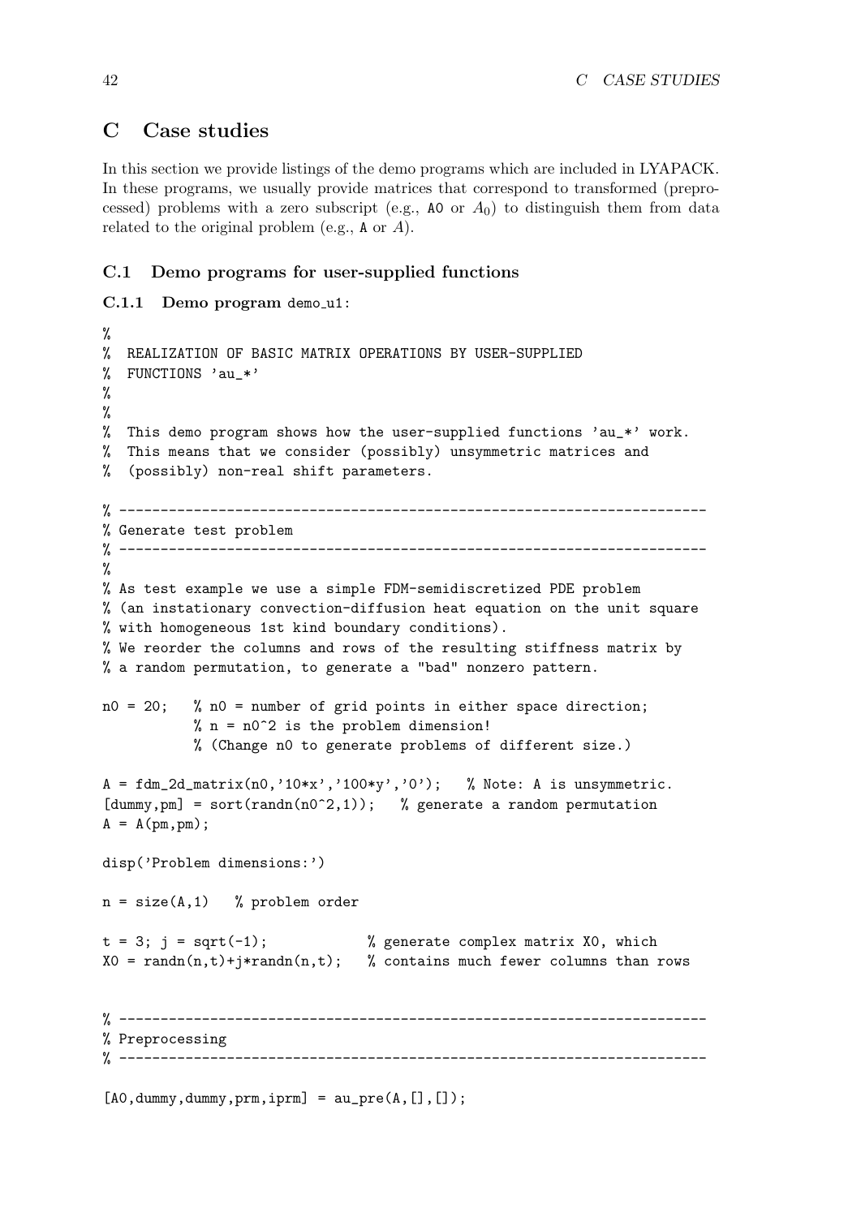# C Case studies

In this section we provide listings of the demo programs which are included in LYAPACK. In these programs, we usually provide matrices that correspond to transformed (preprocessed) problems with a zero subscript (e.g., `A0` or $A_0$) to distinguish them from data related to the original problem (e.g., `A` or $A$).

## C.1 Demo programs for user-supplied functions

### C.1.1 Demo program demo_u1:

```
%
%  REALIZATION OF BASIC MATRIX OPERATIONS BY USER-SUPPLIED
%  FUNCTIONS 'au_*'
%
%
%  This demo program shows how the user-supplied functions 'au_*' work.
%  This means that we consider (possibly) unsymmetric matrices and
%  (possibly) non-real shift parameters.

% -----------------------------------------------------------------------
% Generate test problem
% -----------------------------------------------------------------------
%
% As test example we use a simple FDM-semidiscretized PDE problem
% (an instationary convection-diffusion heat equation on the unit square
% with homogeneous 1st kind boundary conditions).
% We reorder the columns and rows of the resulting stiffness matrix by
% a random permutation, to generate a "bad" nonzero pattern.

n0 = 20;   % n0 = number of grid points in either space direction;
           % n = n0^2 is the problem dimension!
           % (Change n0 to generate problems of different size.)

A = fdm_2d_matrix(n0,'10*x','100*y','0');   % Note: A is unsymmetric.
[dummy,pm] = sort(randn(n0^2,1));   % generate a random permutation
A = A(pm,pm);

disp('Problem dimensions:')

n = size(A,1)   % problem order

t = 3; j = sqrt(-1);            % generate complex matrix X0, which
X0 = randn(n,t)+j*randn(n,t);   % contains much fewer columns than rows


% -----------------------------------------------------------------------
% Preprocessing
% -----------------------------------------------------------------------

[A0,dummy,dummy,prm,iprm] = au_pre(A,[],[]);
```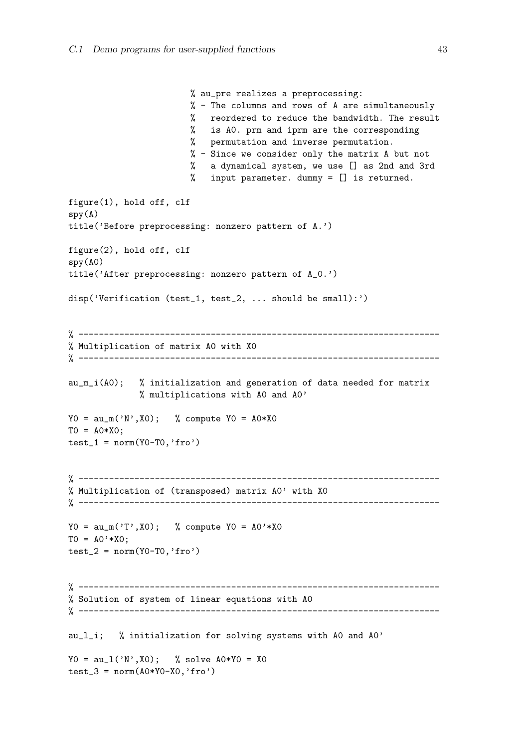```
                        % au_pre realizes a preprocessing:
                        % - The columns and rows of A are simultaneously
                        %   reordered to reduce the bandwidth. The result
                        %   is A0. prm and iprm are the corresponding
                        %   permutation and inverse permutation.
                        % - Since we consider only the matrix A but not
                        %   a dynamical system, we use [] as 2nd and 3rd
                        %   input parameter. dummy = [] is returned.

figure(1), hold off, clf
spy(A)
title('Before preprocessing: nonzero pattern of A.')

figure(2), hold off, clf
spy(A0)
title('After preprocessing: nonzero pattern of A_0.')

disp('Verification (test_1, test_2, ... should be small):')


% ----------------------------------------------------------------------
% Multiplication of matrix A0 with X0
% ----------------------------------------------------------------------

au_m_i(A0);   % initialization and generation of data needed for matrix
              % multiplications with A0 and A0'

Y0 = au_m('N',X0);   % compute Y0 = A0*X0
T0 = A0*X0;
test_1 = norm(Y0-T0,'fro')


% ----------------------------------------------------------------------
% Multiplication of (transposed) matrix A0' with X0
% ----------------------------------------------------------------------

Y0 = au_m('T',X0);   % compute Y0 = A0'*X0
T0 = A0'*X0;
test_2 = norm(Y0-T0,'fro')


% ----------------------------------------------------------------------
% Solution of system of linear equations with A0
% ----------------------------------------------------------------------

au_l_i;   % initialization for solving systems with A0 and A0'

Y0 = au_l('N',X0);   % solve A0*Y0 = X0
test_3 = norm(A0*Y0-X0,'fro')
```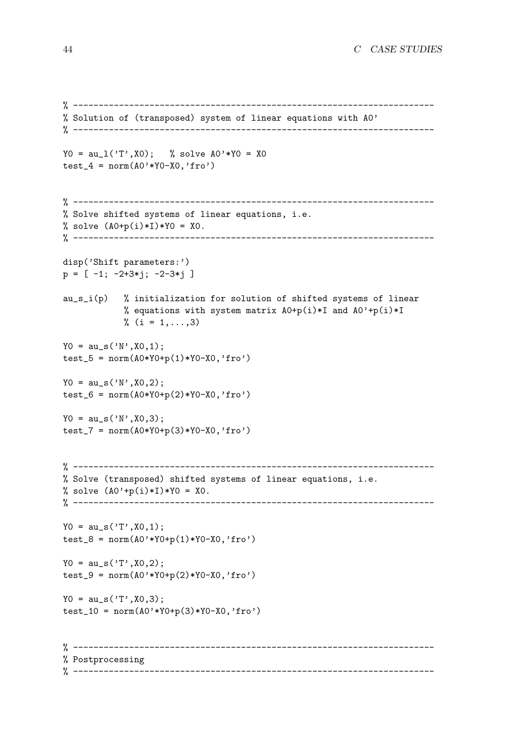```
% ----------------------------------------------------------------------
% Solution of (transposed) system of linear equations with A0'
% ----------------------------------------------------------------------

Y0 = au_l('T',X0);   % solve A0'*Y0 = X0
test_4 = norm(A0'*Y0-X0,'fro')


% ----------------------------------------------------------------------
% Solve shifted systems of linear equations, i.e.
% solve (A0+p(i)*I)*Y0 = X0.
% ----------------------------------------------------------------------

disp('Shift parameters:')
p = [ -1; -2+3*j; -2-3*j ]

au_s_i(p)   % initialization for solution of shifted systems of linear
            % equations with system matrix A0+p(i)*I and A0'+p(i)*I
            % (i = 1,...,3)

Y0 = au_s('N',X0,1);
test_5 = norm(A0*Y0+p(1)*Y0-X0,'fro')

Y0 = au_s('N',X0,2);
test_6 = norm(A0*Y0+p(2)*Y0-X0,'fro')

Y0 = au_s('N',X0,3);
test_7 = norm(A0*Y0+p(3)*Y0-X0,'fro')


% ----------------------------------------------------------------------
% Solve (transposed) shifted systems of linear equations, i.e.
% solve (A0'+p(i)*I)*Y0 = X0.
% ----------------------------------------------------------------------

Y0 = au_s('T',X0,1);
test_8 = norm(A0'*Y0+p(1)*Y0-X0,'fro')

Y0 = au_s('T',X0,2);
test_9 = norm(A0'*Y0+p(2)*Y0-X0,'fro')

Y0 = au_s('T',X0,3);
test_10 = norm(A0'*Y0+p(3)*Y0-X0,'fro')


% ----------------------------------------------------------------------
% Postprocessing
% ----------------------------------------------------------------------
```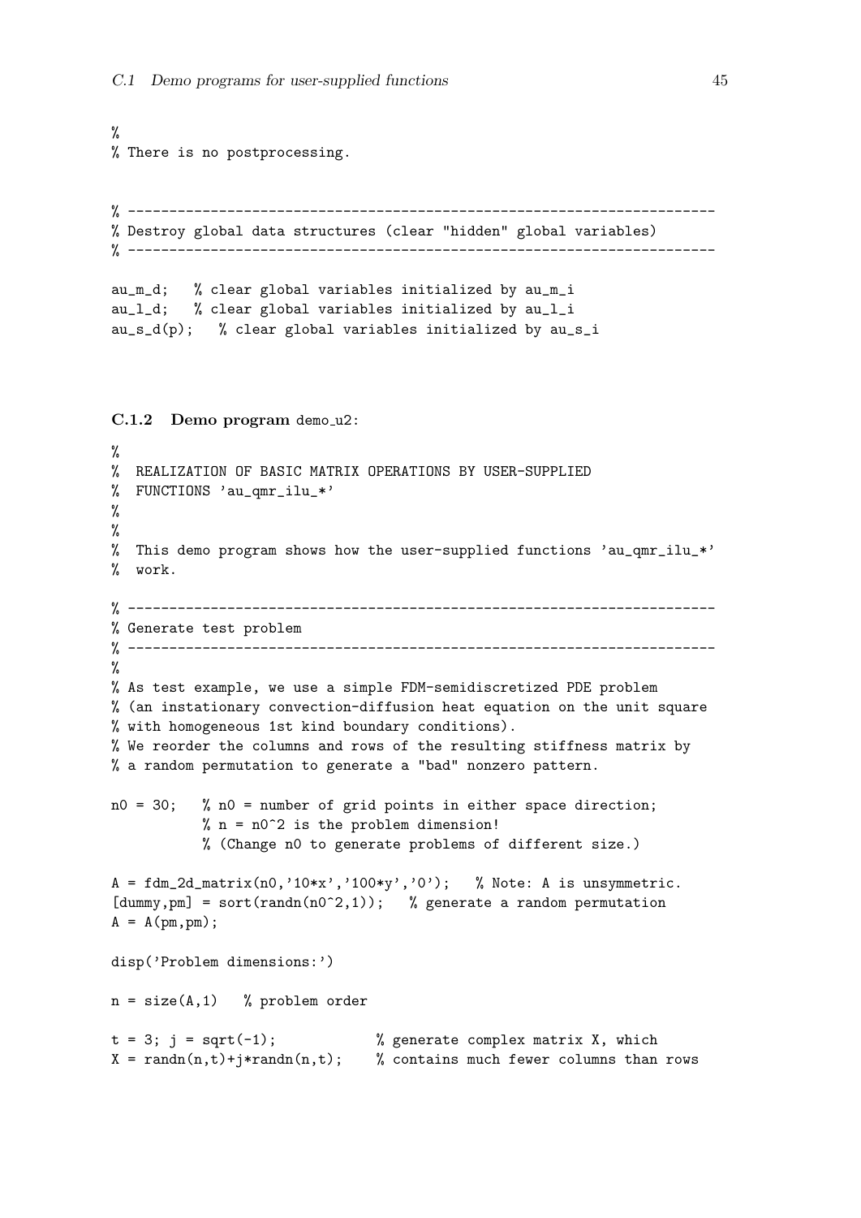```
%
% There is no postprocessing.


% -----------------------------------------------------------------------
% Destroy global data structures (clear "hidden" global variables)
% -----------------------------------------------------------------------

au_m_d;   % clear global variables initialized by au_m_i
au_l_d;   % clear global variables initialized by au_l_i
au_s_d(p);   % clear global variables initialized by au_s_i
```

### C.1.2 Demo program demo_u2:

```
%
%  REALIZATION OF BASIC MATRIX OPERATIONS BY USER-SUPPLIED
%  FUNCTIONS 'au_qmr_ilu_*'
%
%
%  This demo program shows how the user-supplied functions 'au_qmr_ilu_*'
%  work.

% -----------------------------------------------------------------------
% Generate test problem
% -----------------------------------------------------------------------
%
% As test example, we use a simple FDM-semidiscretized PDE problem
% (an instationary convection-diffusion heat equation on the unit square
% with homogeneous 1st kind boundary conditions).
% We reorder the columns and rows of the resulting stiffness matrix by
% a random permutation to generate a "bad" nonzero pattern.

n0 = 30;   % n0 = number of grid points in either space direction;
           % n = n0^2 is the problem dimension!
           % (Change n0 to generate problems of different size.)

A = fdm_2d_matrix(n0,'10*x','100*y','0');   % Note: A is unsymmetric.
[dummy,pm] = sort(randn(n0^2,1));   % generate a random permutation
A = A(pm,pm);

disp('Problem dimensions:')

n = size(A,1)   % problem order

t = 3; j = sqrt(-1);            % generate complex matrix X, which
X = randn(n,t)+j*randn(n,t);    % contains much fewer columns than rows
```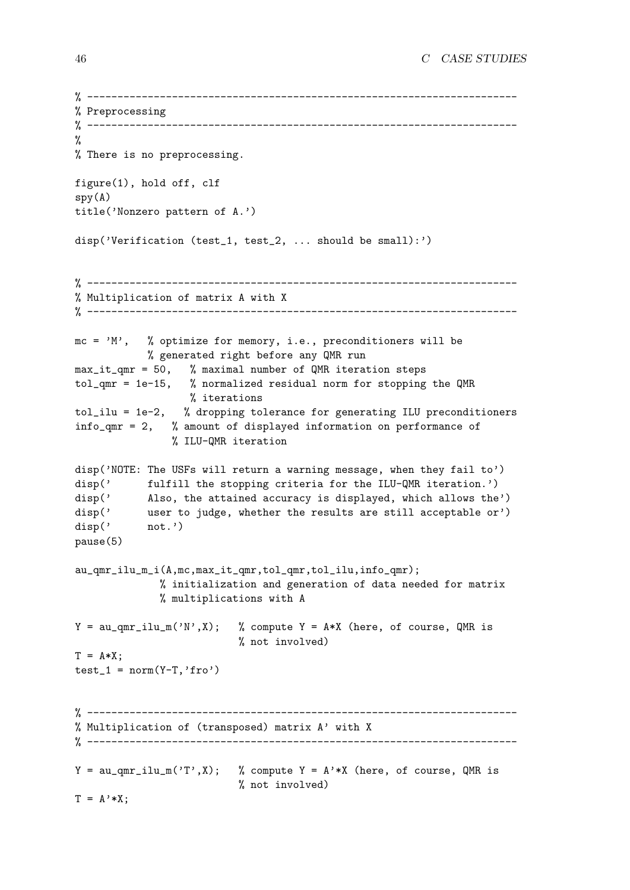```
% -----------------------------------------------------------------------
% Preprocessing
% -----------------------------------------------------------------------
%
% There is no preprocessing.

figure(1), hold off, clf
spy(A)
title('Nonzero pattern of A.')

disp('Verification (test_1, test_2, ... should be small):')


% -----------------------------------------------------------------------
% Multiplication of matrix A with X
% -----------------------------------------------------------------------

mc = 'M',   % optimize for memory, i.e., preconditioners will be
            % generated right before any QMR run
max_it_qmr = 50,   % maximal number of QMR iteration steps
tol_qmr = 1e-15,   % normalized residual norm for stopping the QMR
                   % iterations
tol_ilu = 1e-2,   % dropping tolerance for generating ILU preconditioners
info_qmr = 2,   % amount of displayed information on performance of
               % ILU-QMR iteration

disp('NOTE: The USFs will return a warning message, when they fail to')
disp('      fulfill the stopping criteria for the ILU-QMR iteration.')
disp('      Also, the attained accuracy is displayed, which allows the')
disp('      user to judge, whether the results are still acceptable or')
disp('      not.')
pause(5)

au_qmr_ilu_m_i(A,mc,max_it_qmr,tol_qmr,tol_ilu,info_qmr);
              % initialization and generation of data needed for matrix
              % multiplications with A

Y = au_qmr_ilu_m('N',X);   % compute Y = A*X (here, of course, QMR is
                           % not involved)
T = A*X;
test_1 = norm(Y-T,'fro')


% -----------------------------------------------------------------------
% Multiplication of (transposed) matrix A' with X
% -----------------------------------------------------------------------

Y = au_qmr_ilu_m('T',X);   % compute Y = A'*X (here, of course, QMR is
                           % not involved)
T = A'*X;
```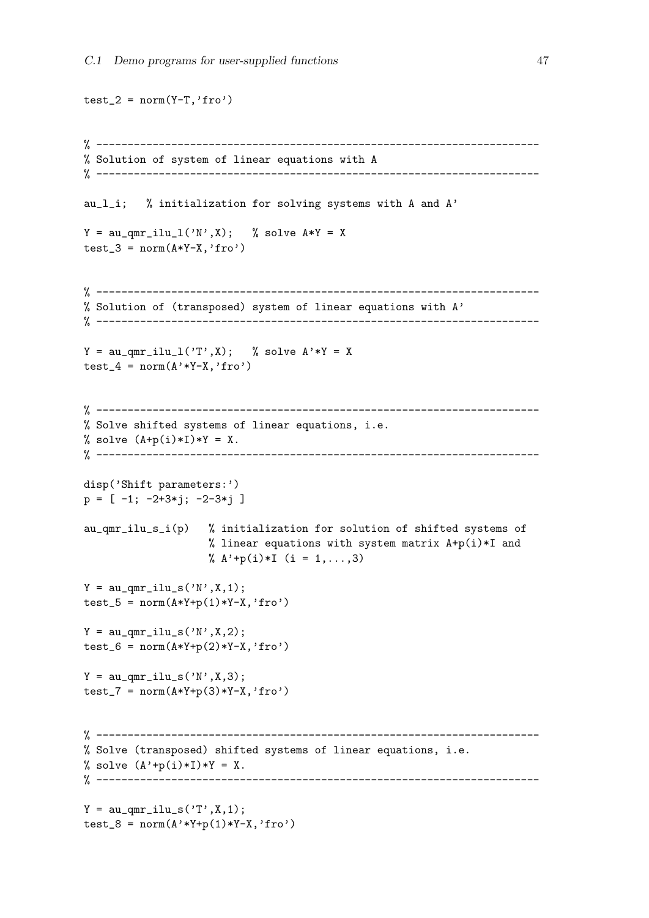```
test_2 = norm(Y-T,'fro')


% ----------------------------------------------------------------------
% Solution of system of linear equations with A
% ----------------------------------------------------------------------

au_l_i;   % initialization for solving systems with A and A'

Y = au_qmr_ilu_l('N',X);   % solve A*Y = X
test_3 = norm(A*Y-X,'fro')


% ----------------------------------------------------------------------
% Solution of (transposed) system of linear equations with A'
% ----------------------------------------------------------------------

Y = au_qmr_ilu_l('T',X);   % solve A'*Y = X
test_4 = norm(A'*Y-X,'fro')


% ----------------------------------------------------------------------
% Solve shifted systems of linear equations, i.e.
% solve (A+p(i)*I)*Y = X.
% ----------------------------------------------------------------------

disp('Shift parameters:')
p = [ -1; -2+3*j; -2-3*j ]

au_qmr_ilu_s_i(p)   % initialization for solution of shifted systems of
                    % linear equations with system matrix A+p(i)*I and
                    % A'+p(i)*I (i = 1,...,3)

Y = au_qmr_ilu_s('N',X,1);
test_5 = norm(A*Y+p(1)*Y-X,'fro')

Y = au_qmr_ilu_s('N',X,2);
test_6 = norm(A*Y+p(2)*Y-X,'fro')

Y = au_qmr_ilu_s('N',X,3);
test_7 = norm(A*Y+p(3)*Y-X,'fro')


% ----------------------------------------------------------------------
% Solve (transposed) shifted systems of linear equations, i.e.
% solve (A'+p(i)*I)*Y = X.
% ----------------------------------------------------------------------

Y = au_qmr_ilu_s('T',X,1);
test_8 = norm(A'*Y+p(1)*Y-X,'fro')
```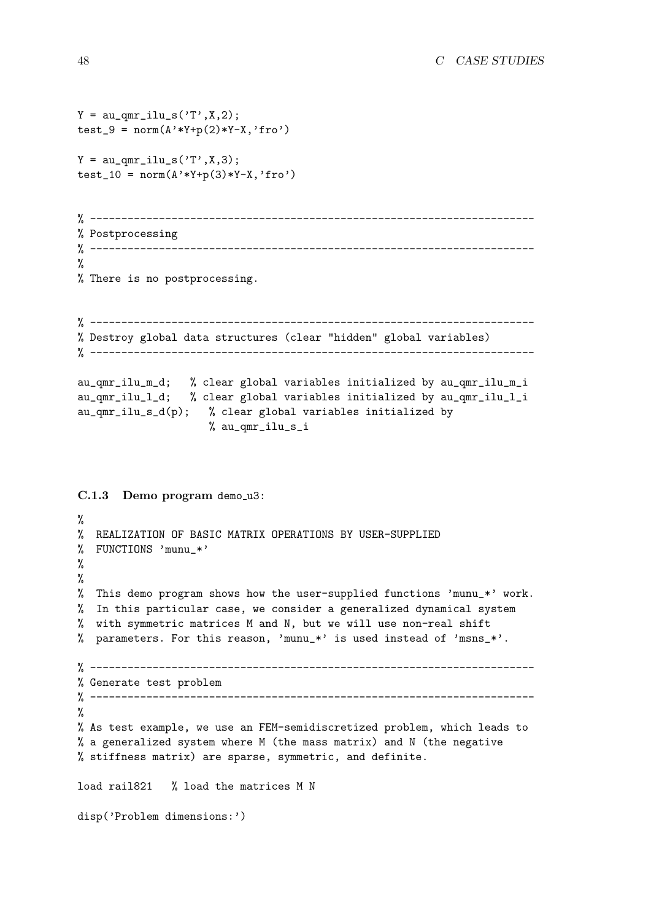```
Y = au_qmr_ilu_s('T',X,2);
test_9 = norm(A'*Y+p(2)*Y-X,'fro')

Y = au_qmr_ilu_s('T',X,3);
test_10 = norm(A'*Y+p(3)*Y-X,'fro')


% -----------------------------------------------------------------------
% Postprocessing
% -----------------------------------------------------------------------
%
% There is no postprocessing.


% -----------------------------------------------------------------------
% Destroy global data structures (clear "hidden" global variables)
% -----------------------------------------------------------------------

au_qmr_ilu_m_d;   % clear global variables initialized by au_qmr_ilu_m_i
au_qmr_ilu_l_d;   % clear global variables initialized by au_qmr_ilu_l_i
au_qmr_ilu_s_d(p);   % clear global variables initialized by
                     % au_qmr_ilu_s_i
```

### C.1.3 Demo program demo_u3:

```
%
%  REALIZATION OF BASIC MATRIX OPERATIONS BY USER-SUPPLIED
%  FUNCTIONS 'munu_*'
%
%
%  This demo program shows how the user-supplied functions 'munu_*' work.
%  In this particular case, we consider a generalized dynamical system
%  with symmetric matrices M and N, but we will use non-real shift
%  parameters. For this reason, 'munu_*' is used instead of 'msns_*'.

% -----------------------------------------------------------------------
% Generate test problem
% -----------------------------------------------------------------------
%
% As test example, we use an FEM-semidiscretized problem, which leads to
% a generalized system where M (the mass matrix) and N (the negative
% stiffness matrix) are sparse, symmetric, and definite.

load rail821   % load the matrices M N

disp('Problem dimensions:')
```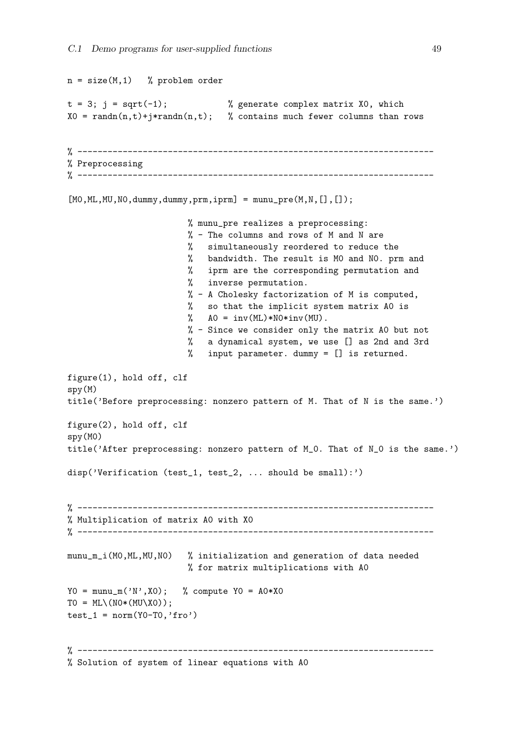```
n = size(M,1)   % problem order

t = 3; j = sqrt(-1);            % generate complex matrix X0, which
X0 = randn(n,t)+j*randn(n,t);   % contains much fewer columns than rows


% ----------------------------------------------------------------------
% Preprocessing
% ----------------------------------------------------------------------

[M0,ML,MU,N0,dummy,dummy,prm,iprm] = munu_pre(M,N,[],[]);

                       % munu_pre realizes a preprocessing:
                       % - The columns and rows of M and N are
                       %   simultaneously reordered to reduce the
                       %   bandwidth. The result is M0 and N0. prm and
                       %   iprm are the corresponding permutation and
                       %   inverse permutation.
                       % - A Cholesky factorization of M is computed,
                       %   so that the implicit system matrix A0 is
                       %   A0 = inv(ML)*N0*inv(MU).
                       % - Since we consider only the matrix A0 but not
                       %   a dynamical system, we use [] as 2nd and 3rd
                       %   input parameter. dummy = [] is returned.

figure(1), hold off, clf
spy(M)
title('Before preprocessing: nonzero pattern of M. That of N is the same.')

figure(2), hold off, clf
spy(M0)
title('After preprocessing: nonzero pattern of M_0. That of N_0 is the same.')

disp('Verification (test_1, test_2, ... should be small):')


% ----------------------------------------------------------------------
% Multiplication of matrix A0 with X0
% ----------------------------------------------------------------------

munu_m_i(M0,ML,MU,N0)   % initialization and generation of data needed
                        % for matrix multiplications with A0

Y0 = munu_m('N',X0);   % compute Y0 = A0*X0
T0 = ML\(N0*(MU\X0));
test_1 = norm(Y0-T0,'fro')


% ----------------------------------------------------------------------
% Solution of system of linear equations with A0
```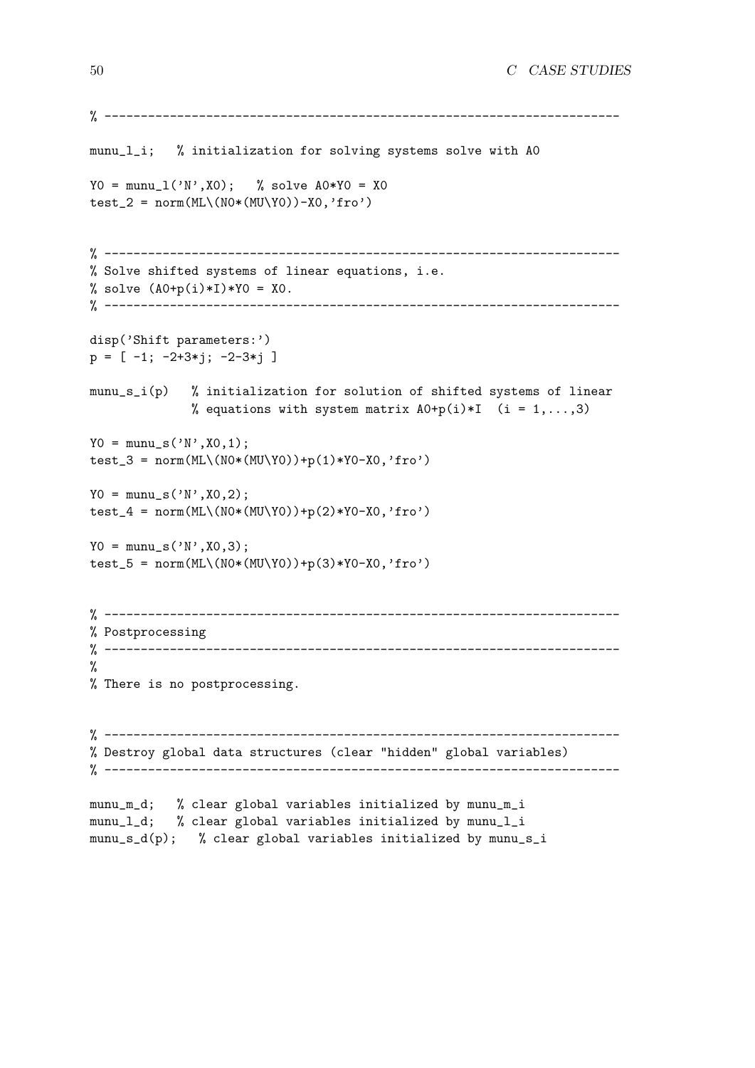```
% ----------------------------------------------------------------------

munu_l_i;   % initialization for solving systems solve with A0

Y0 = munu_l('N',X0);   % solve A0*Y0 = X0
test_2 = norm(ML\(N0*(MU\Y0))-X0,'fro')


% ----------------------------------------------------------------------
% Solve shifted systems of linear equations, i.e.
% solve (A0+p(i)*I)*Y0 = X0.
% ----------------------------------------------------------------------

disp('Shift parameters:')
p = [ -1; -2+3*j; -2-3*j ]

munu_s_i(p)   % initialization for solution of shifted systems of linear
              % equations with system matrix A0+p(i)*I  (i = 1,...,3)

Y0 = munu_s('N',X0,1);
test_3 = norm(ML\(N0*(MU\Y0))+p(1)*Y0-X0,'fro')

Y0 = munu_s('N',X0,2);
test_4 = norm(ML\(N0*(MU\Y0))+p(2)*Y0-X0,'fro')

Y0 = munu_s('N',X0,3);
test_5 = norm(ML\(N0*(MU\Y0))+p(3)*Y0-X0,'fro')


% ----------------------------------------------------------------------
% Postprocessing
% ----------------------------------------------------------------------
%
% There is no postprocessing.


% ----------------------------------------------------------------------
% Destroy global data structures (clear "hidden" global variables)
% ----------------------------------------------------------------------

munu_m_d;   % clear global variables initialized by munu_m_i
munu_l_d;   % clear global variables initialized by munu_l_i
munu_s_d(p);   % clear global variables initialized by munu_s_i
```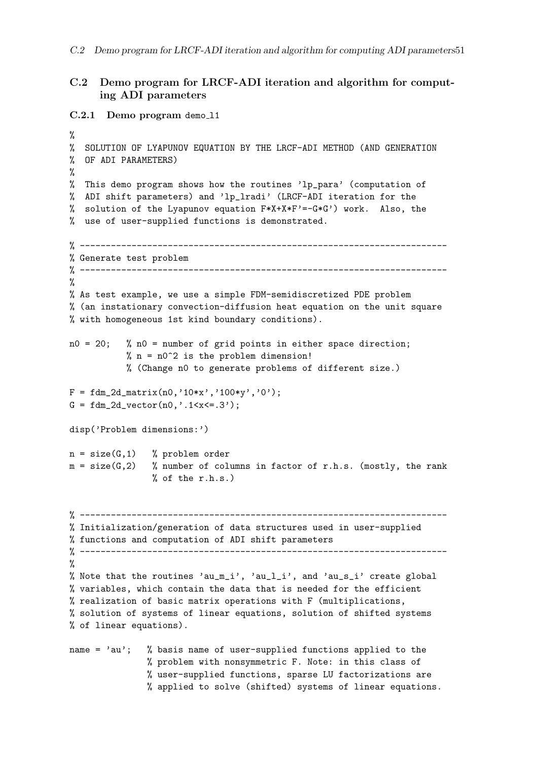## C.2 Demo program for LRCF-ADI iteration and algorithm for computing ADI parameters

### C.2.1 Demo program demo_l1

```
%
%  SOLUTION OF LYAPUNOV EQUATION BY THE LRCF-ADI METHOD (AND GENERATION
%  OF ADI PARAMETERS)
%
%  This demo program shows how the routines 'lp_para' (computation of
%  ADI shift parameters) and 'lp_lradi' (LRCF-ADI iteration for the
%  solution of the Lyapunov equation F*X+X*F'=-G*G') work.  Also, the
%  use of user-supplied functions is demonstrated.

% -----------------------------------------------------------------------
% Generate test problem
% -----------------------------------------------------------------------
%
% As test example, we use a simple FDM-semidiscretized PDE problem
% (an instationary convection-diffusion heat equation on the unit square
% with homogeneous 1st kind boundary conditions).

n0 = 20;   % n0 = number of grid points in either space direction;
           % n = n0^2 is the problem dimension!
           % (Change n0 to generate problems of different size.)

F = fdm_2d_matrix(n0,'10*x','100*y','0');
G = fdm_2d_vector(n0,'.1<x<=.3');

disp('Problem dimensions:')

n = size(G,1)   % problem order
m = size(G,2)   % number of columns in factor of r.h.s. (mostly, the rank
                % of the r.h.s.)


% -----------------------------------------------------------------------
% Initialization/generation of data structures used in user-supplied
% functions and computation of ADI shift parameters
% -----------------------------------------------------------------------
%
% Note that the routines 'au_m_i', 'au_l_i', and 'au_s_i' create global
% variables, which contain the data that is needed for the efficient
% realization of basic matrix operations with F (multiplications,
% solution of systems of linear equations, solution of shifted systems
% of linear equations).

name = 'au';   % basis name of user-supplied functions applied to the
               % problem with nonsymmetric F. Note: in this class of
               % user-supplied functions, sparse LU factorizations are
               % applied to solve (shifted) systems of linear equations.
```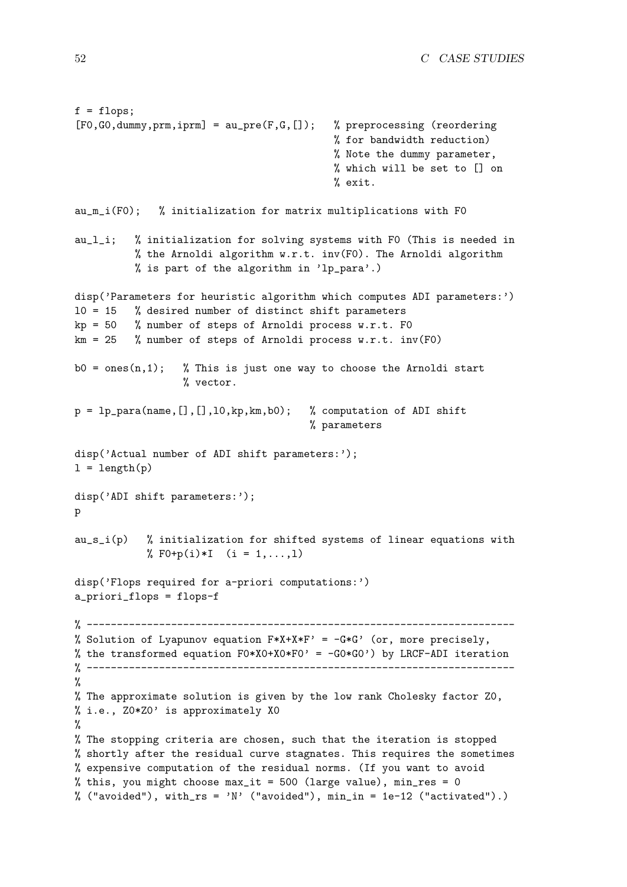```
f = flops;
[F0,G0,dummy,prm,iprm] = au_pre(F,G,[]);   % preprocessing (reordering
                                           % for bandwidth reduction)
                                           % Note the dummy parameter,
                                           % which will be set to [] on
                                           % exit.

au_m_i(F0);   % initialization for matrix multiplications with F0

au_l_i;   % initialization for solving systems with F0 (This is needed in
          % the Arnoldi algorithm w.r.t. inv(F0). The Arnoldi algorithm
          % is part of the algorithm in 'lp_para'.)

disp('Parameters for heuristic algorithm which computes ADI parameters:')
l0 = 15   % desired number of distinct shift parameters
kp = 50   % number of steps of Arnoldi process w.r.t. F0
km = 25   % number of steps of Arnoldi process w.r.t. inv(F0)

b0 = ones(n,1);   % This is just one way to choose the Arnoldi start
                  % vector.

p = lp_para(name,[],[],l0,kp,km,b0);   % computation of ADI shift
                                       % parameters

disp('Actual number of ADI shift parameters:');
l = length(p)

disp('ADI shift parameters:');
p

au_s_i(p)   % initialization for shifted systems of linear equations with
            % F0+p(i)*I  (i = 1,...,l)

disp('Flops required for a-priori computations:')
a_priori_flops = flops-f

% ----------------------------------------------------------------------
% Solution of Lyapunov equation F*X+X*F' = -G*G' (or, more precisely,
% the transformed equation F0*X0+X0*F0' = -G0*G0') by LRCF-ADI iteration
% ----------------------------------------------------------------------
%
% The approximate solution is given by the low rank Cholesky factor Z0,
% i.e., Z0*Z0' is approximately X0
%
% The stopping criteria are chosen, such that the iteration is stopped
% shortly after the residual curve stagnates. This requires the sometimes
% expensive computation of the residual norms. (If you want to avoid
% this, you might choose max_it = 500 (large value), min_res = 0
% ("avoided"), with_rs = 'N' ("avoided"), min_in = 1e-12 ("activated").)
```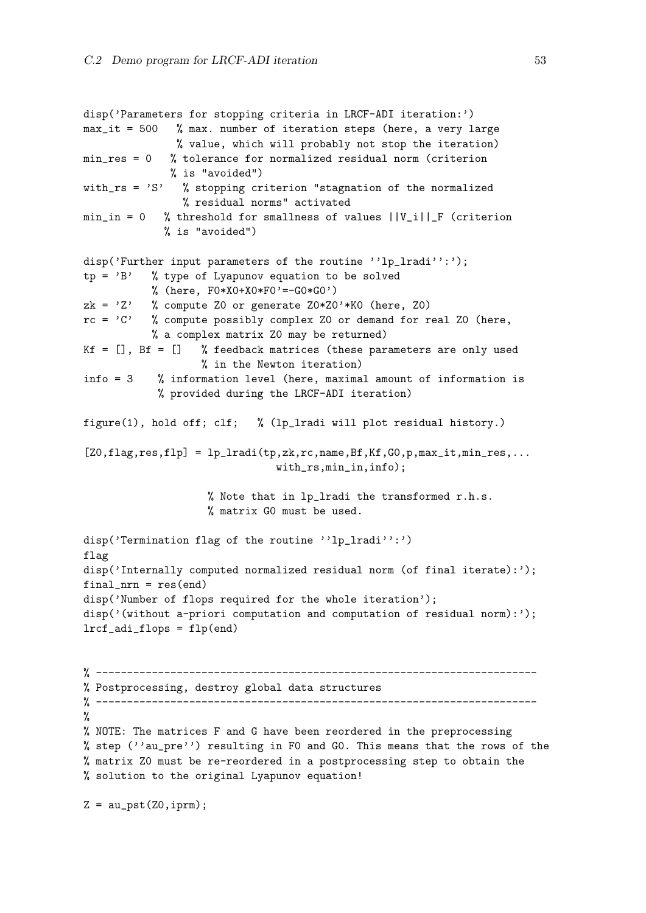```
disp('Parameters for stopping criteria in LRCF-ADI iteration:')
max_it = 500   % max. number of iteration steps (here, a very large
               % value, which will probably not stop the iteration)
min_res = 0   % tolerance for normalized residual norm (criterion
              % is "avoided")
with_rs = 'S'   % stopping criterion "stagnation of the normalized
                % residual norms" activated
min_in = 0   % threshold for smallness of values ||V_i||_F (criterion
             % is "avoided")

disp('Further input parameters of the routine ''lp_lradi'':');
tp = 'B'   % type of Lyapunov equation to be solved
           % (here, F0*X0+X0*F0'=-G0*G0')
zk = 'Z'   % compute Z0 or generate Z0*Z0'*K0 (here, Z0)
rc = 'C'   % compute possibly complex Z0 or demand for real Z0 (here,
           % a complex matrix Z0 may be returned)
Kf = [], Bf = []   % feedback matrices (these parameters are only used
                   % in the Newton iteration)
info = 3    % information level (here, maximal amount of information is
            % provided during the LRCF-ADI iteration)

figure(1), hold off; clf;   % (lp_lradi will plot residual history.)

[Z0,flag,res,flp] = lp_lradi(tp,zk,rc,name,Bf,Kf,G0,p,max_it,min_res,...
                             with_rs,min_in,info);

                   % Note that in lp_lradi the transformed r.h.s.
                   % matrix G0 must be used.

disp('Termination flag of the routine ''lp_lradi'':')
flag
disp('Internally computed normalized residual norm (of final iterate):');
final_nrn = res(end)
disp('Number of flops required for the whole iteration');
disp('(without a-priori computation and computation of residual norm):');
lrcf_adi_flops = flp(end)


% -----------------------------------------------------------------------
% Postprocessing, destroy global data structures
% -----------------------------------------------------------------------
%
% NOTE: The matrices F and G have been reordered in the preprocessing
% step (''au_pre'') resulting in F0 and G0. This means that the rows of the
% matrix Z0 must be re-reordered in a postprocessing step to obtain the
% solution to the original Lyapunov equation!

Z = au_pst(Z0,iprm);
```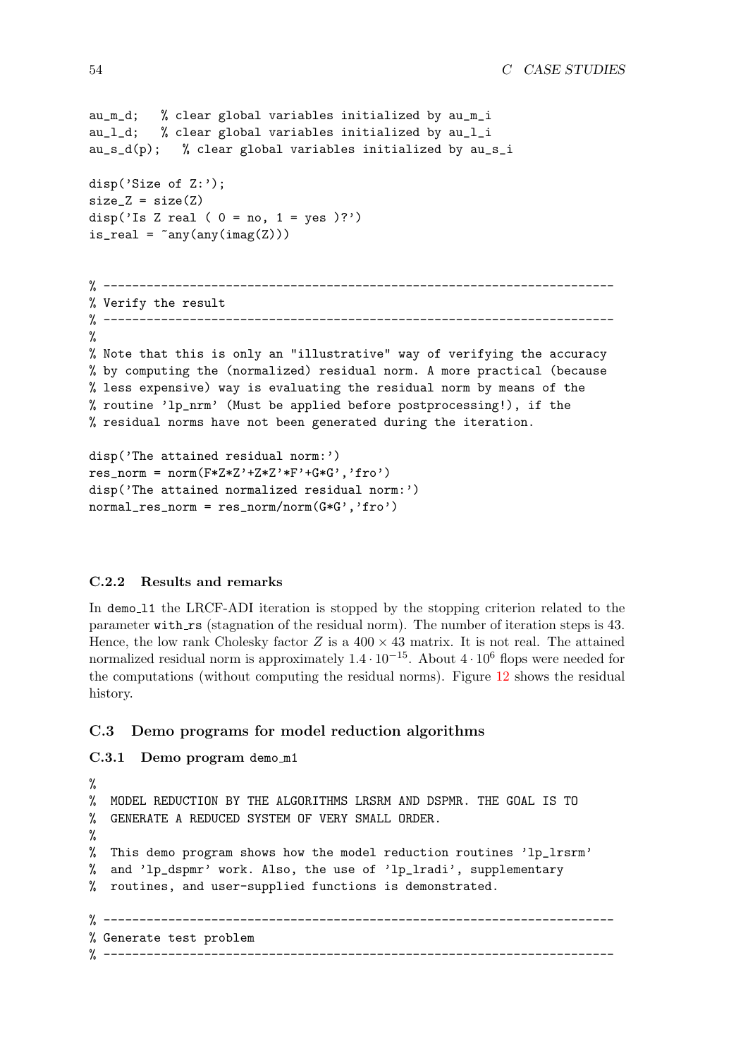```
au_m_d;   % clear global variables initialized by au_m_i
au_l_d;   % clear global variables initialized by au_l_i
au_s_d(p);   % clear global variables initialized by au_s_i

disp('Size of Z:');
size_Z = size(Z)
disp('Is Z real ( 0 = no, 1 = yes )?')
is_real = ~any(any(imag(Z)))


% -----------------------------------------------------------------------
% Verify the result
% -----------------------------------------------------------------------
%
% Note that this is only an "illustrative" way of verifying the accuracy
% by computing the (normalized) residual norm. A more practical (because
% less expensive) way is evaluating the residual norm by means of the
% routine 'lp_nrm' (Must be applied before postprocessing!), if the
% residual norms have not been generated during the iteration.

disp('The attained residual norm:')
res_norm = norm(F*Z*Z'+Z*Z'*F'+G*G','fro')
disp('The attained normalized residual norm:')
normal_res_norm = res_norm/norm(G*G','fro')
```

### C.2.2 Results and remarks

In demo_l1 the LRCF-ADI iteration is stopped by the stopping criterion related to the parameter with_rs (stagnation of the residual norm). The number of iteration steps is 43. Hence, the low rank Cholesky factor $Z$ is a $400 \times 43$ matrix. It is not real. The attained normalized residual norm is approximately $1.4 \cdot 10^{-15}$. About $4 \cdot 10^{6}$ flops were needed for the computations (without computing the residual norms). Figure 12 shows the residual history.

## C.3 Demo programs for model reduction algorithms

### C.3.1 Demo program demo_m1

```
%
%  MODEL REDUCTION BY THE ALGORITHMS LRSRM AND DSPMR. THE GOAL IS TO
%  GENERATE A REDUCED SYSTEM OF VERY SMALL ORDER.
%
%  This demo program shows how the model reduction routines 'lp_lrsrm'
%  and 'lp_dspmr' work. Also, the use of 'lp_lradi', supplementary
%  routines, and user-supplied functions is demonstrated.

% -----------------------------------------------------------------------
% Generate test problem
% -----------------------------------------------------------------------
```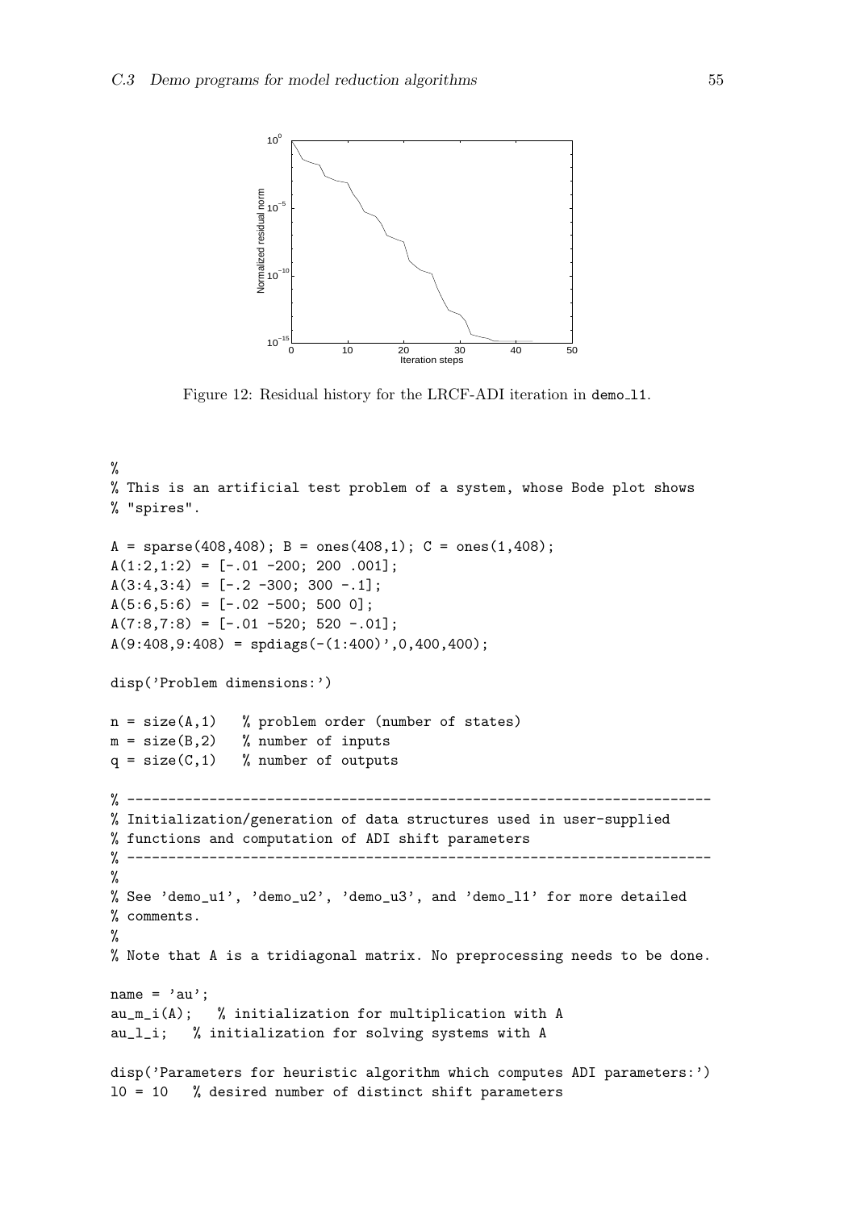Figure 12: Residual history for the LRCF-ADI iteration in demo_l1.

```
%
% This is an artificial test problem of a system, whose Bode plot shows
% "spires".

A = sparse(408,408); B = ones(408,1); C = ones(1,408);
A(1:2,1:2) = [-.01 -200; 200 .001];
A(3:4,3:4) = [-.2 -300; 300 -.1];
A(5:6,5:6) = [-.02 -500; 500 0];
A(7:8,7:8) = [-.01 -520; 520 -.01];
A(9:408,9:408) = spdiags(-(1:400)',0,400,400);

disp('Problem dimensions:')

n = size(A,1)   % problem order (number of states)
m = size(B,2)   % number of inputs
q = size(C,1)   % number of outputs

% ----------------------------------------------------------------------
% Initialization/generation of data structures used in user-supplied
% functions and computation of ADI shift parameters
% ----------------------------------------------------------------------
%
% See 'demo_u1', 'demo_u2', 'demo_u3', and 'demo_l1' for more detailed
% comments.
%
% Note that A is a tridiagonal matrix. No preprocessing needs to be done.

name = 'au';
au_m_i(A);   % initialization for multiplication with A
au_l_i;   % initialization for solving systems with A

disp('Parameters for heuristic algorithm which computes ADI parameters:')
l0 = 10   % desired number of distinct shift parameters
```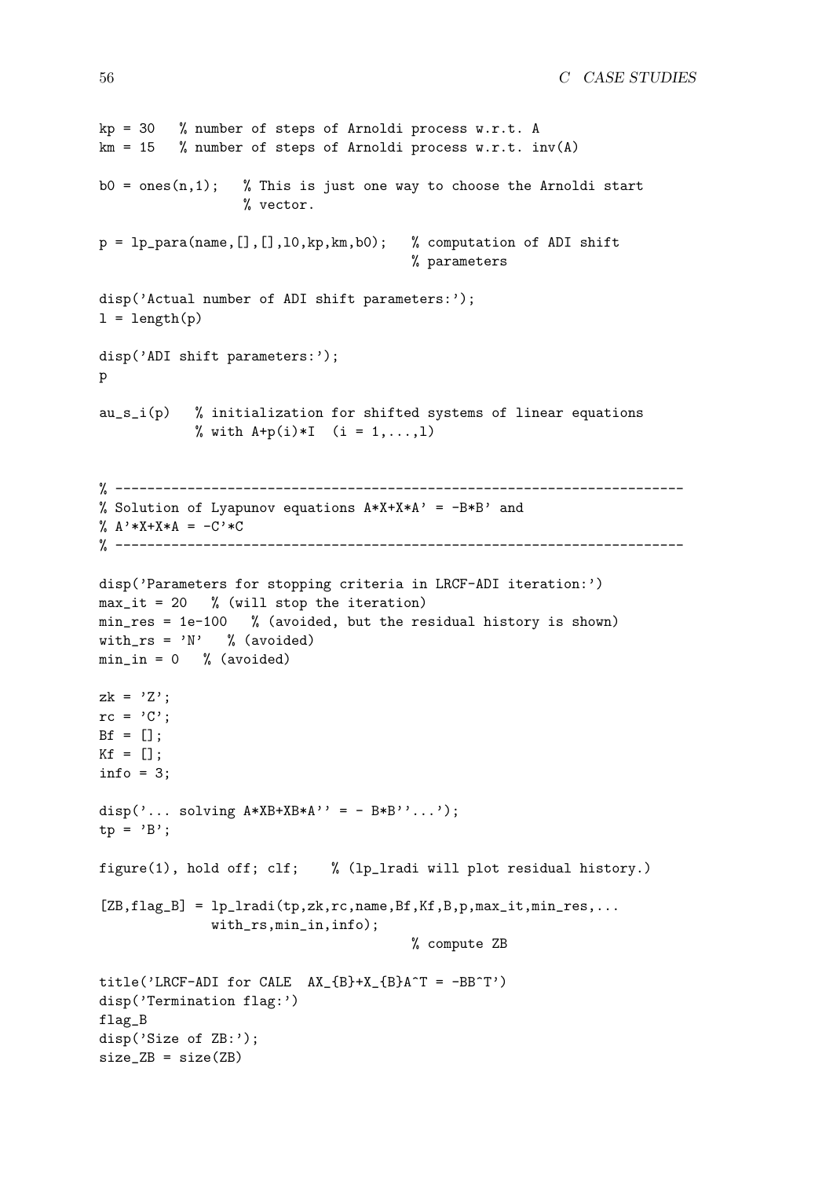```
kp = 30   % number of steps of Arnoldi process w.r.t. A
km = 15   % number of steps of Arnoldi process w.r.t. inv(A)

b0 = ones(n,1);   % This is just one way to choose the Arnoldi start
                  % vector.

p = lp_para(name,[],[],l0,kp,km,b0);   % computation of ADI shift
                                       % parameters

disp('Actual number of ADI shift parameters:');
l = length(p)

disp('ADI shift parameters:');
p

au_s_i(p)   % initialization for shifted systems of linear equations
            % with A+p(i)*I  (i = 1,...,l)


% -----------------------------------------------------------------------
% Solution of Lyapunov equations A*X+X*A' = -B*B' and
% A'*X+X*A = -C'*C
% -----------------------------------------------------------------------

disp('Parameters for stopping criteria in LRCF-ADI iteration:')
max_it = 20   % (will stop the iteration)
min_res = 1e-100   % (avoided, but the residual history is shown)
with_rs = 'N'   % (avoided)
min_in = 0   % (avoided)

zk = 'Z';
rc = 'C';
Bf = [];
Kf = [];
info = 3;

disp('... solving A*XB+XB*A'' = - B*B''...');
tp = 'B';

figure(1), hold off; clf;    % (lp_lradi will plot residual history.)

[ZB,flag_B] = lp_lradi(tp,zk,rc,name,Bf,Kf,B,p,max_it,min_res,...
              with_rs,min_in,info);
                                       % compute ZB

title('LRCF-ADI for CALE  AX_{B}+X_{B}A^T = -BB^T')
disp('Termination flag:')
flag_B
disp('Size of ZB:');
size_ZB = size(ZB)
```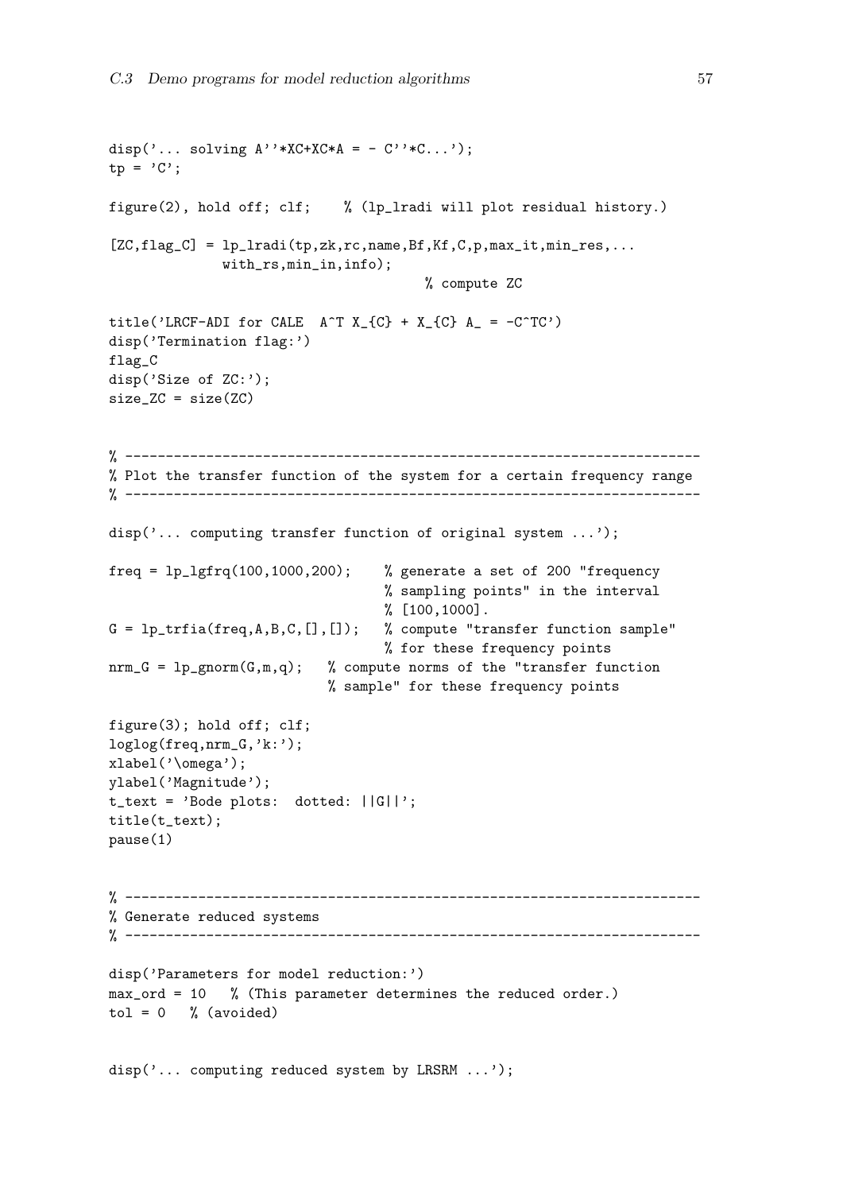```
disp('... solving A''*XC+XC*A = - C''*C...');
tp = 'C';

figure(2), hold off; clf;    % (lp_lradi will plot residual history.)

[ZC,flag_C] = lp_lradi(tp,zk,rc,name,Bf,Kf,C,p,max_it,min_res,...
              with_rs,min_in,info);
                                   % compute ZC

title('LRCF-ADI for CALE  A^T X_{C} + X_{C} A_ = -C^TC')
disp('Termination flag:')
flag_C
disp('Size of ZC:');
size_ZC = size(ZC)


% ----------------------------------------------------------------------
% Plot the transfer function of the system for a certain frequency range
% ----------------------------------------------------------------------

disp('... computing transfer function of original system ...');

freq = lp_lgfrq(100,1000,200);    % generate a set of 200 "frequency
                                  % sampling points" in the interval
                                  % [100,1000].
G = lp_trfia(freq,A,B,C,[],[]);   % compute "transfer function sample"
                                  % for these frequency points
nrm_G = lp_gnorm(G,m,q);   % compute norms of the "transfer function
                           % sample" for these frequency points

figure(3); hold off; clf;
loglog(freq,nrm_G,'k:');
xlabel('\omega');
ylabel('Magnitude');
t_text = 'Bode plots:  dotted: ||G||';
title(t_text);
pause(1)


% ----------------------------------------------------------------------
% Generate reduced systems
% ----------------------------------------------------------------------

disp('Parameters for model reduction:')
max_ord = 10   % (This parameter determines the reduced order.)
tol = 0   % (avoided)


disp('... computing reduced system by LRSRM ...');
```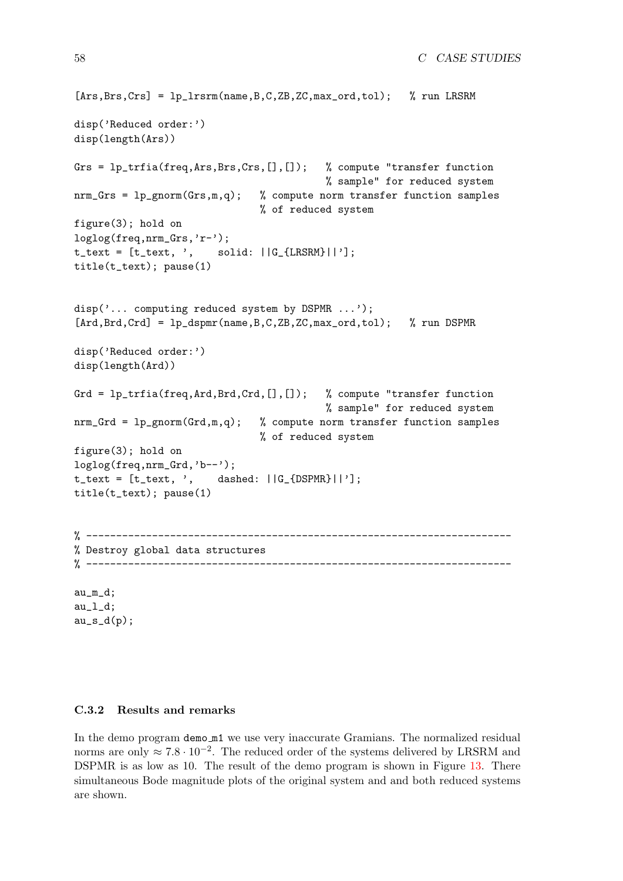```
[Ars,Brs,Crs] = lp_lrsrm(name,B,C,ZB,ZC,max_ord,tol);   % run LRSRM

disp('Reduced order:')
disp(length(Ars))

Grs = lp_trfia(freq,Ars,Brs,Crs,[],[]);   % compute "transfer function
                                          % sample" for reduced system
nrm_Grs = lp_gnorm(Grs,m,q);   % compute norm transfer function samples
                               % of reduced system
figure(3); hold on
loglog(freq,nrm_Grs,'r-');
t_text = [t_text, ',    solid: ||G_{LRSRM}||'];
title(t_text); pause(1)


disp('... computing reduced system by DSPMR ...');
[Ard,Brd,Crd] = lp_dspmr(name,B,C,ZB,ZC,max_ord,tol);   % run DSPMR

disp('Reduced order:')
disp(length(Ard))

Grd = lp_trfia(freq,Ard,Brd,Crd,[],[]);   % compute "transfer function
                                          % sample" for reduced system
nrm_Grd = lp_gnorm(Grd,m,q);   % compute norm transfer function samples
                               % of reduced system
figure(3); hold on
loglog(freq,nrm_Grd,'b--');
t_text = [t_text, ',    dashed: ||G_{DSPMR}||'];
title(t_text); pause(1)


% ----------------------------------------------------------------------
% Destroy global data structures
% ----------------------------------------------------------------------

au_m_d;
au_l_d;
au_s_d(p);
```

### C.3.2 Results and remarks

In the demo program demo_m1 we use very inaccurate Gramians. The normalized residual norms are only $\approx 7.8 \cdot 10^{-2}$. The reduced order of the systems delivered by LRSRM and DSPMR is as low as 10. The result of the demo program is shown in Figure 13. There simultaneous Bode magnitude plots of the original system and and both reduced systems are shown.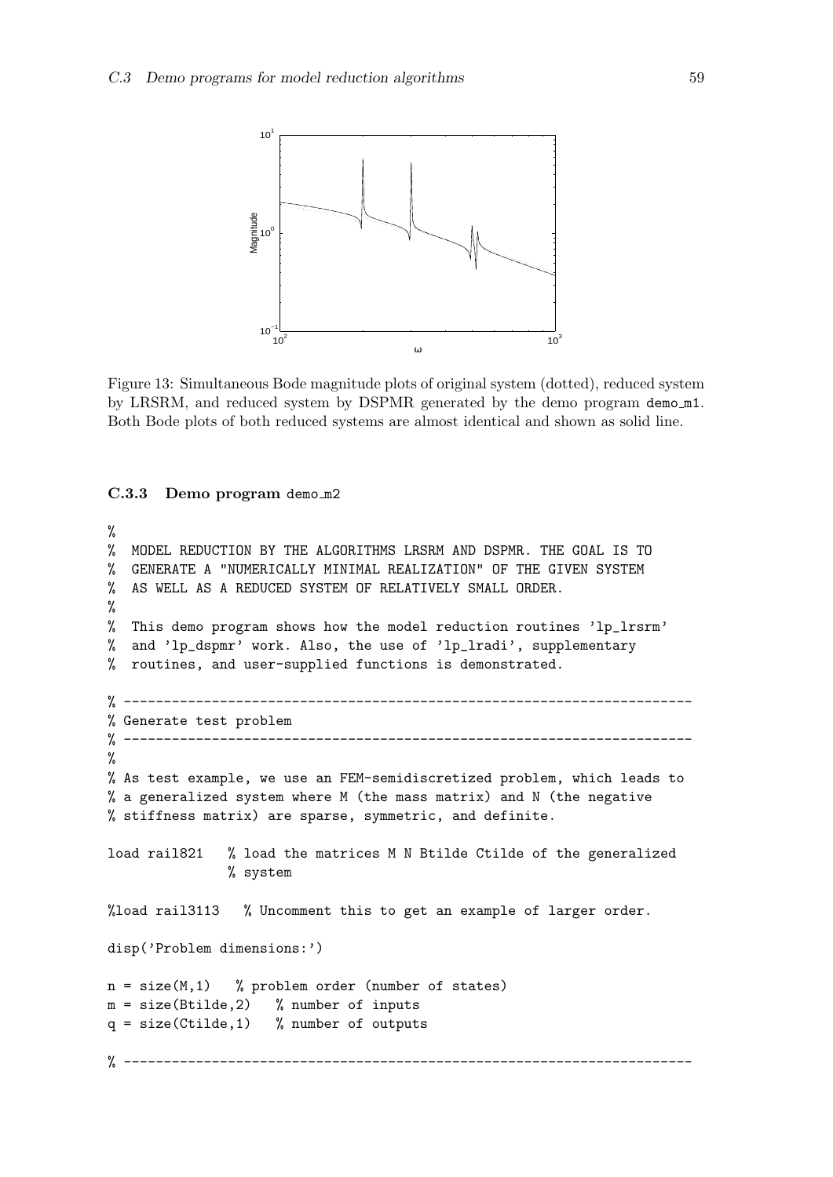Figure 13: Simultaneous Bode magnitude plots of original system (dotted), reduced system by LRSRM, and reduced system by DSPMR generated by the demo program `demo_m1`. Both Bode plots of both reduced systems are almost identical and shown as solid line.

### C.3.3 Demo program `demo_m2`

```
%
%  MODEL REDUCTION BY THE ALGORITHMS LRSRM AND DSPMR. THE GOAL IS TO
%  GENERATE A "NUMERICALLY MINIMAL REALIZATION" OF THE GIVEN SYSTEM
%  AS WELL AS A REDUCED SYSTEM OF RELATIVELY SMALL ORDER.
%
%  This demo program shows how the model reduction routines 'lp_lrsrm'
%  and 'lp_dspmr' work. Also, the use of 'lp_lradi', supplementary
%  routines, and user-supplied functions is demonstrated.

% -----------------------------------------------------------------------
% Generate test problem
% -----------------------------------------------------------------------
%
% As test example, we use an FEM-semidiscretized problem, which leads to
% a generalized system where M (the mass matrix) and N (the negative
% stiffness matrix) are sparse, symmetric, and definite.

load rail821   % load the matrices M N Btilde Ctilde of the generalized
               % system

%load rail3113   % Uncomment this to get an example of larger order.

disp('Problem dimensions:')

n = size(M,1)   % problem order (number of states)
m = size(Btilde,2)   % number of inputs
q = size(Ctilde,1)   % number of outputs

% -----------------------------------------------------------------------
```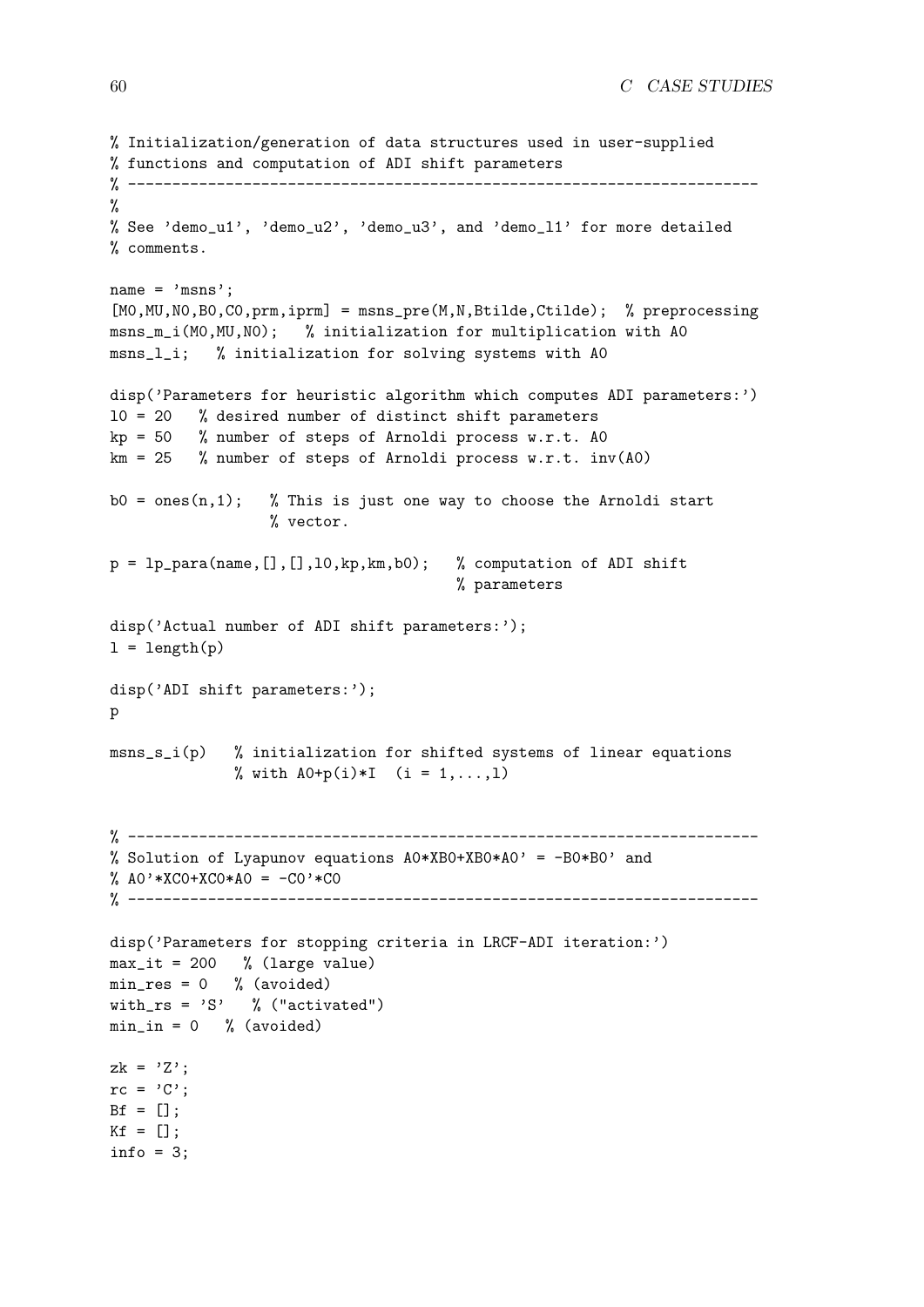```
% Initialization/generation of data structures used in user-supplied
% functions and computation of ADI shift parameters
% -----------------------------------------------------------------------
%
% See 'demo_u1', 'demo_u2', 'demo_u3', and 'demo_l1' for more detailed
% comments.

name = 'msns';
[M0,MU,N0,B0,C0,prm,iprm] = msns_pre(M,N,Btilde,Ctilde); % preprocessing
msns_m_i(M0,MU,N0);   % initialization for multiplication with A0
msns_l_i;   % initialization for solving systems with A0

disp('Parameters for heuristic algorithm which computes ADI parameters:')
l0 = 20   % desired number of distinct shift parameters
kp = 50   % number of steps of Arnoldi process w.r.t. A0
km = 25   % number of steps of Arnoldi process w.r.t. inv(A0)

b0 = ones(n,1);   % This is just one way to choose the Arnoldi start
                  % vector.

p = lp_para(name,[],[],l0,kp,km,b0);   % computation of ADI shift
                                        % parameters

disp('Actual number of ADI shift parameters:');
l = length(p)

disp('ADI shift parameters:');
p

msns_s_i(p)   % initialization for shifted systems of linear equations
              % with A0+p(i)*I  (i = 1,...,l)


% -----------------------------------------------------------------------
% Solution of Lyapunov equations A0*XB0+XB0*A0' = -B0*B0' and
% A0'*XC0+XC0*A0 = -C0'*C0
% -----------------------------------------------------------------------

disp('Parameters for stopping criteria in LRCF-ADI iteration:')
max_it = 200   % (large value)
min_res = 0   % (avoided)
with_rs = 'S'   % ("activated")
min_in = 0   % (avoided)

zk = 'Z';
rc = 'C';
Bf = [];
Kf = [];
info = 3;
```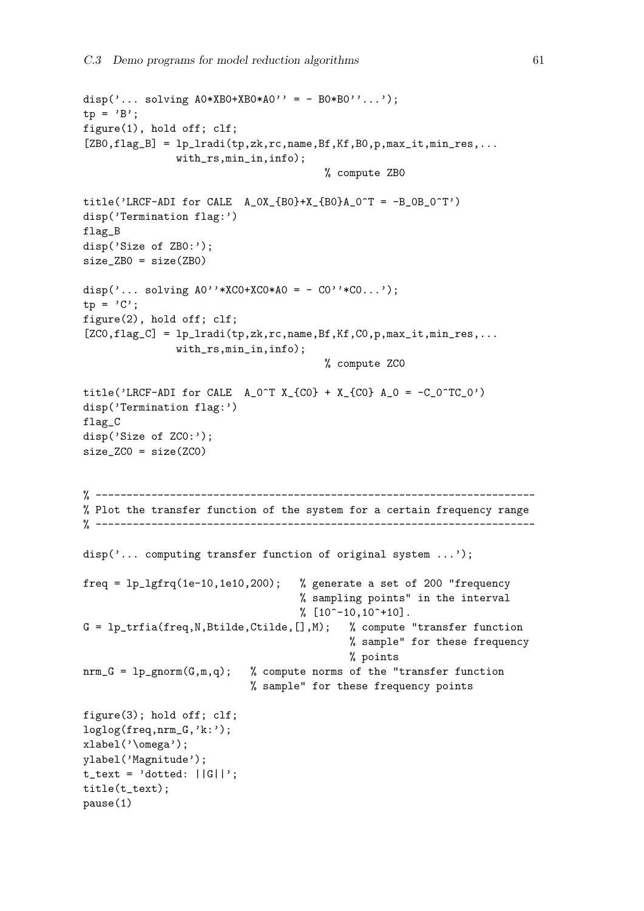```
disp('... solving A0*XB0+XB0*A0'' = - B0*B0''...');
tp = 'B';
figure(1), hold off; clf;
[ZB0,flag_B] = lp_lradi(tp,zk,rc,name,Bf,Kf,B0,p,max_it,min_res,...
               with_rs,min_in,info);
                                   % compute ZB0

title('LRCF-ADI for CALE  A_0X_{B0}+X_{B0}A_0^T = -B_0B_0^T')
disp('Termination flag:')
flag_B
disp('Size of ZB0:');
size_ZB0 = size(ZB0)

disp('... solving A0''*XC0+XC0*A0 = - C0''*C0...');
tp = 'C';
figure(2), hold off; clf;
[ZC0,flag_C] = lp_lradi(tp,zk,rc,name,Bf,Kf,C0,p,max_it,min_res,...
               with_rs,min_in,info);
                                   % compute ZC0

title('LRCF-ADI for CALE  A_0^T X_{C0} + X_{C0} A_0 = -C_0^TC_0')
disp('Termination flag:')
flag_C
disp('Size of ZC0:');
size_ZC0 = size(ZC0)


% ----------------------------------------------------------------------
% Plot the transfer function of the system for a certain frequency range
% ----------------------------------------------------------------------

disp('... computing transfer function of original system ...');

freq = lp_lgfrq(1e-10,1e10,200);   % generate a set of 200 "frequency
                                   % sampling points" in the interval
                                   % [10^-10,10^+10].
G = lp_trfia(freq,N,Btilde,Ctilde,[],M);   % compute "transfer function
                                           % sample" for these frequency
                                           % points
nrm_G = lp_gnorm(G,m,q);   % compute norms of the "transfer function
                           % sample" for these frequency points

figure(3); hold off; clf;
loglog(freq,nrm_G,'k:');
xlabel('\omega');
ylabel('Magnitude');
t_text = 'dotted: ||G||';
title(t_text);
pause(1)
```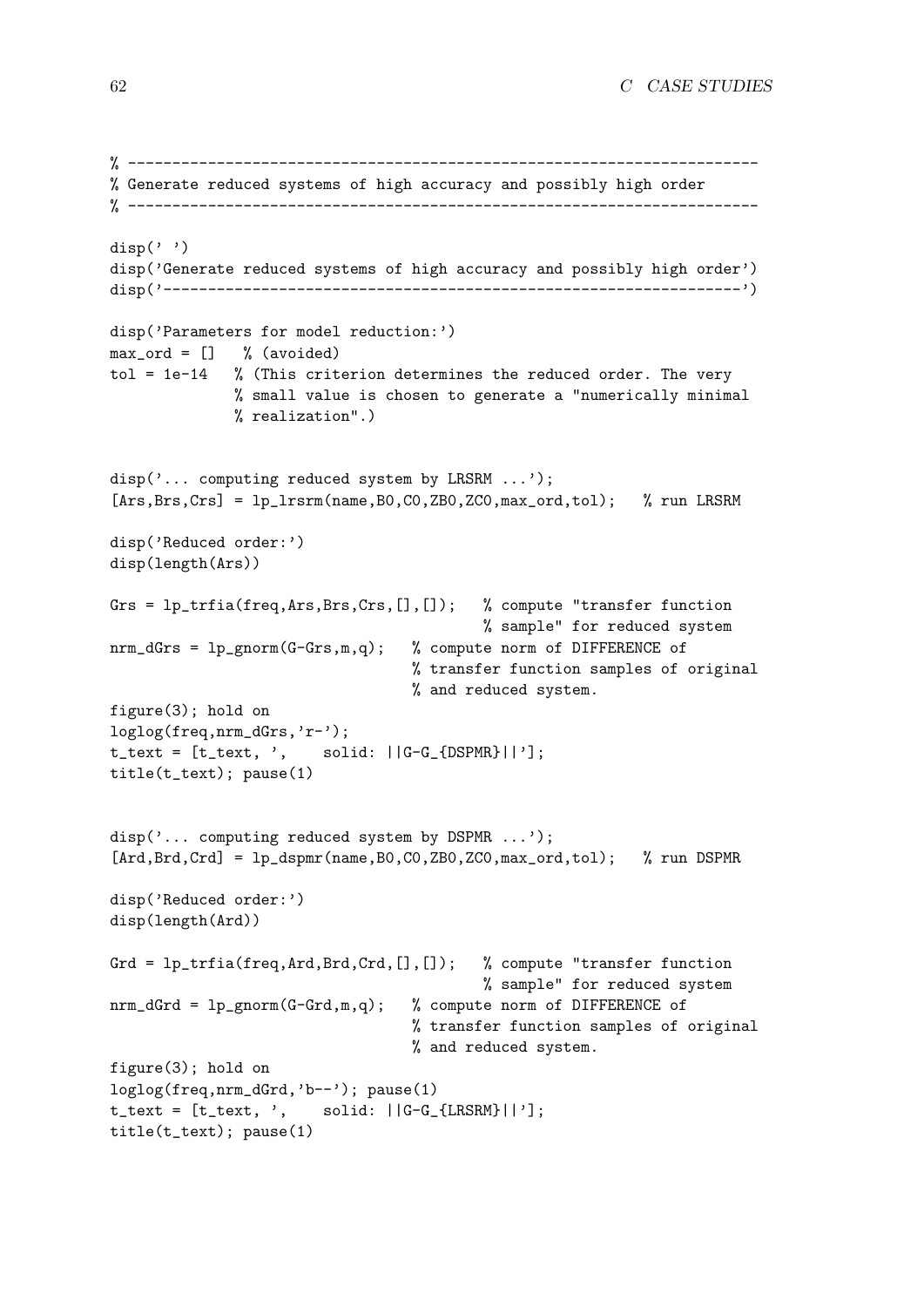```
% ----------------------------------------------------------------------
% Generate reduced systems of high accuracy and possibly high order
% ----------------------------------------------------------------------

disp(' ')
disp('Generate reduced systems of high accuracy and possibly high order')
disp('-----------------------------------------------------------------')

disp('Parameters for model reduction:')
max_ord = []   % (avoided)
tol = 1e-14   % (This criterion determines the reduced order. The very
              % small value is chosen to generate a "numerically minimal
              % realization".)


disp('... computing reduced system by LRSRM ...');
[Ars,Brs,Crs] = lp_lrsrm(name,B0,C0,ZB0,ZC0,max_ord,tol);   % run LRSRM

disp('Reduced order:')
disp(length(Ars))

Grs = lp_trfia(freq,Ars,Brs,Crs,[],[]);   % compute "transfer function
                                          % sample" for reduced system
nrm_dGrs = lp_gnorm(G-Grs,m,q);   % compute norm of DIFFERENCE of
                                  % transfer function samples of original
                                  % and reduced system.
figure(3); hold on
loglog(freq,nrm_dGrs,'r-');
t_text = [t_text, ',    solid: ||G-G_{DSPMR}||'];
title(t_text); pause(1)


disp('... computing reduced system by DSPMR ...');
[Ard,Brd,Crd] = lp_dspmr(name,B0,C0,ZB0,ZC0,max_ord,tol);   % run DSPMR

disp('Reduced order:')
disp(length(Ard))

Grd = lp_trfia(freq,Ard,Brd,Crd,[],[]);   % compute "transfer function
                                          % sample" for reduced system
nrm_dGrd = lp_gnorm(G-Grd,m,q);   % compute norm of DIFFERENCE of
                                  % transfer function samples of original
                                  % and reduced system.
figure(3); hold on
loglog(freq,nrm_dGrd,'b--'); pause(1)
t_text = [t_text, ',    solid: ||G-G_{LRSRM}||'];
title(t_text); pause(1)
```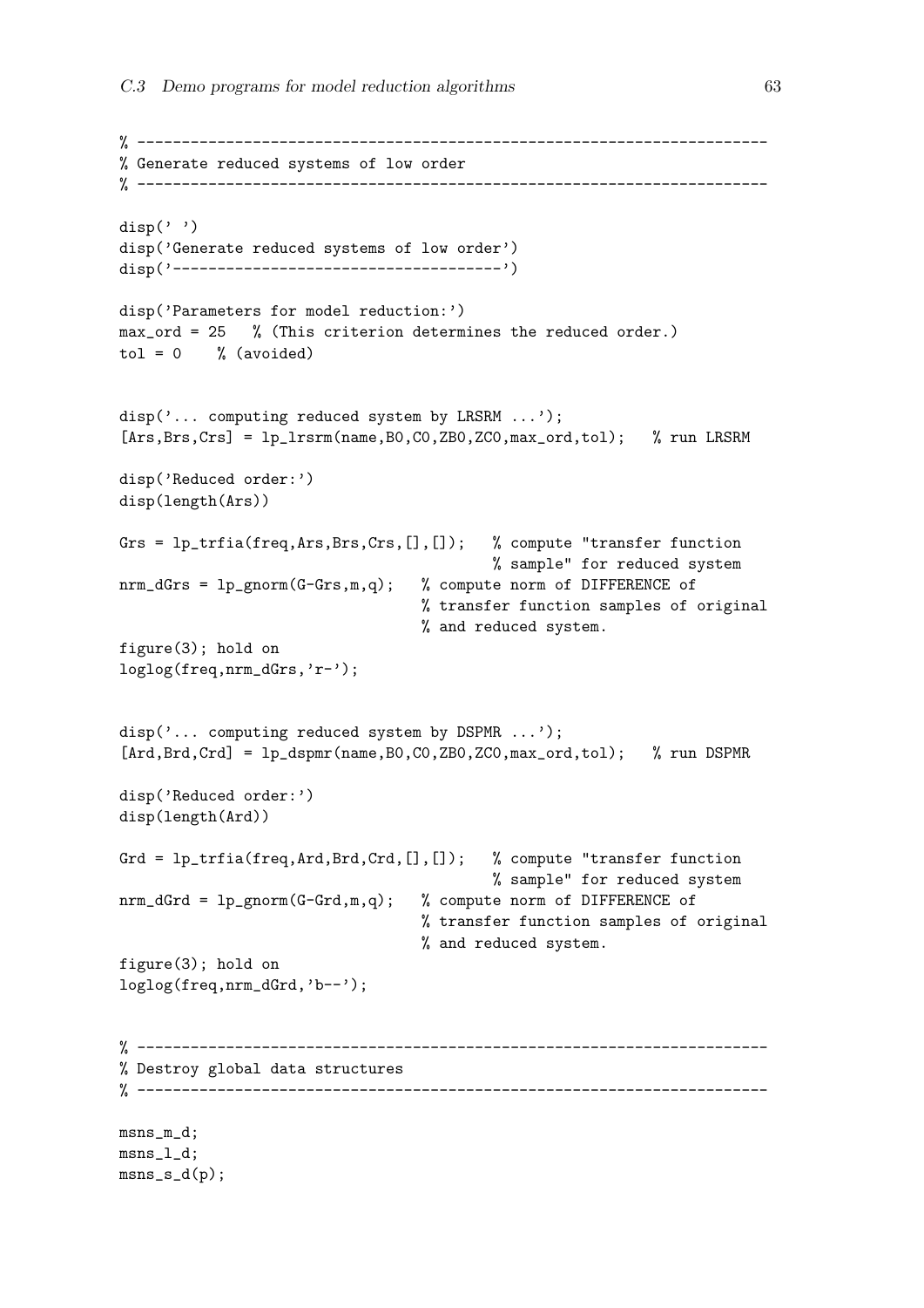```
% ----------------------------------------------------------------------
% Generate reduced systems of low order
% ----------------------------------------------------------------------

disp(' ')
disp('Generate reduced systems of low order')
disp('-------------------------------------')

disp('Parameters for model reduction:')
max_ord = 25   % (This criterion determines the reduced order.)
tol = 0    % (avoided)


disp('... computing reduced system by LRSRM ...');
[Ars,Brs,Crs] = lp_lrsrm(name,B0,C0,ZB0,ZC0,max_ord,tol);   % run LRSRM

disp('Reduced order:')
disp(length(Ars))

Grs = lp_trfia(freq,Ars,Brs,Crs,[],[]);   % compute "transfer function
                                          % sample" for reduced system
nrm_dGrs = lp_gnorm(G-Grs,m,q);   % compute norm of DIFFERENCE of
                                  % transfer function samples of original
                                  % and reduced system.
figure(3); hold on
loglog(freq,nrm_dGrs,'r-');


disp('... computing reduced system by DSPMR ...');
[Ard,Brd,Crd] = lp_dspmr(name,B0,C0,ZB0,ZC0,max_ord,tol);   % run DSPMR

disp('Reduced order:')
disp(length(Ard))

Grd = lp_trfia(freq,Ard,Brd,Crd,[],[]);   % compute "transfer function
                                          % sample" for reduced system
nrm_dGrd = lp_gnorm(G-Grd,m,q);   % compute norm of DIFFERENCE of
                                  % transfer function samples of original
                                  % and reduced system.
figure(3); hold on
loglog(freq,nrm_dGrd,'b--');


% ----------------------------------------------------------------------
% Destroy global data structures
% ----------------------------------------------------------------------

msns_m_d;
msns_l_d;
msns_s_d(p);
```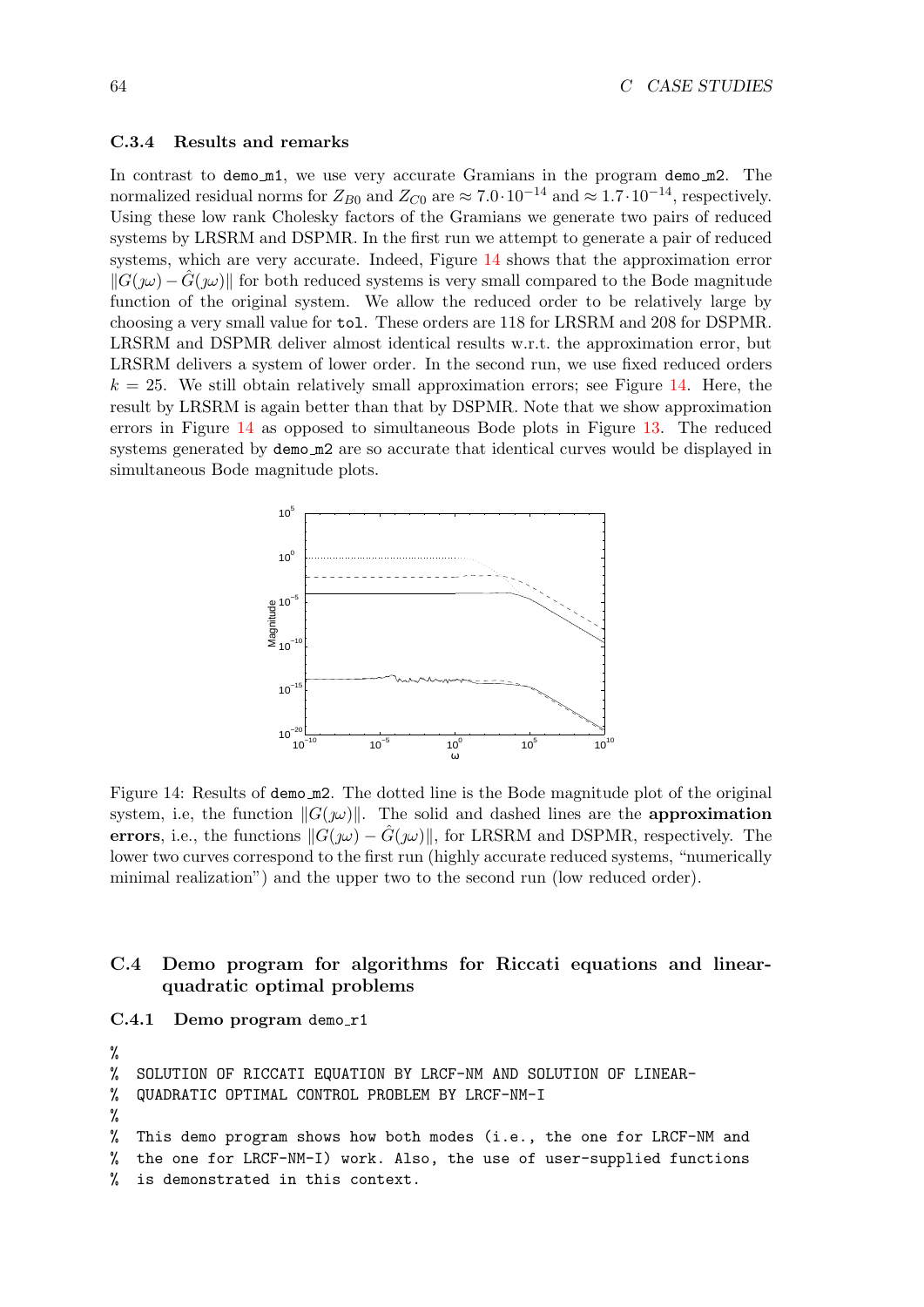### C.3.4 Results and remarks

In contrast to demo_m1, we use very accurate Gramians in the program demo_m2. The normalized residual norms for $Z_{B0}$ and $Z_{C0}$ are $\approx 7.0 \cdot 10^{-14}$ and $\approx 1.7 \cdot 10^{-14}$, respectively. Using these low rank Cholesky factors of the Gramians we generate two pairs of reduced systems by LRSRM and DSPMR. In the first run we attempt to generate a pair of reduced systems, which are very accurate. Indeed, Figure 14 shows that the approximation error $\|G(\jmath\omega) - \hat{G}(\jmath\omega)\|$ for both reduced systems is very small compared to the Bode magnitude function of the original system. We allow the reduced order to be relatively large by choosing a very small value for `tol`. These orders are 118 for LRSRM and 208 for DSPMR. LRSRM and DSPMR deliver almost identical results w.r.t. the approximation error, but LRSRM delivers a system of lower order. In the second run, we use fixed reduced orders $k = 25$. We still obtain relatively small approximation errors; see Figure 14. Here, the result by LRSRM is again better than that by DSPMR. Note that we show approximation errors in Figure 14 as opposed to simultaneous Bode plots in Figure 13. The reduced systems generated by demo_m2 are so accurate that identical curves would be displayed in simultaneous Bode magnitude plots.

Figure 14: Results of demo_m2. The dotted line is the Bode magnitude plot of the original system, i.e, the function $\|G(\jmath\omega)\|$. The solid and dashed lines are the **approximation errors**, i.e., the functions $\|G(\jmath\omega) - \hat{G}(\jmath\omega)\|$, for LRSRM and DSPMR, respectively. The lower two curves correspond to the first run (highly accurate reduced systems, "numerically minimal realization") and the upper two to the second run (low reduced order).

## C.4 Demo program for algorithms for Riccati equations and linear-quadratic optimal problems

### C.4.1 Demo program demo_r1

```
%
%  SOLUTION OF RICCATI EQUATION BY LRCF-NM AND SOLUTION OF LINEAR-
%  QUADRATIC OPTIMAL CONTROL PROBLEM BY LRCF-NM-I
%
%  This demo program shows how both modes (i.e., the one for LRCF-NM and
%  the one for LRCF-NM-I) work. Also, the use of user-supplied functions
%  is demonstrated in this context.
```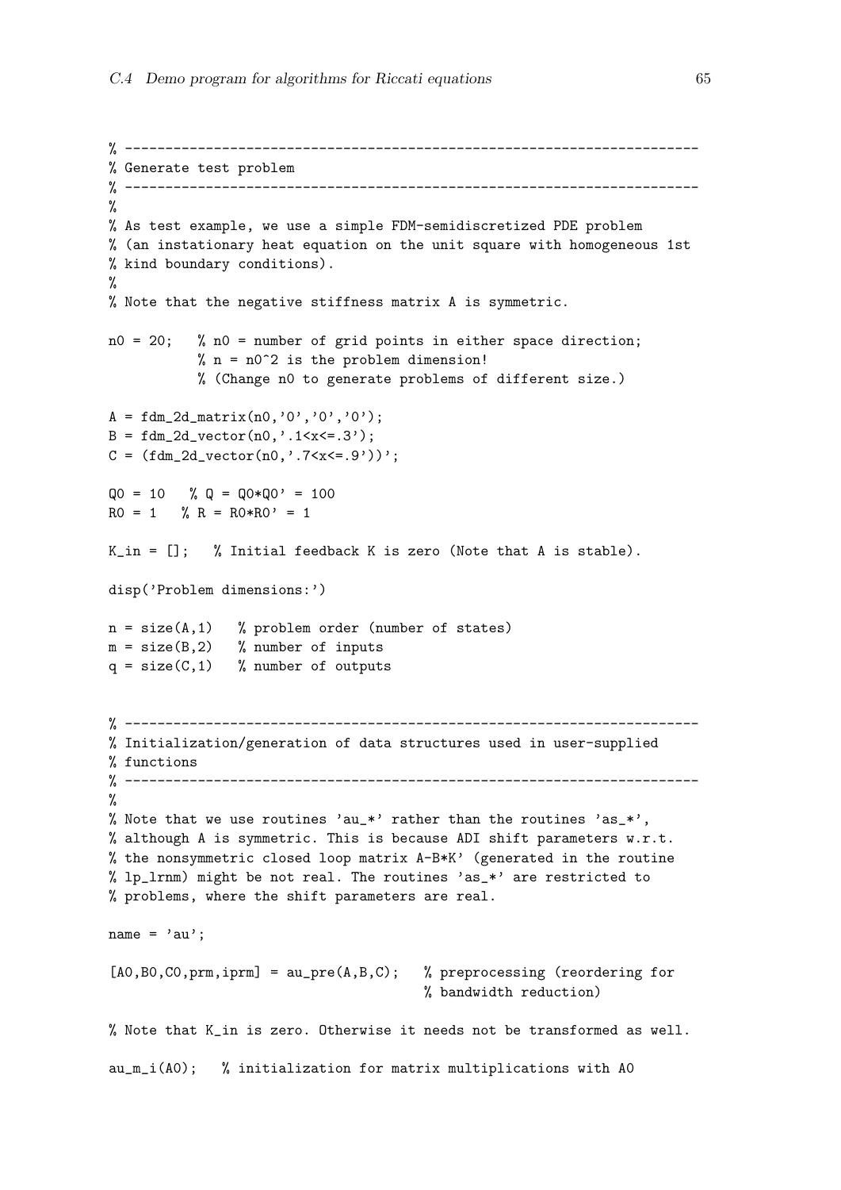```
% ----------------------------------------------------------------------
% Generate test problem
% ----------------------------------------------------------------------
%
% As test example, we use a simple FDM-semidiscretized PDE problem
% (an instationary heat equation on the unit square with homogeneous 1st
% kind boundary conditions).
%
% Note that the negative stiffness matrix A is symmetric.

n0 = 20;   % n0 = number of grid points in either space direction;
           % n = n0^2 is the problem dimension!
           % (Change n0 to generate problems of different size.)

A = fdm_2d_matrix(n0,'0','0','0');
B = fdm_2d_vector(n0,'.1<x<=.3');
C = (fdm_2d_vector(n0,'.7<x<=.9'))';

Q0 = 10   % Q = Q0*Q0' = 100
R0 = 1   % R = R0*R0' = 1

K_in = [];   % Initial feedback K is zero (Note that A is stable).

disp('Problem dimensions:')

n = size(A,1)   % problem order (number of states)
m = size(B,2)   % number of inputs
q = size(C,1)   % number of outputs


% ----------------------------------------------------------------------
% Initialization/generation of data structures used in user-supplied
% functions
% ----------------------------------------------------------------------
%
% Note that we use routines 'au_*' rather than the routines 'as_*',
% although A is symmetric. This is because ADI shift parameters w.r.t.
% the nonsymmetric closed loop matrix A-B*K' (generated in the routine
% lp_lrnm) might be not real. The routines 'as_*' are restricted to
% problems, where the shift parameters are real.

name = 'au';

[A0,B0,C0,prm,iprm] = au_pre(A,B,C);   % preprocessing (reordering for
                                       % bandwidth reduction)

% Note that K_in is zero. Otherwise it needs not be transformed as well.

au_m_i(A0);   % initialization for matrix multiplications with A0
```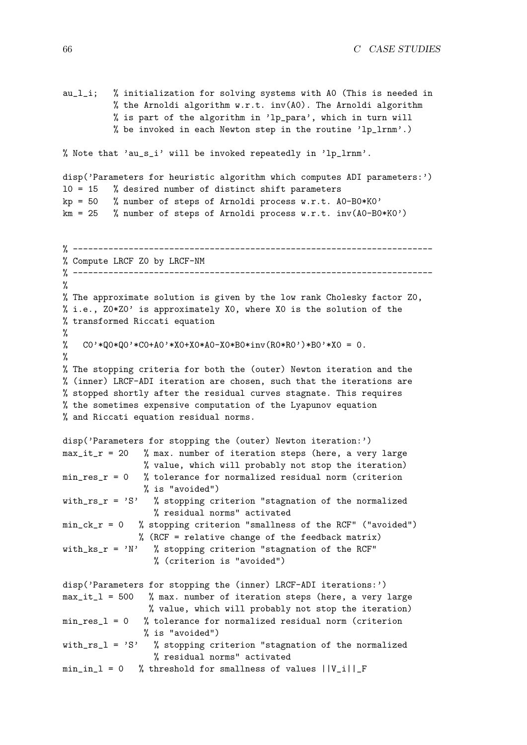```
au_l_i;   % initialization for solving systems with A0 (This is needed in
          % the Arnoldi algorithm w.r.t. inv(A0). The Arnoldi algorithm
          % is part of the algorithm in 'lp_para', which in turn will
          % be invoked in each Newton step in the routine 'lp_lrnm'.)

% Note that 'au_s_i' will be invoked repeatedly in 'lp_lrnm'.

disp('Parameters for heuristic algorithm which computes ADI parameters:')
l0 = 15   % desired number of distinct shift parameters
kp = 50   % number of steps of Arnoldi process w.r.t. A0-B0*K0'
km = 25   % number of steps of Arnoldi process w.r.t. inv(A0-B0*K0')


% -----------------------------------------------------------------------
% Compute LRCF Z0 by LRCF-NM
% -----------------------------------------------------------------------
%
% The approximate solution is given by the low rank Cholesky factor Z0,
% i.e., Z0*Z0' is approximately X0, where X0 is the solution of the
% transformed Riccati equation
%
%   C0'*Q0*Q0'*C0+A0'*X0+X0*A0-X0*B0*inv(R0*R0')*B0'*X0 = 0.
%
% The stopping criteria for both the (outer) Newton iteration and the
% (inner) LRCF-ADI iteration are chosen, such that the iterations are
% stopped shortly after the residual curves stagnate. This requires
% the sometimes expensive computation of the Lyapunov equation
% and Riccati equation residual norms.

disp('Parameters for stopping the (outer) Newton iteration:')
max_it_r = 20   % max. number of iteration steps (here, a very large
                % value, which will probably not stop the iteration)
min_res_r = 0   % tolerance for normalized residual norm (criterion
                % is "avoided")
with_rs_r = 'S'   % stopping criterion "stagnation of the normalized
                  % residual norms" activated
min_ck_r = 0   % stopping criterion "smallness of the RCF" ("avoided")
               % (RCF = relative change of the feedback matrix)
with_ks_r = 'N'   % stopping criterion "stagnation of the RCF"
                  % (criterion is "avoided")

disp('Parameters for stopping the (inner) LRCF-ADI iterations:')
max_it_l = 500   % max. number of iteration steps (here, a very large
                 % value, which will probably not stop the iteration)
min_res_l = 0   % tolerance for normalized residual norm (criterion
                % is "avoided")
with_rs_l = 'S'   % stopping criterion "stagnation of the normalized
                  % residual norms" activated
min_in_l = 0   % threshold for smallness of values ||V_i||_F
```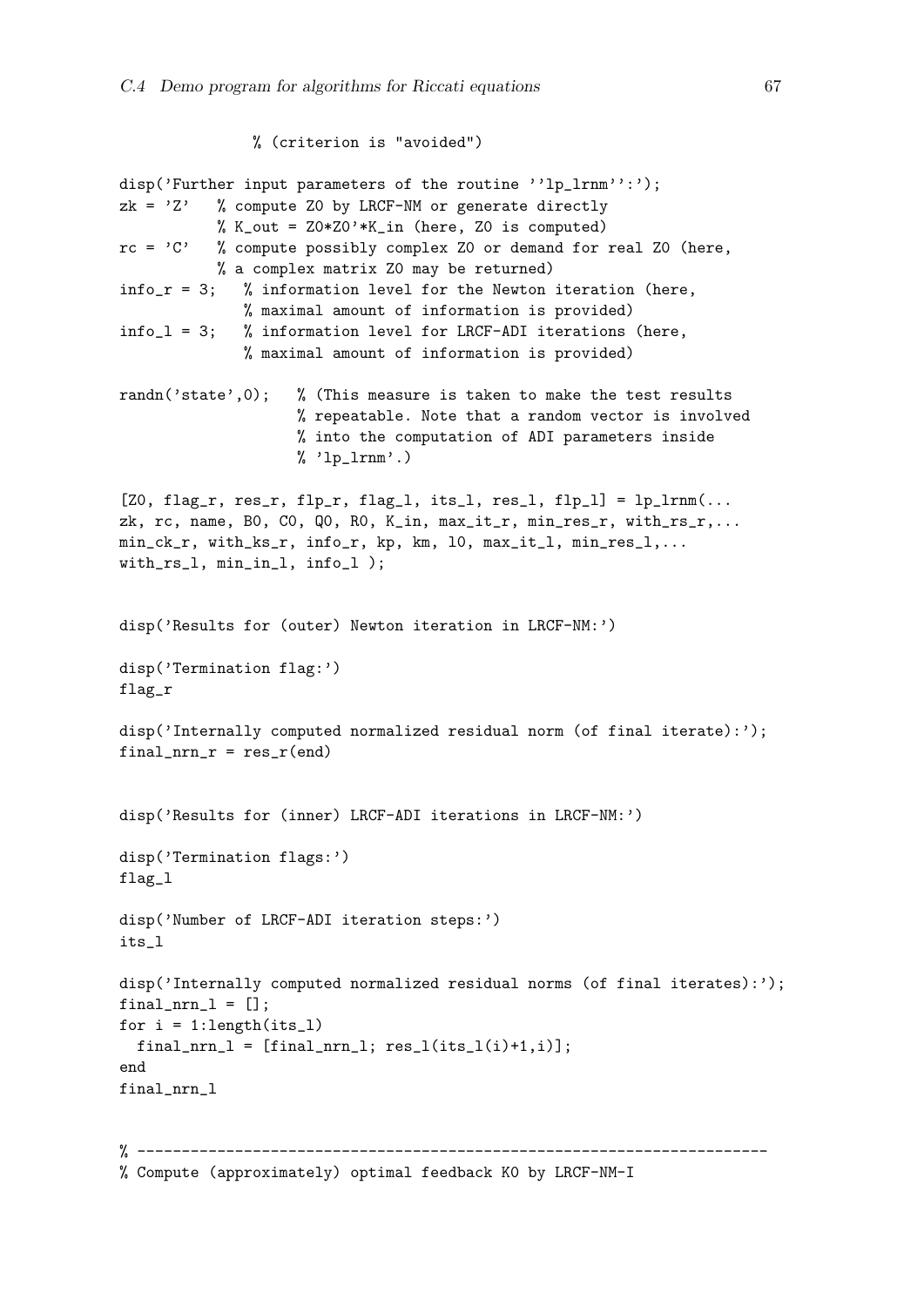```
              % (criterion is "avoided")

disp('Further input parameters of the routine ''lp_lrnm'':');
zk = 'Z'   % compute Z0 by LRCF-NM or generate directly
           % K_out = Z0*Z0'*K_in (here, Z0 is computed)
rc = 'C'   % compute possibly complex Z0 or demand for real Z0 (here,
           % a complex matrix Z0 may be returned)
info_r = 3;   % information level for the Newton iteration (here,
              % maximal amount of information is provided)
info_l = 3;   % information level for LRCF-ADI iterations (here,
              % maximal amount of information is provided)

randn('state',0);   % (This measure is taken to make the test results
                    % repeatable. Note that a random vector is involved
                    % into the computation of ADI parameters inside
                    % 'lp_lrnm'.)

[Z0, flag_r, res_r, flp_r, flag_l, its_l, res_l, flp_l] = lp_lrnm(...
zk, rc, name, B0, C0, Q0, R0, K_in, max_it_r, min_res_r, with_rs_r,...
min_ck_r, with_ks_r, info_r, kp, km, l0, max_it_l, min_res_l,...
with_rs_l, min_in_l, info_l );


disp('Results for (outer) Newton iteration in LRCF-NM:')

disp('Termination flag:')
flag_r

disp('Internally computed normalized residual norm (of final iterate):');
final_nrn_r = res_r(end)


disp('Results for (inner) LRCF-ADI iterations in LRCF-NM:')

disp('Termination flags:')
flag_l

disp('Number of LRCF-ADI iteration steps:')
its_l

disp('Internally computed normalized residual norms (of final iterates):');
final_nrn_l = [];
for i = 1:length(its_l)
  final_nrn_l = [final_nrn_l; res_l(its_l(i)+1,i)];
end
final_nrn_l


% -----------------------------------------------------------------------
% Compute (approximately) optimal feedback K0 by LRCF-NM-I
```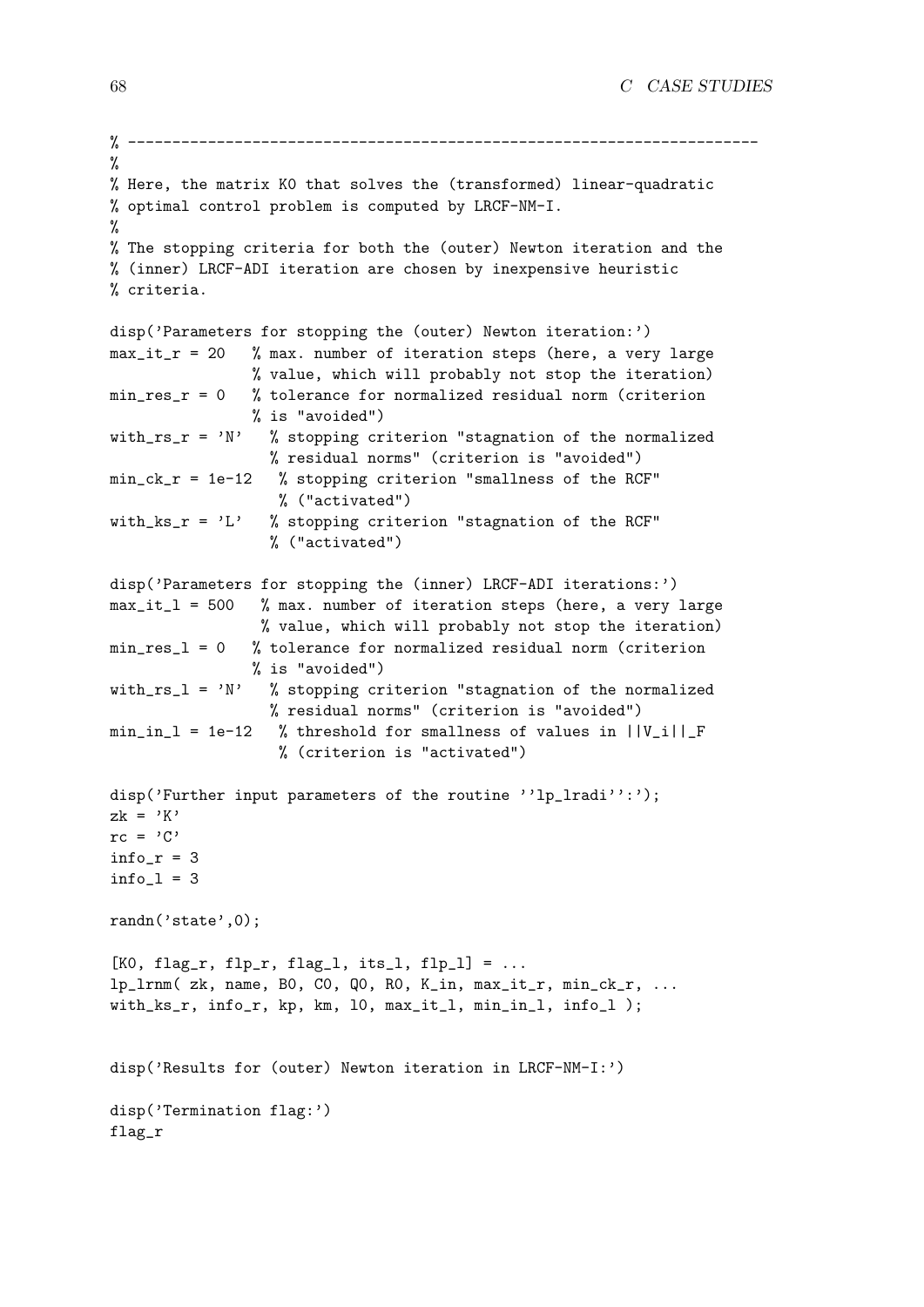```
% -----------------------------------------------------------------------
%
% Here, the matrix K0 that solves the (transformed) linear-quadratic
% optimal control problem is computed by LRCF-NM-I.
%
% The stopping criteria for both the (outer) Newton iteration and the
% (inner) LRCF-ADI iteration are chosen by inexpensive heuristic
% criteria.

disp('Parameters for stopping the (outer) Newton iteration:')
max_it_r = 20   % max. number of iteration steps (here, a very large
                % value, which will probably not stop the iteration)
min_res_r = 0   % tolerance for normalized residual norm (criterion
                % is "avoided")
with_rs_r = 'N'   % stopping criterion "stagnation of the normalized
                  % residual norms" (criterion is "avoided")
min_ck_r = 1e-12   % stopping criterion "smallness of the RCF"
                   % ("activated")
with_ks_r = 'L'   % stopping criterion "stagnation of the RCF"
                  % ("activated")

disp('Parameters for stopping the (inner) LRCF-ADI iterations:')
max_it_l = 500   % max. number of iteration steps (here, a very large
                 % value, which will probably not stop the iteration)
min_res_l = 0   % tolerance for normalized residual norm (criterion
                % is "avoided")
with_rs_l = 'N'   % stopping criterion "stagnation of the normalized
                  % residual norms" (criterion is "avoided")
min_in_l = 1e-12   % threshold for smallness of values in ||V_i||_F
                   % (criterion is "activated")

disp('Further input parameters of the routine ''lp_lradi'':');
zk = 'K'
rc = 'C'
info_r = 3
info_l = 3

randn('state',0);

[K0, flag_r, flp_r, flag_l, its_l, flp_l] = ...
lp_lrnm( zk, name, B0, C0, Q0, R0, K_in, max_it_r, min_ck_r, ...
with_ks_r, info_r, kp, km, l0, max_it_l, min_in_l, info_l );


disp('Results for (outer) Newton iteration in LRCF-NM-I:')

disp('Termination flag:')
flag_r
```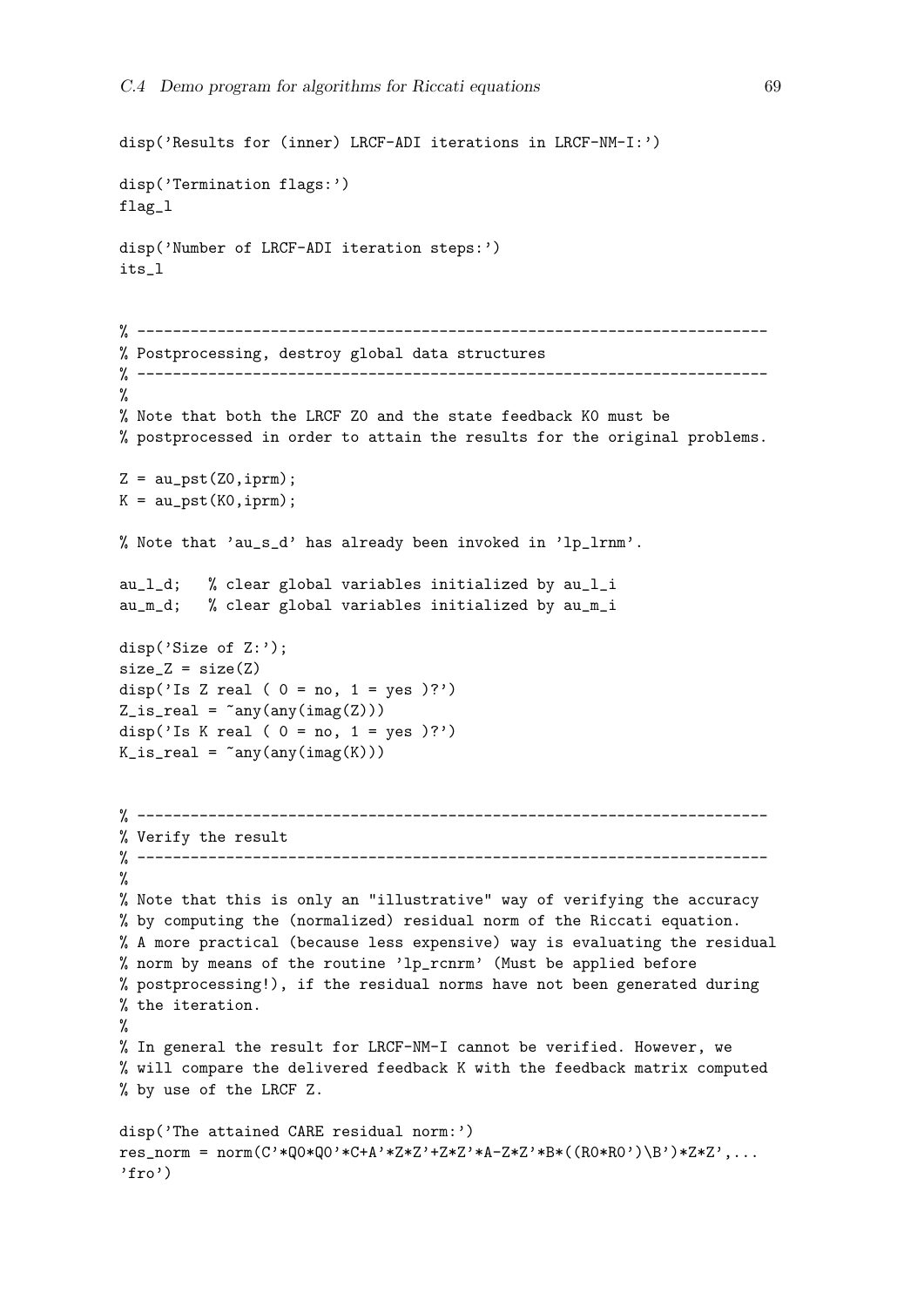```
disp('Results for (inner) LRCF-ADI iterations in LRCF-NM-I:')

disp('Termination flags:')
flag_l

disp('Number of LRCF-ADI iteration steps:')
its_l


% -----------------------------------------------------------------------
% Postprocessing, destroy global data structures
% -----------------------------------------------------------------------
%
% Note that both the LRCF Z0 and the state feedback K0 must be
% postprocessed in order to attain the results for the original problems.

Z = au_pst(Z0,iprm);
K = au_pst(K0,iprm);

% Note that 'au_s_d' has already been invoked in 'lp_lrnm'.

au_l_d;   % clear global variables initialized by au_l_i
au_m_d;   % clear global variables initialized by au_m_i

disp('Size of Z:');
size_Z = size(Z)
disp('Is Z real ( 0 = no, 1 = yes )?')
Z_is_real = ~any(any(imag(Z)))
disp('Is K real ( 0 = no, 1 = yes )?')
K_is_real = ~any(any(imag(K)))


% -----------------------------------------------------------------------
% Verify the result
% -----------------------------------------------------------------------
%
% Note that this is only an "illustrative" way of verifying the accuracy
% by computing the (normalized) residual norm of the Riccati equation.
% A more practical (because less expensive) way is evaluating the residual
% norm by means of the routine 'lp_rcnrm' (Must be applied before
% postprocessing!), if the residual norms have not been generated during
% the iteration.
%
% In general the result for LRCF-NM-I cannot be verified. However, we
% will compare the delivered feedback K with the feedback matrix computed
% by use of the LRCF Z.

disp('The attained CARE residual norm:')
res_norm = norm(C'*Q0*Q0'*C+A'*Z*Z'+Z*Z'*A-Z*Z'*B*((R0*R0')\B')*Z*Z',...
'fro')
```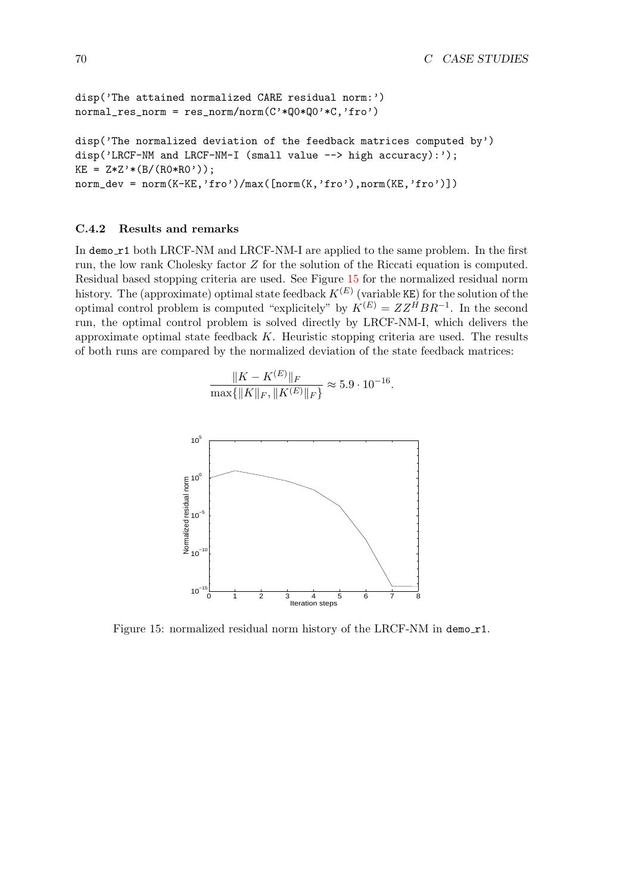```
disp('The attained normalized CARE residual norm:')
normal_res_norm = res_norm/norm(C'*Q0*Q0'*C,'fro')

disp('The normalized deviation of the feedback matrices computed by')
disp('LRCF-NM and LRCF-NM-I (small value --> high accuracy):');
KE = Z*Z'*(B/(R0*R0'));
norm_dev = norm(K-KE,'fro')/max([norm(K,'fro'),norm(KE,'fro')])
```

### C.4.2 Results and remarks

In demo_r1 both LRCF-NM and LRCF-NM-I are applied to the same problem. In the first run, the low rank Cholesky factor $Z$ for the solution of the Riccati equation is computed. Residual based stopping criteria are used. See Figure 15 for the normalized residual norm history. The (approximate) optimal state feedback $K^{(E)}$ (variable KE) for the solution of the optimal control problem is computed "explicitely" by $K^{(E)} = ZZ^H BR^{-1}$. In the second run, the optimal control problem is solved directly by LRCF-NM-I, which delivers the approximate optimal state feedback $K$. Heuristic stopping criteria are used. The results of both runs are compared by the normalized deviation of the state feedback matrices:

$$\frac{\|K - K^{(E)}\|_F}{\max\{\|K\|_F, \|K^{(E)}\|_F\}} \approx 5.9 \cdot 10^{-16}.$$

Figure 15: normalized residual norm history of the LRCF-NM in demo_r1.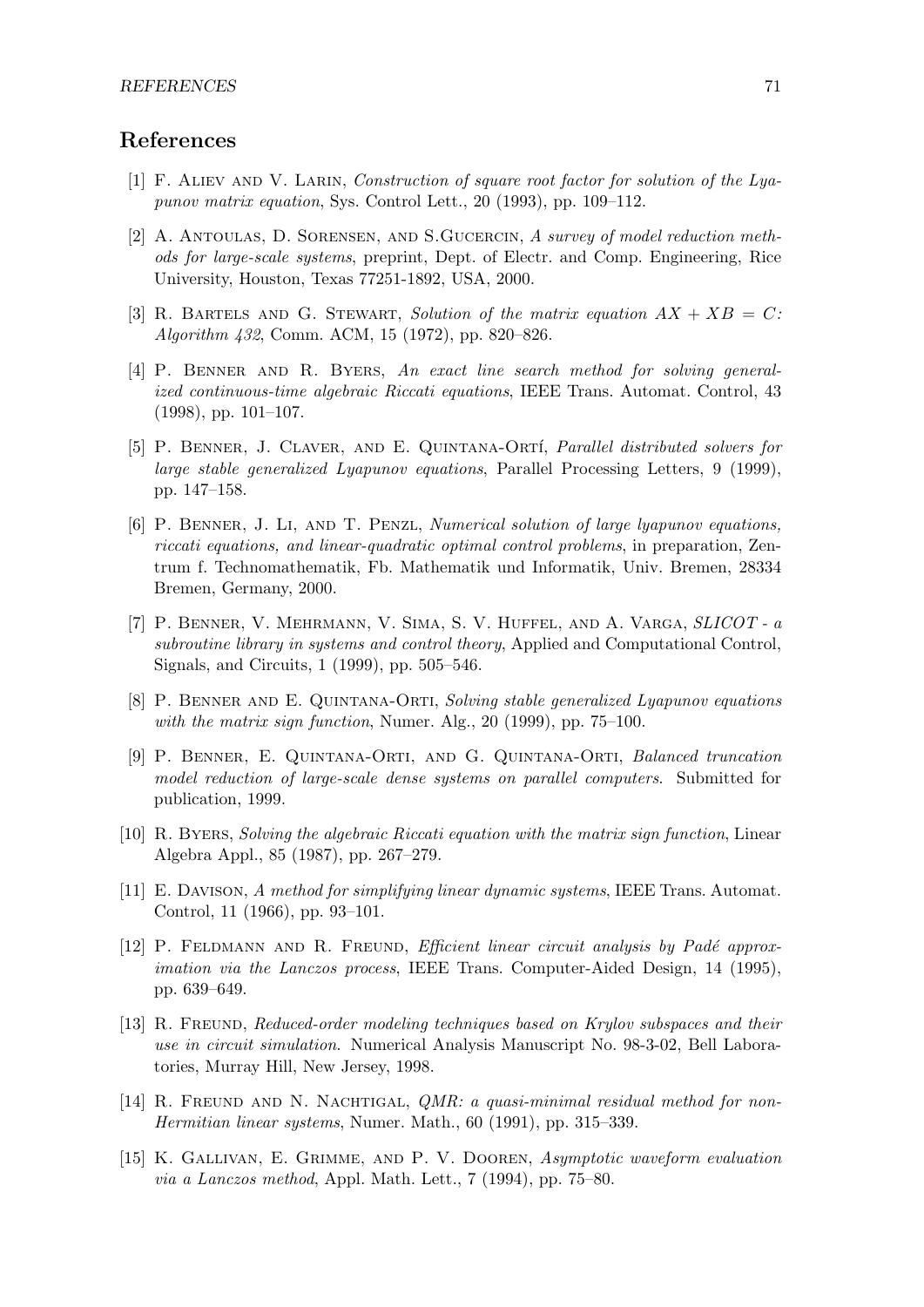## References

[1] F. Aliev and V. Larin, *Construction of square root factor for solution of the Lyapunov matrix equation*, Sys. Control Lett., 20 (1993), pp. 109–112.

[2] A. Antoulas, D. Sorensen, and S.Gucercin, *A survey of model reduction methods for large-scale systems*, preprint, Dept. of Electr. and Comp. Engineering, Rice University, Houston, Texas 77251-1892, USA, 2000.

[3] R. Bartels and G. Stewart, *Solution of the matrix equation $AX + XB = C$: Algorithm 432*, Comm. ACM, 15 (1972), pp. 820–826.

[4] P. Benner and R. Byers, *An exact line search method for solving generalized continuous-time algebraic Riccati equations*, IEEE Trans. Automat. Control, 43 (1998), pp. 101–107.

[5] P. Benner, J. Claver, and E. Quintana-Ortí, *Parallel distributed solvers for large stable generalized Lyapunov equations*, Parallel Processing Letters, 9 (1999), pp. 147–158.

[6] P. Benner, J. Li, and T. Penzl, *Numerical solution of large lyapunov equations, riccati equations, and linear-quadratic optimal control problems*, in preparation, Zentrum f. Technomathematik, Fb. Mathematik und Informatik, Univ. Bremen, 28334 Bremen, Germany, 2000.

[7] P. Benner, V. Mehrmann, V. Sima, S. V. Huffel, and A. Varga, *SLICOT - a subroutine library in systems and control theory*, Applied and Computational Control, Signals, and Circuits, 1 (1999), pp. 505–546.

[8] P. Benner and E. Quintana-Orti, *Solving stable generalized Lyapunov equations with the matrix sign function*, Numer. Alg., 20 (1999), pp. 75–100.

[9] P. Benner, E. Quintana-Orti, and G. Quintana-Orti, *Balanced truncation model reduction of large-scale dense systems on parallel computers*. Submitted for publication, 1999.

[10] R. Byers, *Solving the algebraic Riccati equation with the matrix sign function*, Linear Algebra Appl., 85 (1987), pp. 267–279.

[11] E. Davison, *A method for simplifying linear dynamic systems*, IEEE Trans. Automat. Control, 11 (1966), pp. 93–101.

[12] P. Feldmann and R. Freund, *Efficient linear circuit analysis by Padé approximation via the Lanczos process*, IEEE Trans. Computer-Aided Design, 14 (1995), pp. 639–649.

[13] R. Freund, *Reduced-order modeling techniques based on Krylov subspaces and their use in circuit simulation*. Numerical Analysis Manuscript No. 98-3-02, Bell Laboratories, Murray Hill, New Jersey, 1998.

[14] R. Freund and N. Nachtigal, *QMR: a quasi-minimal residual method for non-Hermitian linear systems*, Numer. Math., 60 (1991), pp. 315–339.

[15] K. Gallivan, E. Grimme, and P. V. Dooren, *Asymptotic waveform evaluation via a Lanczos method*, Appl. Math. Lett., 7 (1994), pp. 75–80.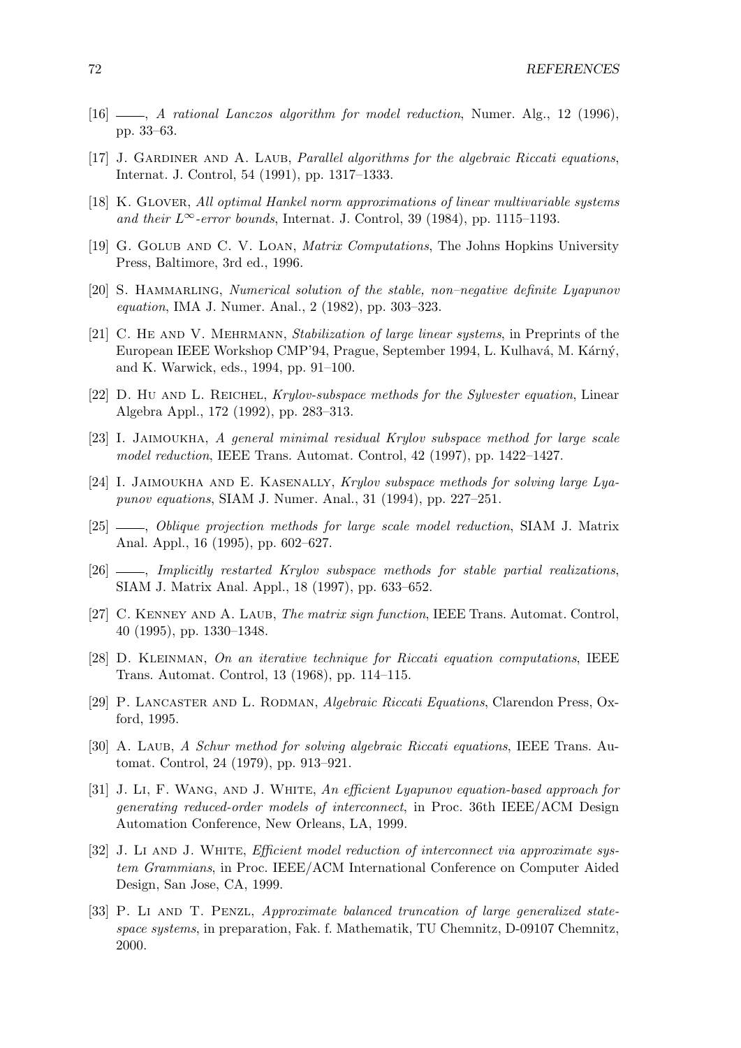[16] ——, *A rational Lanczos algorithm for model reduction*, Numer. Alg., 12 (1996), pp. 33–63.

[17] J. Gardiner and A. Laub, *Parallel algorithms for the algebraic Riccati equations*, Internat. J. Control, 54 (1991), pp. 1317–1333.

[18] K. Glover, *All optimal Hankel norm approximations of linear multivariable systems and their $L^\infty$-error bounds*, Internat. J. Control, 39 (1984), pp. 1115–1193.

[19] G. Golub and C. V. Loan, *Matrix Computations*, The Johns Hopkins University Press, Baltimore, 3rd ed., 1996.

[20] S. Hammarling, *Numerical solution of the stable, non–negative definite Lyapunov equation*, IMA J. Numer. Anal., 2 (1982), pp. 303–323.

[21] C. He and V. Mehrmann, *Stabilization of large linear systems*, in Preprints of the European IEEE Workshop CMP'94, Prague, September 1994, L. Kulhavá, M. Kárný, and K. Warwick, eds., 1994, pp. 91–100.

[22] D. Hu and L. Reichel, *Krylov-subspace methods for the Sylvester equation*, Linear Algebra Appl., 172 (1992), pp. 283–313.

[23] I. Jaimoukha, *A general minimal residual Krylov subspace method for large scale model reduction*, IEEE Trans. Automat. Control, 42 (1997), pp. 1422–1427.

[24] I. Jaimoukha and E. Kasenally, *Krylov subspace methods for solving large Lyapunov equations*, SIAM J. Numer. Anal., 31 (1994), pp. 227–251.

[25] ——, *Oblique projection methods for large scale model reduction*, SIAM J. Matrix Anal. Appl., 16 (1995), pp. 602–627.

[26] ——, *Implicitly restarted Krylov subspace methods for stable partial realizations*, SIAM J. Matrix Anal. Appl., 18 (1997), pp. 633–652.

[27] C. Kenney and A. Laub, *The matrix sign function*, IEEE Trans. Automat. Control, 40 (1995), pp. 1330–1348.

[28] D. Kleinman, *On an iterative technique for Riccati equation computations*, IEEE Trans. Automat. Control, 13 (1968), pp. 114–115.

[29] P. Lancaster and L. Rodman, *Algebraic Riccati Equations*, Clarendon Press, Oxford, 1995.

[30] A. Laub, *A Schur method for solving algebraic Riccati equations*, IEEE Trans. Automat. Control, 24 (1979), pp. 913–921.

[31] J. Li, F. Wang, and J. White, *An efficient Lyapunov equation-based approach for generating reduced-order models of interconnect*, in Proc. 36th IEEE/ACM Design Automation Conference, New Orleans, LA, 1999.

[32] J. Li and J. White, *Efficient model reduction of interconnect via approximate system Grammians*, in Proc. IEEE/ACM International Conference on Computer Aided Design, San Jose, CA, 1999.

[33] P. Li and T. Penzl, *Approximate balanced truncation of large generalized state-space systems*, in preparation, Fak. f. Mathematik, TU Chemnitz, D-09107 Chemnitz, 2000.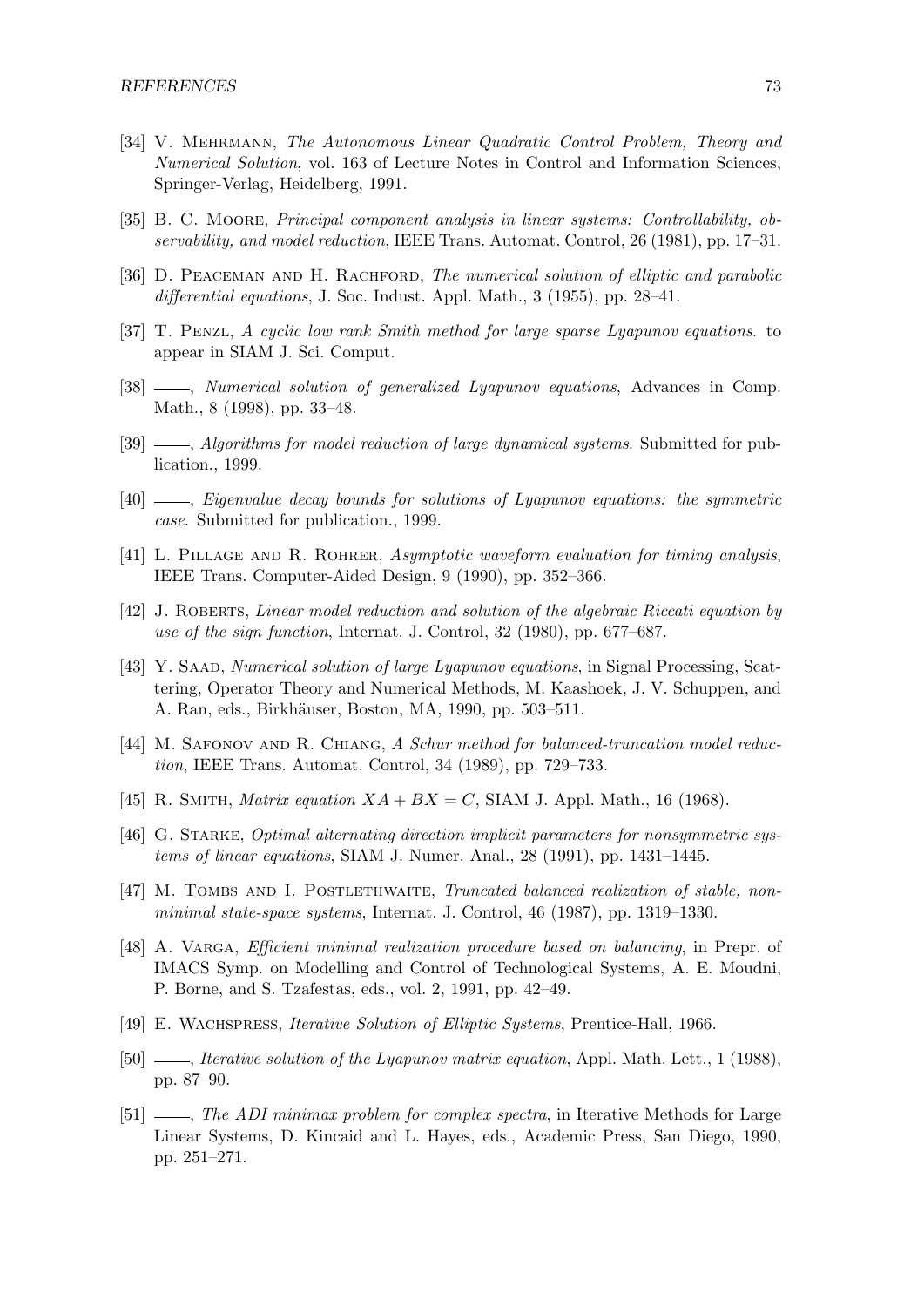[34] V. Mehrmann, *The Autonomous Linear Quadratic Control Problem, Theory and Numerical Solution*, vol. 163 of Lecture Notes in Control and Information Sciences, Springer-Verlag, Heidelberg, 1991.

[35] B. C. Moore, *Principal component analysis in linear systems: Controllability, observability, and model reduction*, IEEE Trans. Automat. Control, 26 (1981), pp. 17–31.

[36] D. Peaceman and H. Rachford, *The numerical solution of elliptic and parabolic differential equations*, J. Soc. Indust. Appl. Math., 3 (1955), pp. 28–41.

[37] T. Penzl, *A cyclic low rank Smith method for large sparse Lyapunov equations*. to appear in SIAM J. Sci. Comput.

[38] ——, *Numerical solution of generalized Lyapunov equations*, Advances in Comp. Math., 8 (1998), pp. 33–48.

[39] ——, *Algorithms for model reduction of large dynamical systems*. Submitted for publication., 1999.

[40] ——, *Eigenvalue decay bounds for solutions of Lyapunov equations: the symmetric case*. Submitted for publication., 1999.

[41] L. Pillage and R. Rohrer, *Asymptotic waveform evaluation for timing analysis*, IEEE Trans. Computer-Aided Design, 9 (1990), pp. 352–366.

[42] J. Roberts, *Linear model reduction and solution of the algebraic Riccati equation by use of the sign function*, Internat. J. Control, 32 (1980), pp. 677–687.

[43] Y. Saad, *Numerical solution of large Lyapunov equations*, in Signal Processing, Scattering, Operator Theory and Numerical Methods, M. Kaashoek, J. V. Schuppen, and A. Ran, eds., Birkhäuser, Boston, MA, 1990, pp. 503–511.

[44] M. Safonov and R. Chiang, *A Schur method for balanced-truncation model reduction*, IEEE Trans. Automat. Control, 34 (1989), pp. 729–733.

[45] R. Smith, *Matrix equation $XA + BX = C$*, SIAM J. Appl. Math., 16 (1968).

[46] G. Starke, *Optimal alternating direction implicit parameters for nonsymmetric systems of linear equations*, SIAM J. Numer. Anal., 28 (1991), pp. 1431–1445.

[47] M. Tombs and I. Postlethwaite, *Truncated balanced realization of stable, nonminimal state-space systems*, Internat. J. Control, 46 (1987), pp. 1319–1330.

[48] A. Varga, *Efficient minimal realization procedure based on balancing*, in Prepr. of IMACS Symp. on Modelling and Control of Technological Systems, A. E. Moudni, P. Borne, and S. Tzafestas, eds., vol. 2, 1991, pp. 42–49.

[49] E. Wachspress, *Iterative Solution of Elliptic Systems*, Prentice-Hall, 1966.

[50] ——, *Iterative solution of the Lyapunov matrix equation*, Appl. Math. Lett., 1 (1988), pp. 87–90.

[51] ——, *The ADI minimax problem for complex spectra*, in Iterative Methods for Large Linear Systems, D. Kincaid and L. Hayes, eds., Academic Press, San Diego, 1990, pp. 251–271.